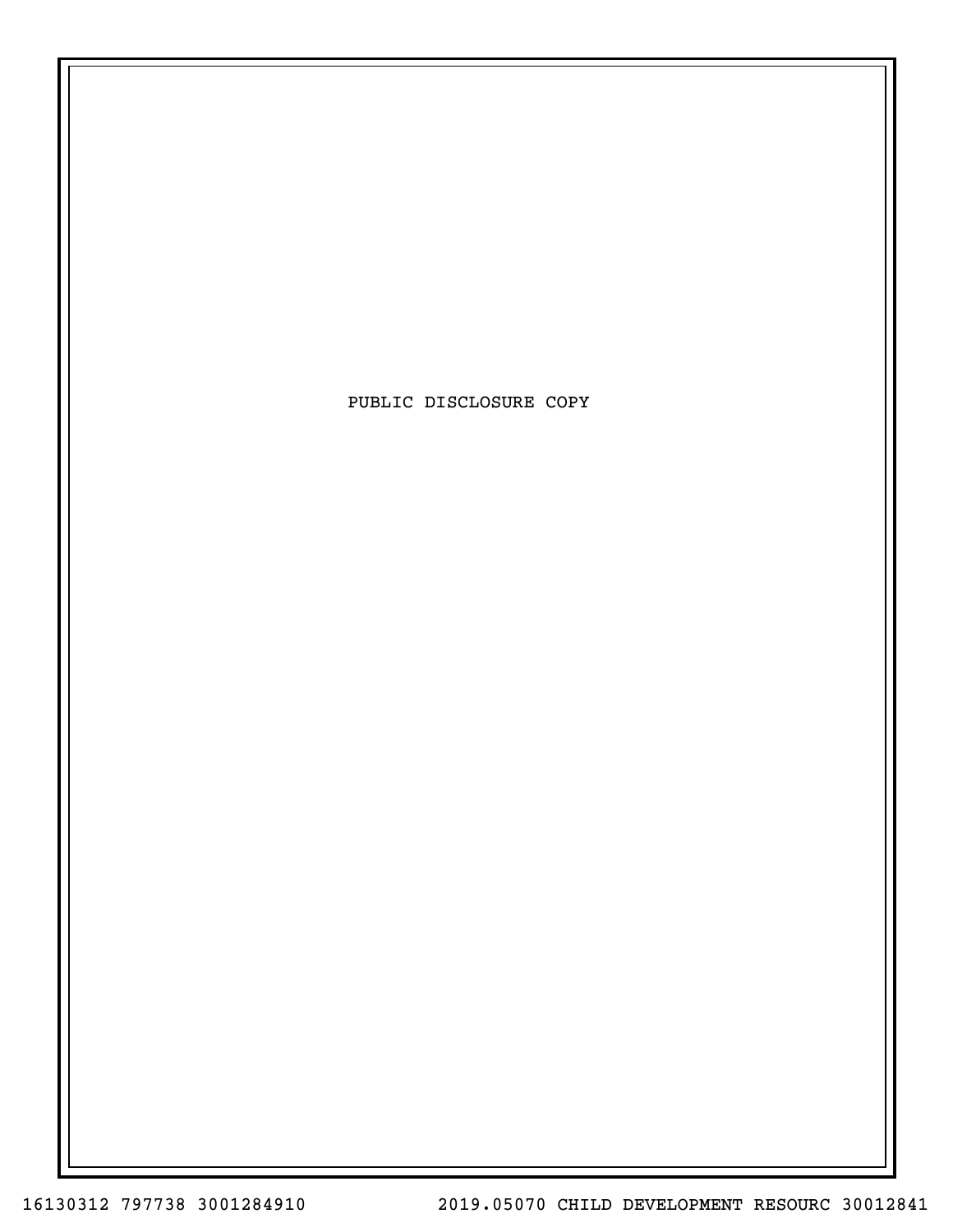PUBLIC DISCLOSURE COPY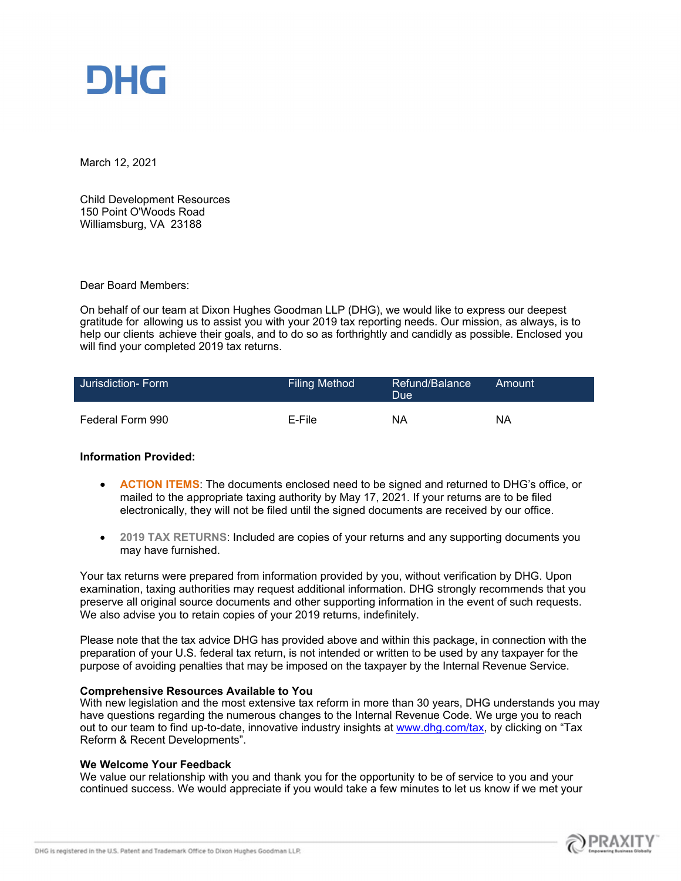# DHG

March 12, 2021

Child Development Resources
150 Point O'Woods Road
Williamsburg, VA 23188

Dear Board Members:

On behalf of our team at Dixon Hughes Goodman LLP (DHG), we would like to express our deepest gratitude for allowing us to assist you with your 2019 tax reporting needs. Our mission, as always, is to help our clients achieve their goals, and to do so as forthrightly and candidly as possible. Enclosed you will find your completed 2019 tax returns.

| Jurisdiction- Form | Filing Method | Refund/Balance Due | Amount |
|---|---|---|---|
| Federal Form 990 | E-File | NA | NA |

**Information Provided:**

- **ACTION ITEMS**: The documents enclosed need to be signed and returned to DHG's office, or mailed to the appropriate taxing authority by May 17, 2021. If your returns are to be filed electronically, they will not be filed until the signed documents are received by our office.
- **2019 TAX RETURNS**: Included are copies of your returns and any supporting documents you may have furnished.

Your tax returns were prepared from information provided by you, without verification by DHG. Upon examination, taxing authorities may request additional information. DHG strongly recommends that you preserve all original source documents and other supporting information in the event of such requests. We also advise you to retain copies of your 2019 returns, indefinitely.

Please note that the tax advice DHG has provided above and within this package, in connection with the preparation of your U.S. federal tax return, is not intended or written to be used by any taxpayer for the purpose of avoiding penalties that may be imposed on the taxpayer by the Internal Revenue Service.

**Comprehensive Resources Available to You**
With new legislation and the most extensive tax reform in more than 30 years, DHG understands you may have questions regarding the numerous changes to the Internal Revenue Code. We urge you to reach out to our team to find up-to-date, innovative industry insights at www.dhg.com/tax, by clicking on "Tax Reform & Recent Developments".

**We Welcome Your Feedback**
We value our relationship with you and thank you for the opportunity to be of service to you and your continued success. We would appreciate if you would take a few minutes to let us know if we met your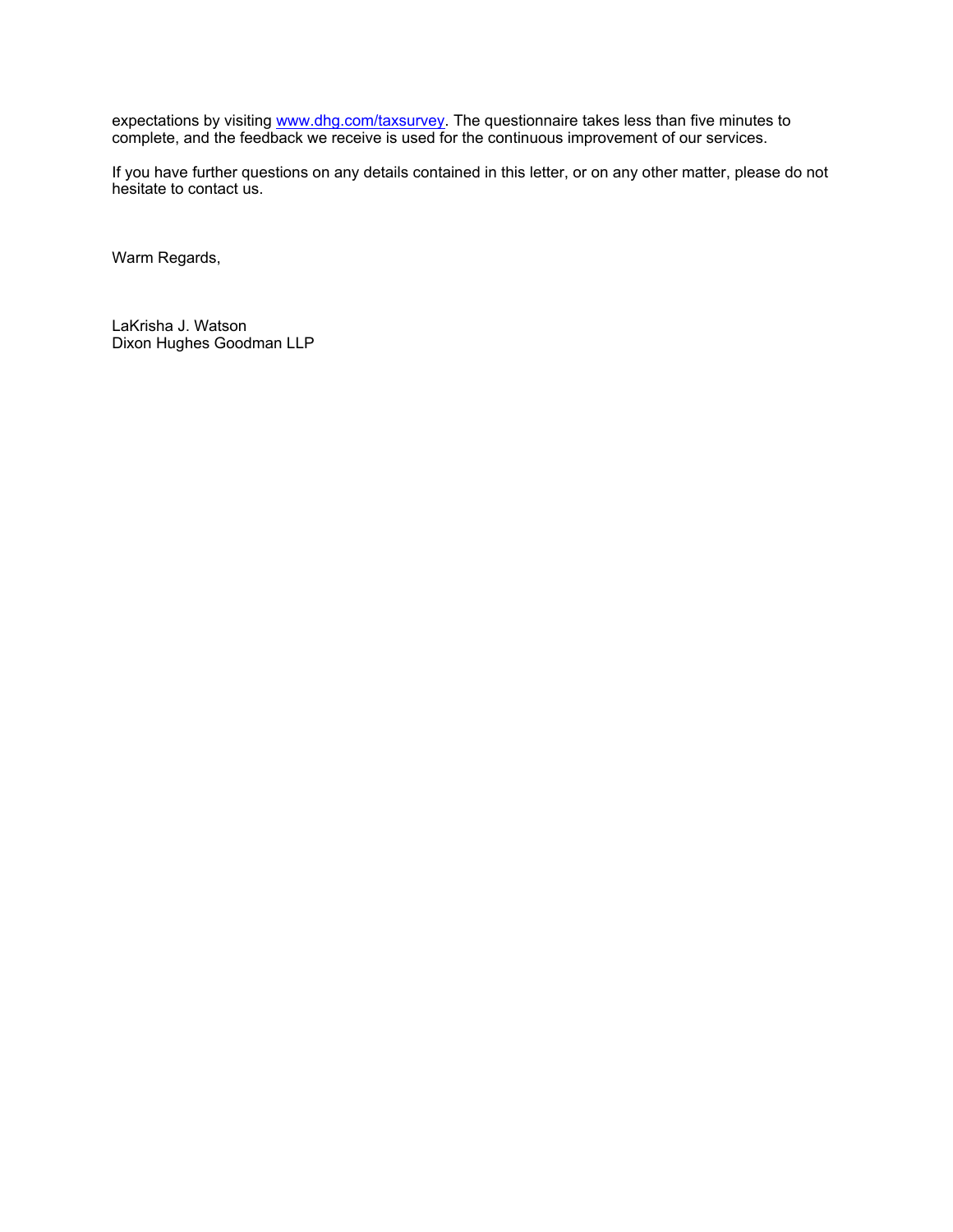expectations by visiting [www.dhg.com/taxsurvey](http://www.dhg.com/taxsurvey). The questionnaire takes less than five minutes to complete, and the feedback we receive is used for the continuous improvement of our services.

If you have further questions on any details contained in this letter, or on any other matter, please do not hesitate to contact us.

Warm Regards,

LaKrisha J. Watson
Dixon Hughes Goodman LLP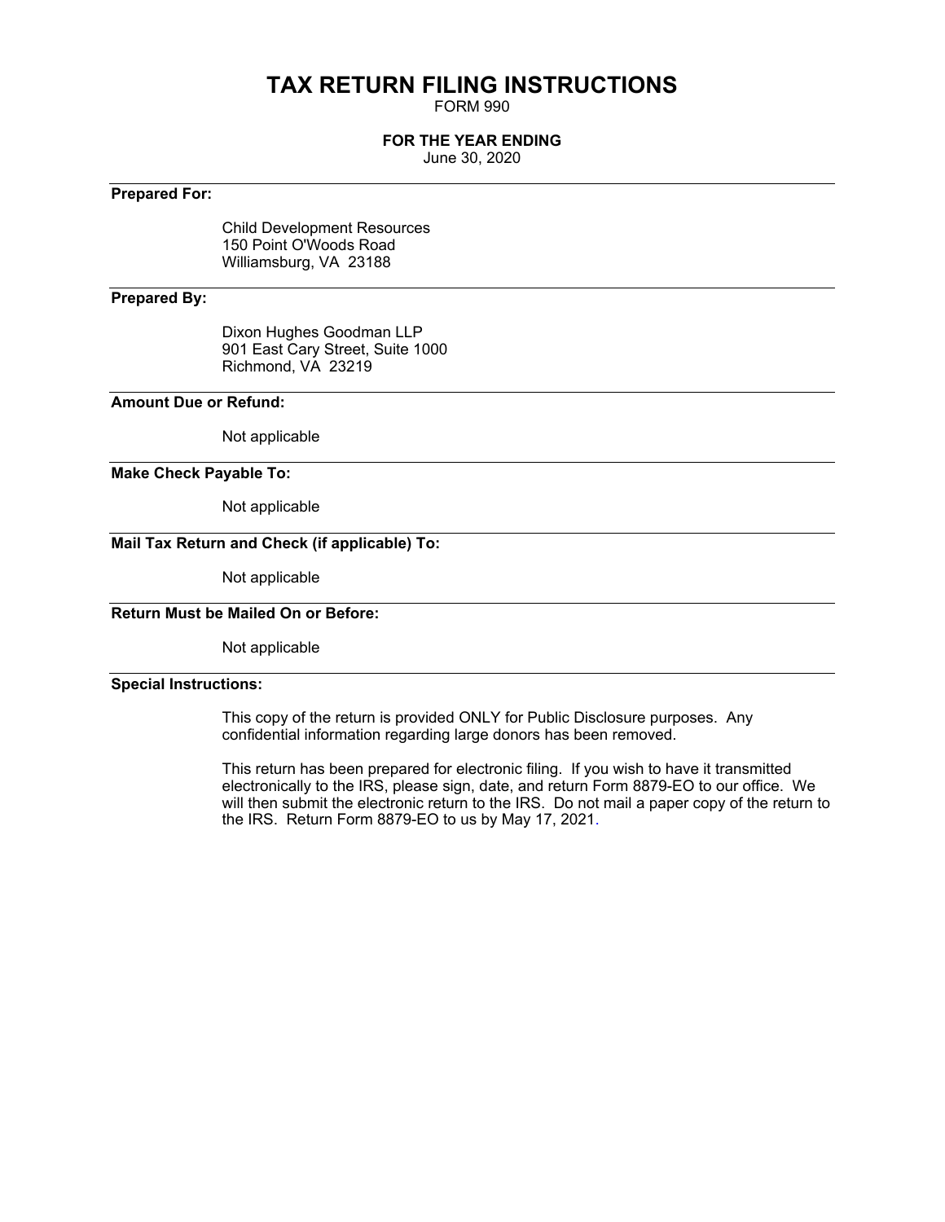# TAX RETURN FILING INSTRUCTIONS

FORM 990

**FOR THE YEAR ENDING**

June 30, 2020

---

**Prepared For:**

Child Development Resources
150 Point O'Woods Road
Williamsburg, VA 23188

---

**Prepared By:**

Dixon Hughes Goodman LLP
901 East Cary Street, Suite 1000
Richmond, VA 23219

---

**Amount Due or Refund:**

Not applicable

---

**Make Check Payable To:**

Not applicable

---

**Mail Tax Return and Check (if applicable) To:**

Not applicable

---

**Return Must be Mailed On or Before:**

Not applicable

---

**Special Instructions:**

This copy of the return is provided ONLY for Public Disclosure purposes. Any confidential information regarding large donors has been removed.

This return has been prepared for electronic filing. If you wish to have it transmitted electronically to the IRS, please sign, date, and return Form 8879-EO to our office. We will then submit the electronic return to the IRS. Do not mail a paper copy of the return to the IRS. Return Form 8879-EO to us by May 17, 2021.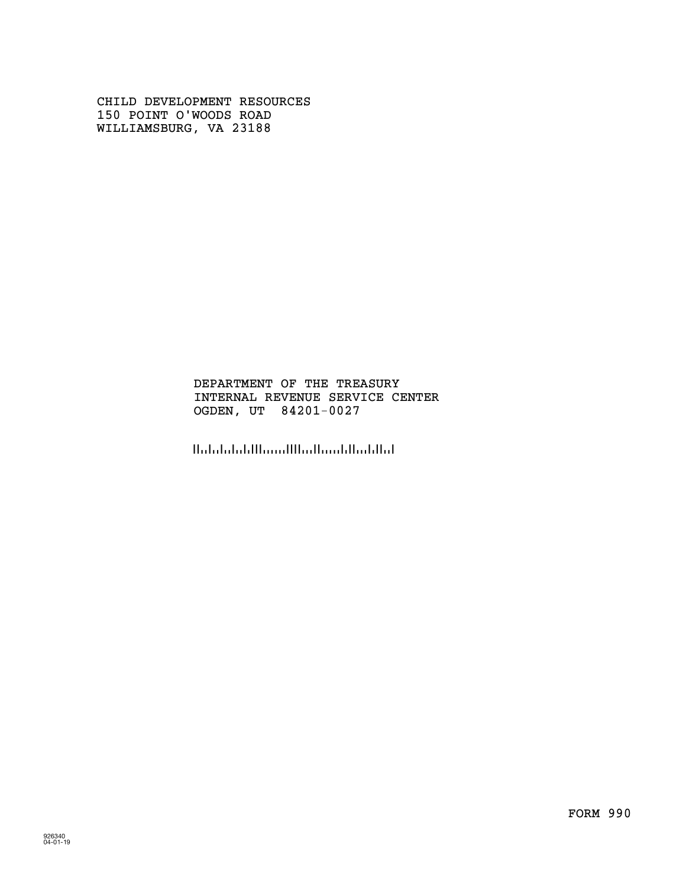CHILD DEVELOPMENT RESOURCES
150 POINT O'WOODS ROAD
WILLIAMSBURG, VA 23188

DEPARTMENT OF THE TREASURY
INTERNAL REVENUE SERVICE CENTER
OGDEN, UT 84201-0027

FORM 990

926340
04-01-19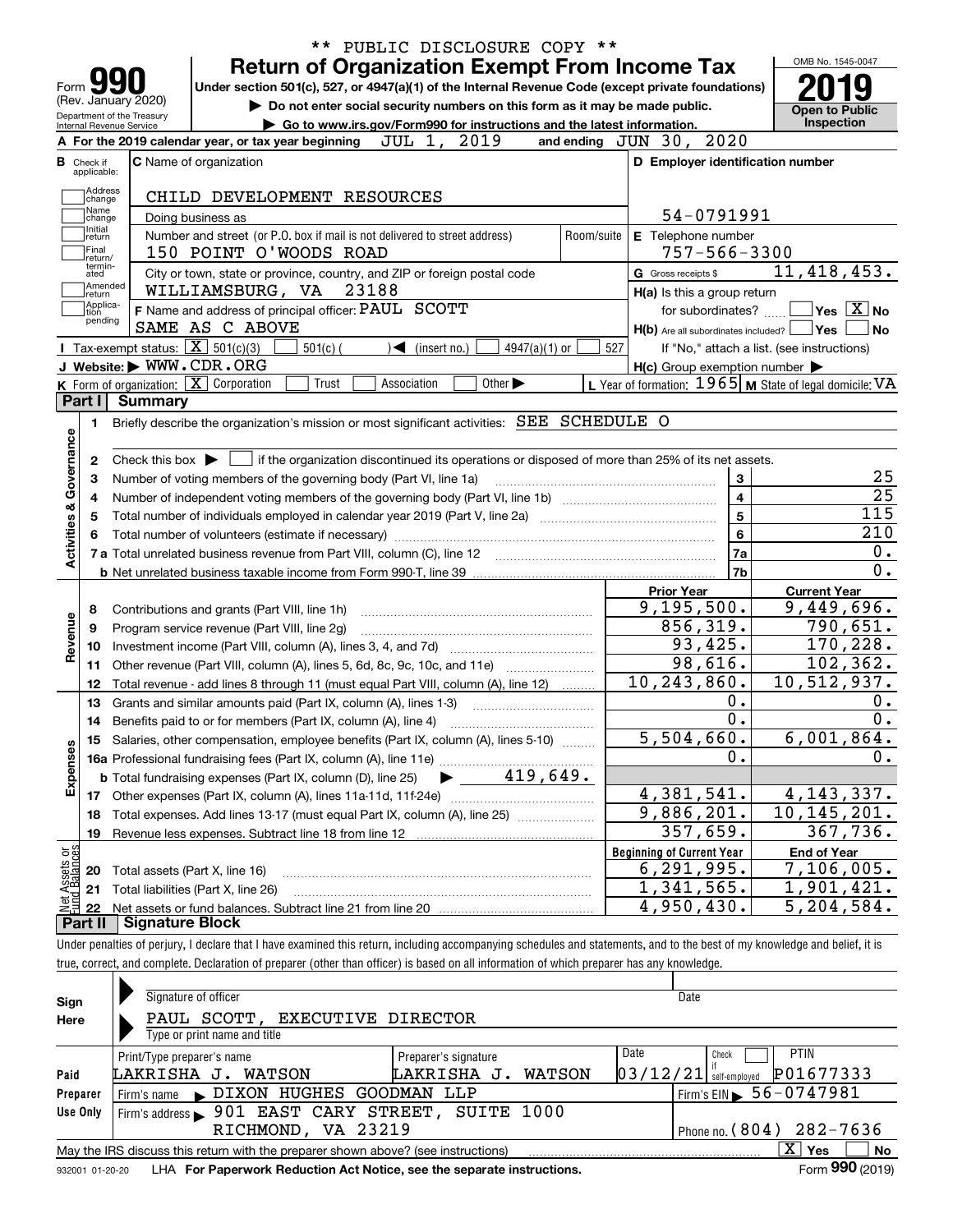\*\* PUBLIC DISCLOSURE COPY \*\*

# Form 990 — Return of Organization Exempt From Income Tax

(Rev. January 2020) Department of the Treasury Internal Revenue Service

Under section 501(c), 527, or 4947(a)(1) of the Internal Revenue Code (except private foundations)

▶ Do not enter social security numbers on this form as it may be made public.

▶ Go to www.irs.gov/Form990 for instructions and the latest information.

OMB No. 1545-0047 | **2019** | Open to Public Inspection

**A** For the 2019 calendar year, or tax year beginning JUL 1, 2019 and ending JUN 30, 2020

**B** Check if applicable: Address change, Name change, Initial return, Final return/terminated, Amended return, Application pending

**C** Name of organization: CHILD DEVELOPMENT RESOURCES

Doing business as

Number and street (or P.O. box if mail is not delivered to street address): 150 POINT O'WOODS ROAD — Room/suite

City or town, state or province, country, and ZIP or foreign postal code: WILLIAMSBURG, VA 23188

**D** Employer identification number: 54-0791991

**E** Telephone number: 757-566-3300

**G** Gross receipts $ 11,418,453.

**F** Name and address of principal officer: PAUL SCOTT, SAME AS C ABOVE

**H(a)** Is this a group return for subordinates? ☐ Yes ☒ No

**H(b)** Are all subordinates included? ☐ Yes ☐ No — If "No," attach a list. (see instructions)

**H(c)** Group exemption number ▶

**I** Tax-exempt status: ☒ 501(c)(3) ☐ 501(c) ( ) ◀ (insert no.) ☐ 4947(a)(1) or ☐ 527

**J** Website: ▶ WWW.CDR.ORG

**K** Form of organization: ☒ Corporation ☐ Trust ☐ Association ☐ Other ▶

**L** Year of formation: 1965 **M** State of legal domicile: VA

## Part I Summary

**Activities & Governance**

1. Briefly describe the organization's mission or most significant activities: SEE SCHEDULE O
2. Check this box ▶ ☐ if the organization discontinued its operations or disposed of more than 25% of its net assets.

| Line | Description | No. | Value |
|---|---|---|---|
| 3 | Number of voting members of the governing body (Part VI, line 1a) | 3 | 25 |
| 4 | Number of independent voting members of the governing body (Part VI, line 1b) | 4 | 25 |
| 5 | Total number of individuals employed in calendar year 2019 (Part V, line 2a) | 5 | 115 |
| 6 | Total number of volunteers (estimate if necessary) | 6 | 210 |
| 7a | Total unrelated business revenue from Part VIII, column (C), line 12 | 7a | 0. |
| 7b | Net unrelated business taxable income from Form 990-T, line 39 | 7b | 0. |

| Line | Description | Prior Year | Current Year |
|---|---|---|---|
| **Revenue** | | | |
| 8 | Contributions and grants (Part VIII, line 1h) | 9,195,500. | 9,449,696. |
| 9 | Program service revenue (Part VIII, line 2g) | 856,319. | 790,651. |
| 10 | Investment income (Part VIII, column (A), lines 3, 4, and 7d) | 93,425. | 170,228. |
| 11 | Other revenue (Part VIII, column (A), lines 5, 6d, 8c, 9c, 10c, and 11e) | 98,616. | 102,362. |
| 12 | Total revenue - add lines 8 through 11 (must equal Part VIII, column (A), line 12) | 10,243,860. | 10,512,937. |
| **Expenses** | | | |
| 13 | Grants and similar amounts paid (Part IX, column (A), lines 1-3) | 0. | 0. |
| 14 | Benefits paid to or for members (Part IX, column (A), line 4) | 0. | 0. |
| 15 | Salaries, other compensation, employee benefits (Part IX, column (A), lines 5-10) | 5,504,660. | 6,001,864. |
| 16a | Professional fundraising fees (Part IX, column (A), line 11e) | 0. | 0. |
| b | Total fundraising expenses (Part IX, column (D), line 25) ▶ 419,649. | | |
| 17 | Other expenses (Part IX, column (A), lines 11a-11d, 11f-24e) | 4,381,541. | 4,143,337. |
| 18 | Total expenses. Add lines 13-17 (must equal Part IX, column (A), line 25) | 9,886,201. | 10,145,201. |
| 19 | Revenue less expenses. Subtract line 18 from line 12 | 357,659. | 367,736. |

| Line | Net Assets or Fund Balances | Beginning of Current Year | End of Year |
|---|---|---|---|
| 20 | Total assets (Part X, line 16) | 6,291,995. | 7,106,005. |
| 21 | Total liabilities (Part X, line 26) | 1,341,565. | 1,901,421. |
| 22 | Net assets or fund balances. Subtract line 21 from line 20 | 4,950,430. | 5,204,584. |

## Part II Signature Block

Under penalties of perjury, I declare that I have examined this return, including accompanying schedules and statements, and to the best of my knowledge and belief, it is true, correct, and complete. Declaration of preparer (other than officer) is based on all information of which preparer has any knowledge.

**Sign Here**

Signature of officer — Date

PAUL SCOTT, EXECUTIVE DIRECTOR

Type or print name and title

**Paid Preparer Use Only**

| Print/Type preparer's name | Preparer's signature | Date | Check if self-employed | PTIN |
|---|---|---|---|---|
| LAKRISHA J. WATSON | LAKRISHA J. WATSON | 03/12/21 | ☐ | P01677333 |

Firm's name ▶ DIXON HUGHES GOODMAN LLP — Firm's EIN ▶ 56-0747981

Firm's address ▶ 901 EAST CARY STREET, SUITE 1000, RICHMOND, VA 23219 — Phone no. (804) 282-7636

May the IRS discuss this return with the preparer shown above? (see instructions) ☒ Yes ☐ No

932001 01-20-20 LHA For Paperwork Reduction Act Notice, see the separate instructions. Form 990 (2019)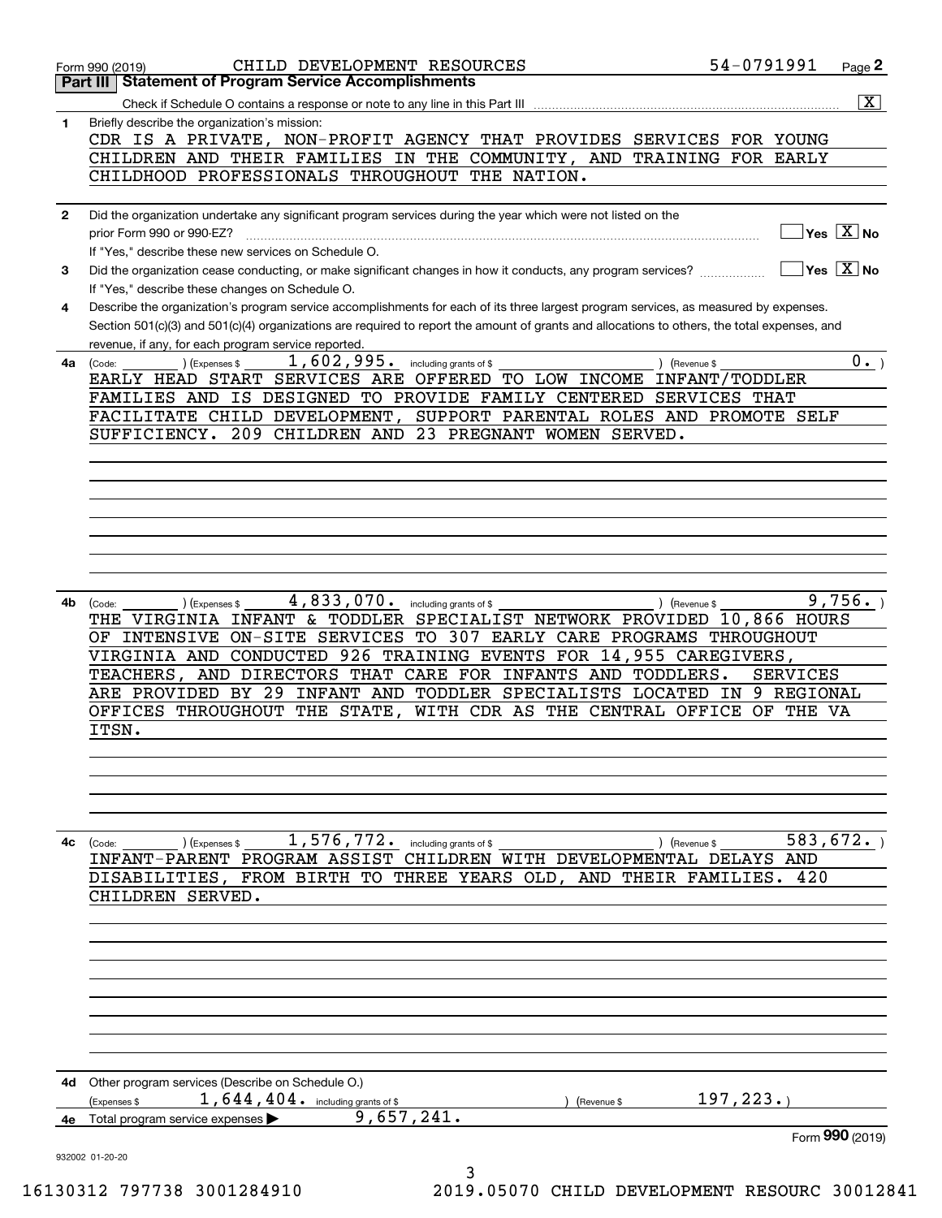Form 990 (2019) CHILD DEVELOPMENT RESOURCES 54-0791991 Page **2**

## Part III Statement of Program Service Accomplishments

Check if Schedule O contains a response or note to any line in this Part III ..... [X]

**1** Briefly describe the organization's mission:

CDR IS A PRIVATE, NON-PROFIT AGENCY THAT PROVIDES SERVICES FOR YOUNG CHILDREN AND THEIR FAMILIES IN THE COMMUNITY, AND TRAINING FOR EARLY CHILDHOOD PROFESSIONALS THROUGHOUT THE NATION.

**2** Did the organization undertake any significant program services during the year which were not listed on the prior Form 990 or 990-EZ? ..... [ ] Yes [X] No

If "Yes," describe these new services on Schedule O.

**3** Did the organization cease conducting, or make significant changes in how it conducts, any program services? ..... [ ] Yes [X] No

If "Yes," describe these changes on Schedule O.

**4** Describe the organization's program service accomplishments for each of its three largest program services, as measured by expenses. Section 501(c)(3) and 501(c)(4) organizations are required to report the amount of grants and allocations to others, the total expenses, and revenue, if any, for each program service reported.

**4a** (Code: ) (Expenses $ 1,602,995. including grants of $ ) (Revenue $ 0. )

EARLY HEAD START SERVICES ARE OFFERED TO LOW INCOME INFANT/TODDLER FAMILIES AND IS DESIGNED TO PROVIDE FAMILY CENTERED SERVICES THAT FACILITATE CHILD DEVELOPMENT, SUPPORT PARENTAL ROLES AND PROMOTE SELF SUFFICIENCY. 209 CHILDREN AND 23 PREGNANT WOMEN SERVED.

**4b** (Code: ) (Expenses $ 4,833,070. including grants of $ ) (Revenue $ 9,756. )

THE VIRGINIA INFANT & TODDLER SPECIALIST NETWORK PROVIDED 10,866 HOURS OF INTENSIVE ON-SITE SERVICES TO 307 EARLY CARE PROGRAMS THROUGHOUT VIRGINIA AND CONDUCTED 926 TRAINING EVENTS FOR 14,955 CAREGIVERS, TEACHERS, AND DIRECTORS THAT CARE FOR INFANTS AND TODDLERS. SERVICES ARE PROVIDED BY 29 INFANT AND TODDLER SPECIALISTS LOCATED IN 9 REGIONAL OFFICES THROUGHOUT THE STATE, WITH CDR AS THE CENTRAL OFFICE OF THE VA ITSN.

**4c** (Code: ) (Expenses $ 1,576,772. including grants of $ ) (Revenue $ 583,672. )

INFANT-PARENT PROGRAM ASSIST CHILDREN WITH DEVELOPMENTAL DELAYS AND DISABILITIES, FROM BIRTH TO THREE YEARS OLD, AND THEIR FAMILIES. 420 CHILDREN SERVED.

**4d** Other program services (Describe on Schedule O.)

(Expenses $ 1,644,404. including grants of $ ) (Revenue $ 197,223.)

**4e** Total program service expenses ▶ 9,657,241.

Form **990** (2019)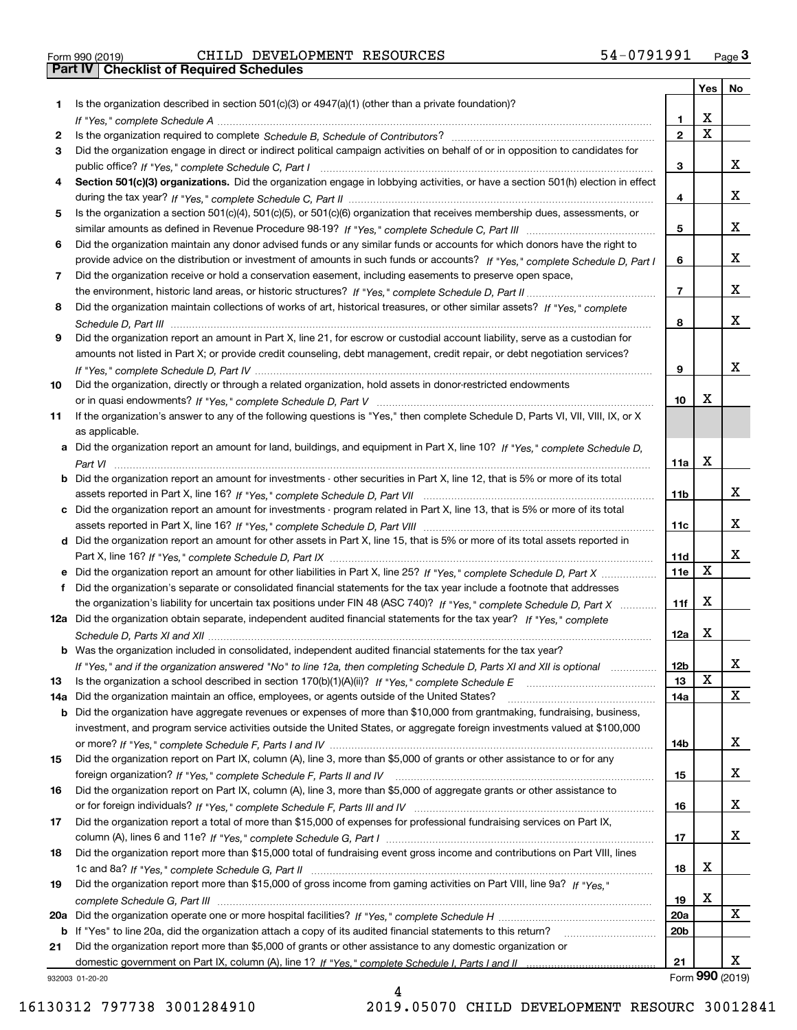Form 990 (2019) CHILD DEVELOPMENT RESOURCES 54-0791991 Page 3

**Part IV Checklist of Required Schedules**

| | | | Yes | No |
|---|---|---|---|---|
| 1 | Is the organization described in section 501(c)(3) or 4947(a)(1) (other than a private foundation)? *If "Yes," complete Schedule A* | 1 | X | |
| 2 | Is the organization required to complete *Schedule B, Schedule of Contributors*? | 2 | X | |
| 3 | Did the organization engage in direct or indirect political campaign activities on behalf of or in opposition to candidates for public office? *If "Yes," complete Schedule C, Part I* | 3 | | X |
| 4 | **Section 501(c)(3) organizations.** Did the organization engage in lobbying activities, or have a section 501(h) election in effect during the tax year? *If "Yes," complete Schedule C, Part II* | 4 | | X |
| 5 | Is the organization a section 501(c)(4), 501(c)(5), or 501(c)(6) organization that receives membership dues, assessments, or similar amounts as defined in Revenue Procedure 98-19? *If "Yes," complete Schedule C, Part III* | 5 | | X |
| 6 | Did the organization maintain any donor advised funds or any similar funds or accounts for which donors have the right to provide advice on the distribution or investment of amounts in such funds or accounts? *If "Yes," complete Schedule D, Part I* | 6 | | X |
| 7 | Did the organization receive or hold a conservation easement, including easements to preserve open space, the environment, historic land areas, or historic structures? *If "Yes," complete Schedule D, Part II* | 7 | | X |
| 8 | Did the organization maintain collections of works of art, historical treasures, or other similar assets? *If "Yes," complete Schedule D, Part III* | 8 | | X |
| 9 | Did the organization report an amount in Part X, line 21, for escrow or custodial account liability, serve as a custodian for amounts not listed in Part X; or provide credit counseling, debt management, credit repair, or debt negotiation services? *If "Yes," complete Schedule D, Part IV* | 9 | | X |
| 10 | Did the organization, directly or through a related organization, hold assets in donor-restricted endowments or in quasi endowments? *If "Yes," complete Schedule D, Part V* | 10 | X | |
| 11 | If the organization's answer to any of the following questions is "Yes," then complete Schedule D, Parts VI, VII, VIII, IX, or X as applicable. | | | |
| a | Did the organization report an amount for land, buildings, and equipment in Part X, line 10? *If "Yes," complete Schedule D, Part VI* | 11a | X | |
| b | Did the organization report an amount for investments - other securities in Part X, line 12, that is 5% or more of its total assets reported in Part X, line 16? *If "Yes," complete Schedule D, Part VII* | 11b | | X |
| c | Did the organization report an amount for investments - program related in Part X, line 13, that is 5% or more of its total assets reported in Part X, line 16? *If "Yes," complete Schedule D, Part VIII* | 11c | | X |
| d | Did the organization report an amount for other assets in Part X, line 15, that is 5% or more of its total assets reported in Part X, line 16? *If "Yes," complete Schedule D, Part IX* | 11d | | X |
| e | Did the organization report an amount for other liabilities in Part X, line 25? *If "Yes," complete Schedule D, Part X* | 11e | X | |
| f | Did the organization's separate or consolidated financial statements for the tax year include a footnote that addresses the organization's liability for uncertain tax positions under FIN 48 (ASC 740)? *If "Yes," complete Schedule D, Part X* | 11f | X | |
| 12a | Did the organization obtain separate, independent audited financial statements for the tax year? *If "Yes," complete Schedule D, Parts XI and XII* | 12a | X | |
| b | Was the organization included in consolidated, independent audited financial statements for the tax year? *If "Yes," and if the organization answered "No" to line 12a, then completing Schedule D, Parts XI and XII is optional* | 12b | | X |
| 13 | Is the organization a school described in section 170(b)(1)(A)(ii)? *If "Yes," complete Schedule E* | 13 | X | |
| 14a | Did the organization maintain an office, employees, or agents outside of the United States? | 14a | | X |
| b | Did the organization have aggregate revenues or expenses of more than $10,000 from grantmaking, fundraising, business, investment, and program service activities outside the United States, or aggregate foreign investments valued at $100,000 or more? *If "Yes," complete Schedule F, Parts I and IV* | 14b | | X |
| 15 | Did the organization report on Part IX, column (A), line 3, more than $5,000 of grants or other assistance to or for any foreign organization? *If "Yes," complete Schedule F, Parts II and IV* | 15 | | X |
| 16 | Did the organization report on Part IX, column (A), line 3, more than $5,000 of aggregate grants or other assistance to or for foreign individuals? *If "Yes," complete Schedule F, Parts III and IV* | 16 | | X |
| 17 | Did the organization report a total of more than $15,000 of expenses for professional fundraising services on Part IX, column (A), lines 6 and 11e? *If "Yes," complete Schedule G, Part I* | 17 | | X |
| 18 | Did the organization report more than $15,000 total of fundraising event gross income and contributions on Part VIII, lines 1c and 8a? *If "Yes," complete Schedule G, Part II* | 18 | X | |
| 19 | Did the organization report more than $15,000 of gross income from gaming activities on Part VIII, line 9a? *If "Yes," complete Schedule G, Part III* | 19 | X | |
| 20a | Did the organization operate one or more hospital facilities? *If "Yes," complete Schedule H* | 20a | | X |
| b | If "Yes" to line 20a, did the organization attach a copy of its audited financial statements to this return? | 20b | | |
| 21 | Did the organization report more than $5,000 of grants or other assistance to any domestic organization or domestic government on Part IX, column (A), line 1? *If "Yes," complete Schedule I, Parts I and II* | 21 | | X |

932003 01-20-20 Form **990** (2019)

16130312 797738 3001284910 2019.05070 CHILD DEVELOPMENT RESOURC 30012841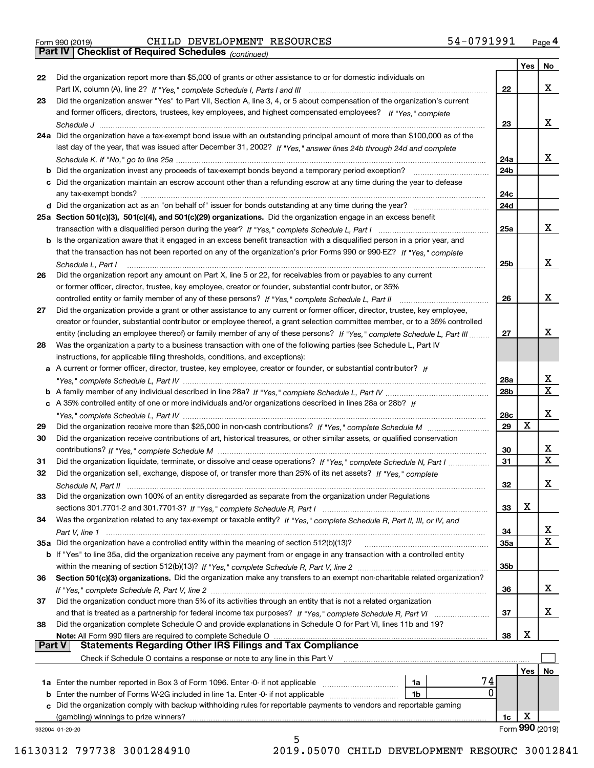Form 990 (2019) CHILD DEVELOPMENT RESOURCES 54-0791991 Page 4

## Part IV Checklist of Required Schedules *(continued)*

| | | | Yes | No |
|---|---|---|---|---|
| 22 | Did the organization report more than $5,000 of grants or other assistance to or for domestic individuals on Part IX, column (A), line 2? *If "Yes," complete Schedule I, Parts I and III* | 22 | | X |
| 23 | Did the organization answer "Yes" to Part VII, Section A, line 3, 4, or 5 about compensation of the organization's current and former officers, directors, trustees, key employees, and highest compensated employees? *If "Yes," complete Schedule J* | 23 | | X |
| 24a | Did the organization have a tax-exempt bond issue with an outstanding principal amount of more than $100,000 as of the last day of the year, that was issued after December 31, 2002? *If "Yes," answer lines 24b through 24d and complete Schedule K. If "No," go to line 25a* | 24a | | X |
| b | Did the organization invest any proceeds of tax-exempt bonds beyond a temporary period exception? | 24b | | |
| c | Did the organization maintain an escrow account other than a refunding escrow at any time during the year to defease any tax-exempt bonds? | 24c | | |
| d | Did the organization act as an "on behalf of" issuer for bonds outstanding at any time during the year? | 24d | | |
| 25a | **Section 501(c)(3), 501(c)(4), and 501(c)(29) organizations.** Did the organization engage in an excess benefit transaction with a disqualified person during the year? *If "Yes," complete Schedule L, Part I* | 25a | | X |
| b | Is the organization aware that it engaged in an excess benefit transaction with a disqualified person in a prior year, and that the transaction has not been reported on any of the organization's prior Forms 990 or 990-EZ? *If "Yes," complete Schedule L, Part I* | 25b | | X |
| 26 | Did the organization report any amount on Part X, line 5 or 22, for receivables from or payables to any current or former officer, director, trustee, key employee, creator or founder, substantial contributor, or 35% controlled entity or family member of any of these persons? *If "Yes," complete Schedule L, Part II* | 26 | | X |
| 27 | Did the organization provide a grant or other assistance to any current or former officer, director, trustee, key employee, creator or founder, substantial contributor or employee thereof, a grant selection committee member, or to a 35% controlled entity (including an employee thereof) or family member of any of these persons? *If "Yes," complete Schedule L, Part III* | 27 | | X |
| 28 | Was the organization a party to a business transaction with one of the following parties (see Schedule L, Part IV instructions, for applicable filing thresholds, conditions, and exceptions): | | | |
| a | A current or former officer, director, trustee, key employee, creator or founder, or substantial contributor? *If "Yes," complete Schedule L, Part IV* | 28a | | X |
| b | A family member of any individual described in line 28a? *If "Yes," complete Schedule L, Part IV* | 28b | | X |
| c | A 35% controlled entity of one or more individuals and/or organizations described in lines 28a or 28b? *If "Yes," complete Schedule L, Part IV* | 28c | | X |
| 29 | Did the organization receive more than $25,000 in non-cash contributions? *If "Yes," complete Schedule M* | 29 | X | |
| 30 | Did the organization receive contributions of art, historical treasures, or other similar assets, or qualified conservation contributions? *If "Yes," complete Schedule M* | 30 | | X |
| 31 | Did the organization liquidate, terminate, or dissolve and cease operations? *If "Yes," complete Schedule N, Part I* | 31 | | X |
| 32 | Did the organization sell, exchange, dispose of, or transfer more than 25% of its net assets? *If "Yes," complete Schedule N, Part II* | 32 | | X |
| 33 | Did the organization own 100% of an entity disregarded as separate from the organization under Regulations sections 301.7701-2 and 301.7701-3? *If "Yes," complete Schedule R, Part I* | 33 | X | |
| 34 | Was the organization related to any tax-exempt or taxable entity? *If "Yes," complete Schedule R, Part II, III, or IV, and Part V, line 1* | 34 | | X |
| 35a | Did the organization have a controlled entity within the meaning of section 512(b)(13)? | 35a | | X |
| b | If "Yes" to line 35a, did the organization receive any payment from or engage in any transaction with a controlled entity within the meaning of section 512(b)(13)? *If "Yes," complete Schedule R, Part V, line 2* | 35b | | |
| 36 | **Section 501(c)(3) organizations.** Did the organization make any transfers to an exempt non-charitable related organization? *If "Yes," complete Schedule R, Part V, line 2* | 36 | | X |
| 37 | Did the organization conduct more than 5% of its activities through an entity that is not a related organization and that is treated as a partnership for federal income tax purposes? *If "Yes," complete Schedule R, Part VI* | 37 | | X |
| 38 | Did the organization complete Schedule O and provide explanations in Schedule O for Part VI, lines 11b and 19? **Note:** All Form 990 filers are required to complete Schedule O | 38 | X | |

## Part V Statements Regarding Other IRS Filings and Tax Compliance

Check if Schedule O contains a response or note to any line in this Part V ☐

| | | | | | Yes | No |
|---|---|---|---|---|---|---|
| 1a | Enter the number reported in Box 3 of Form 1096. Enter -0- if not applicable | 1a | 74 | | | |
| b | Enter the number of Forms W-2G included in line 1a. Enter -0- if not applicable | 1b | 0 | | | |
| c | Did the organization comply with backup withholding rules for reportable payments to vendors and reportable gaming (gambling) winnings to prize winners? | | | 1c | X | |

932004 01-20-20 Form **990** (2019)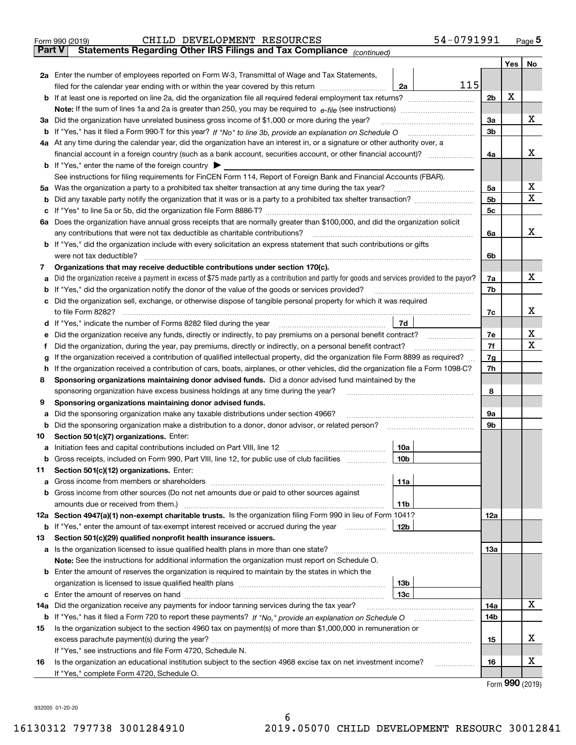Form 990 (2019) CHILD DEVELOPMENT RESOURCES 54-0791991 Page 5

## Part V Statements Regarding Other IRS Filings and Tax Compliance *(continued)*

| | | | | Yes | No |
|---|---|---|---|---|---|
| **2a** | Enter the number of employees reported on Form W-3, Transmittal of Wage and Tax Statements, filed for the calendar year ending with or within the year covered by this return | 2a | 115 | | |
| **b** | If at least one is reported on line 2a, did the organization file all required federal employment tax returns? | | 2b | X | |
| | **Note:** If the sum of lines 1a and 2a is greater than 250, you may be required to *e-file* (see instructions) | | | | |
| **3a** | Did the organization have unrelated business gross income of $1,000 or more during the year? | | 3a | | X |
| **b** | If "Yes," has it filed a Form 990-T for this year? *If "No" to line 3b, provide an explanation on Schedule O* | | 3b | | |
| **4a** | At any time during the calendar year, did the organization have an interest in, or a signature or other authority over, a financial account in a foreign country (such as a bank account, securities account, or other financial account)? | | 4a | | X |
| **b** | If "Yes," enter the name of the foreign country ▶ | | | | |
| | See instructions for filing requirements for FinCEN Form 114, Report of Foreign Bank and Financial Accounts (FBAR). | | | | |
| **5a** | Was the organization a party to a prohibited tax shelter transaction at any time during the tax year? | | 5a | | X |
| **b** | Did any taxable party notify the organization that it was or is a party to a prohibited tax shelter transaction? | | 5b | | X |
| **c** | If "Yes" to line 5a or 5b, did the organization file Form 8886-T? | | 5c | | |
| **6a** | Does the organization have annual gross receipts that are normally greater than $100,000, and did the organization solicit any contributions that were not tax deductible as charitable contributions? | | 6a | | X |
| **b** | If "Yes," did the organization include with every solicitation an express statement that such contributions or gifts were not tax deductible? | | 6b | | |
| **7** | **Organizations that may receive deductible contributions under section 170(c).** | | | | |
| **a** | Did the organization receive a payment in excess of $75 made partly as a contribution and partly for goods and services provided to the payor? | | 7a | | X |
| **b** | If "Yes," did the organization notify the donor of the value of the goods or services provided? | | 7b | | |
| **c** | Did the organization sell, exchange, or otherwise dispose of tangible personal property for which it was required to file Form 8282? | | 7c | | X |
| **d** | If "Yes," indicate the number of Forms 8282 filed during the year | 7d | | | |
| **e** | Did the organization receive any funds, directly or indirectly, to pay premiums on a personal benefit contract? | | 7e | | X |
| **f** | Did the organization, during the year, pay premiums, directly or indirectly, on a personal benefit contract? | | 7f | | X |
| **g** | If the organization received a contribution of qualified intellectual property, did the organization file Form 8899 as required? | | 7g | | |
| **h** | If the organization received a contribution of cars, boats, airplanes, or other vehicles, did the organization file a Form 1098-C? | | 7h | | |
| **8** | **Sponsoring organizations maintaining donor advised funds.** Did a donor advised fund maintained by the sponsoring organization have excess business holdings at any time during the year? | | 8 | | |
| **9** | **Sponsoring organizations maintaining donor advised funds.** | | | | |
| **a** | Did the sponsoring organization make any taxable distributions under section 4966? | | 9a | | |
| **b** | Did the sponsoring organization make a distribution to a donor, donor advisor, or related person? | | 9b | | |
| **10** | **Section 501(c)(7) organizations.** Enter: | | | | |
| **a** | Initiation fees and capital contributions included on Part VIII, line 12 | 10a | | | |
| **b** | Gross receipts, included on Form 990, Part VIII, line 12, for public use of club facilities | 10b | | | |
| **11** | **Section 501(c)(12) organizations.** Enter: | | | | |
| **a** | Gross income from members or shareholders | 11a | | | |
| **b** | Gross income from other sources (Do not net amounts due or paid to other sources against amounts due or received from them.) | 11b | | | |
| **12a** | **Section 4947(a)(1) non-exempt charitable trusts.** Is the organization filing Form 990 in lieu of Form 1041? | | 12a | | |
| **b** | If "Yes," enter the amount of tax-exempt interest received or accrued during the year | 12b | | | |
| **13** | **Section 501(c)(29) qualified nonprofit health insurance issuers.** | | | | |
| **a** | Is the organization licensed to issue qualified health plans in more than one state? | | 13a | | |
| | **Note:** See the instructions for additional information the organization must report on Schedule O. | | | | |
| **b** | Enter the amount of reserves the organization is required to maintain by the states in which the organization is licensed to issue qualified health plans | 13b | | | |
| **c** | Enter the amount of reserves on hand | 13c | | | |
| **14a** | Did the organization receive any payments for indoor tanning services during the tax year? | | 14a | | X |
| **b** | If "Yes," has it filed a Form 720 to report these payments? *If "No," provide an explanation on Schedule O* | | 14b | | |
| **15** | Is the organization subject to the section 4960 tax on payment(s) of more than $1,000,000 in remuneration or excess parachute payment(s) during the year? | | 15 | | X |
| | If "Yes," see instructions and file Form 4720, Schedule N. | | | | |
| **16** | Is the organization an educational institution subject to the section 4968 excise tax on net investment income? | | 16 | | X |
| | If "Yes," complete Form 4720, Schedule O. | | | | |

Form **990** (2019)

932005 01-20-20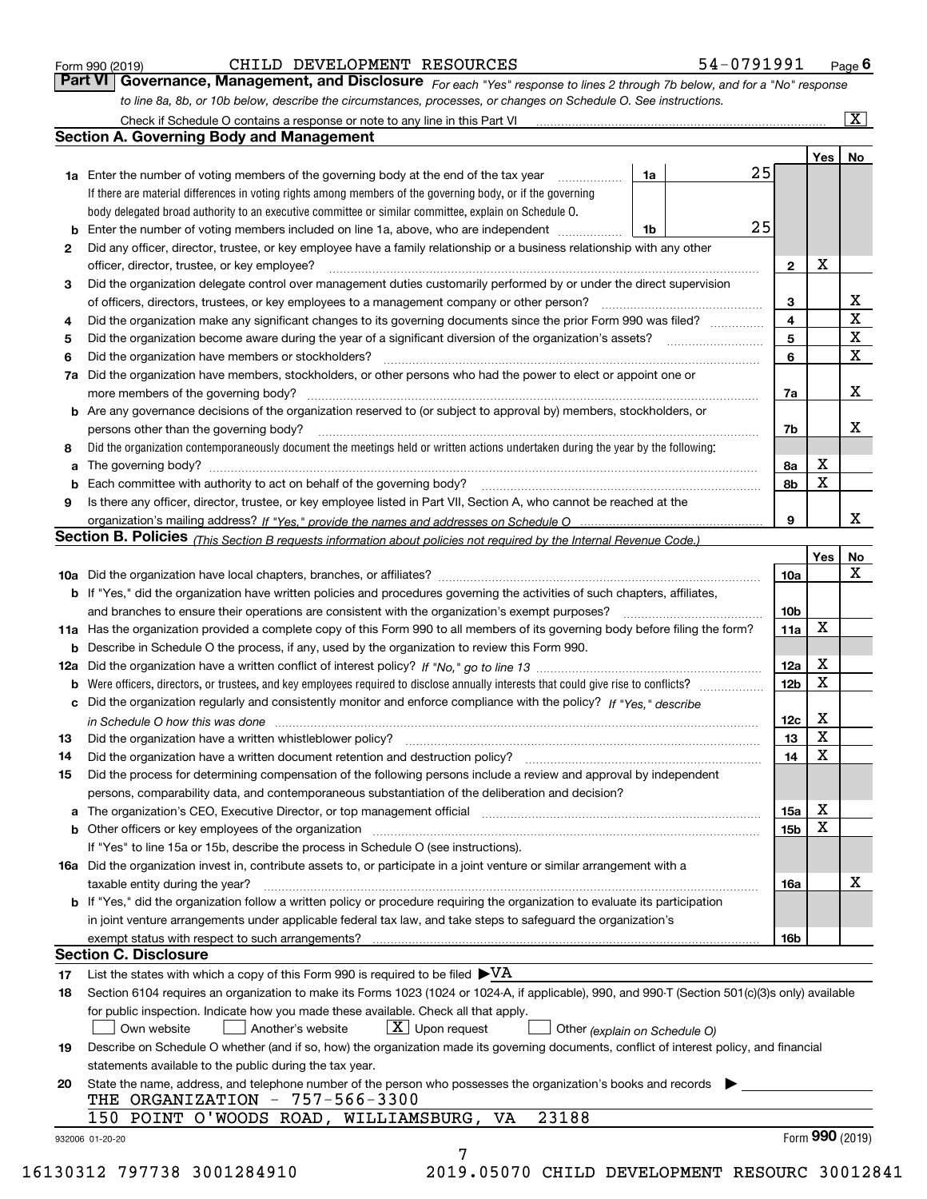Form 990 (2019) CHILD DEVELOPMENT RESOURCES 54-0791991 Page **6**

## Part VI Governance, Management, and Disclosure

*For each "Yes" response to lines 2 through 7b below, and for a "No" response to line 8a, 8b, or 10b below, describe the circumstances, processes, or changes on Schedule O. See instructions.*

Check if Schedule O contains a response or note to any line in this Part VI ..... [X]

### Section A. Governing Body and Management

| | | | | | Yes | No |
|---|---|---|---|---|---|---|
| **1a** | Enter the number of voting members of the governing body at the end of the tax year. If there are material differences in voting rights among members of the governing body, or if the governing body delegated broad authority to an executive committee or similar committee, explain on Schedule O. | 1a | 25 | | | |
| **b** | Enter the number of voting members included on line 1a, above, who are independent | 1b | 25 | | | |
| **2** | Did any officer, director, trustee, or key employee have a family relationship or a business relationship with any other officer, director, trustee, or key employee? | | | 2 | X | |
| **3** | Did the organization delegate control over management duties customarily performed by or under the direct supervision of officers, directors, trustees, or key employees to a management company or other person? | | | 3 | | X |
| **4** | Did the organization make any significant changes to its governing documents since the prior Form 990 was filed? | | | 4 | | X |
| **5** | Did the organization become aware during the year of a significant diversion of the organization's assets? | | | 5 | | X |
| **6** | Did the organization have members or stockholders? | | | 6 | | X |
| **7a** | Did the organization have members, stockholders, or other persons who had the power to elect or appoint one or more members of the governing body? | | | 7a | | X |
| **b** | Are any governance decisions of the organization reserved to (or subject to approval by) members, stockholders, or persons other than the governing body? | | | 7b | | X |
| **8** | Did the organization contemporaneously document the meetings held or written actions undertaken during the year by the following: | | | | | |
| **a** | The governing body? | | | 8a | X | |
| **b** | Each committee with authority to act on behalf of the governing body? | | | 8b | X | |
| **9** | Is there any officer, director, trustee, or key employee listed in Part VII, Section A, who cannot be reached at the organization's mailing address? *If "Yes," provide the names and addresses on Schedule O* | | | 9 | | X |

### Section B. Policies *(This Section B requests information about policies not required by the Internal Revenue Code.)*

| | | | Yes | No |
|---|---|---|---|---|
| **10a** | Did the organization have local chapters, branches, or affiliates? | 10a | | X |
| **b** | If "Yes," did the organization have written policies and procedures governing the activities of such chapters, affiliates, and branches to ensure their operations are consistent with the organization's exempt purposes? | 10b | | |
| **11a** | Has the organization provided a complete copy of this Form 990 to all members of its governing body before filing the form? | 11a | X | |
| **b** | Describe in Schedule O the process, if any, used by the organization to review this Form 990. | | | |
| **12a** | Did the organization have a written conflict of interest policy? *If "No," go to line 13* | 12a | X | |
| **b** | Were officers, directors, or trustees, and key employees required to disclose annually interests that could give rise to conflicts? | 12b | X | |
| **c** | Did the organization regularly and consistently monitor and enforce compliance with the policy? *If "Yes," describe in Schedule O how this was done* | 12c | X | |
| **13** | Did the organization have a written whistleblower policy? | 13 | X | |
| **14** | Did the organization have a written document retention and destruction policy? | 14 | X | |
| **15** | Did the process for determining compensation of the following persons include a review and approval by independent persons, comparability data, and contemporaneous substantiation of the deliberation and decision? | | | |
| **a** | The organization's CEO, Executive Director, or top management official | 15a | X | |
| **b** | Other officers or key employees of the organization | 15b | X | |
| | If "Yes" to line 15a or 15b, describe the process in Schedule O (see instructions). | | | |
| **16a** | Did the organization invest in, contribute assets to, or participate in a joint venture or similar arrangement with a taxable entity during the year? | 16a | | X |
| **b** | If "Yes," did the organization follow a written policy or procedure requiring the organization to evaluate its participation in joint venture arrangements under applicable federal tax law, and take steps to safeguard the organization's exempt status with respect to such arrangements? | 16b | | |

### Section C. Disclosure

**17** List the states with which a copy of this Form 990 is required to be filed ▶ VA

**18** Section 6104 requires an organization to make its Forms 1023 (1024 or 1024-A, if applicable), 990, and 990-T (Section 501(c)(3)s only) available for public inspection. Indicate how you made these available. Check all that apply.

[ ] Own website [ ] Another's website [X] Upon request [ ] Other *(explain on Schedule O)*

**19** Describe on Schedule O whether (and if so, how) the organization made its governing documents, conflict of interest policy, and financial statements available to the public during the tax year.

**20** State the name, address, and telephone number of the person who possesses the organization's books and records ▶

THE ORGANIZATION - 757-566-3300
150 POINT O'WOODS ROAD, WILLIAMSBURG, VA 23188

932006 01-20-20 Form **990** (2019)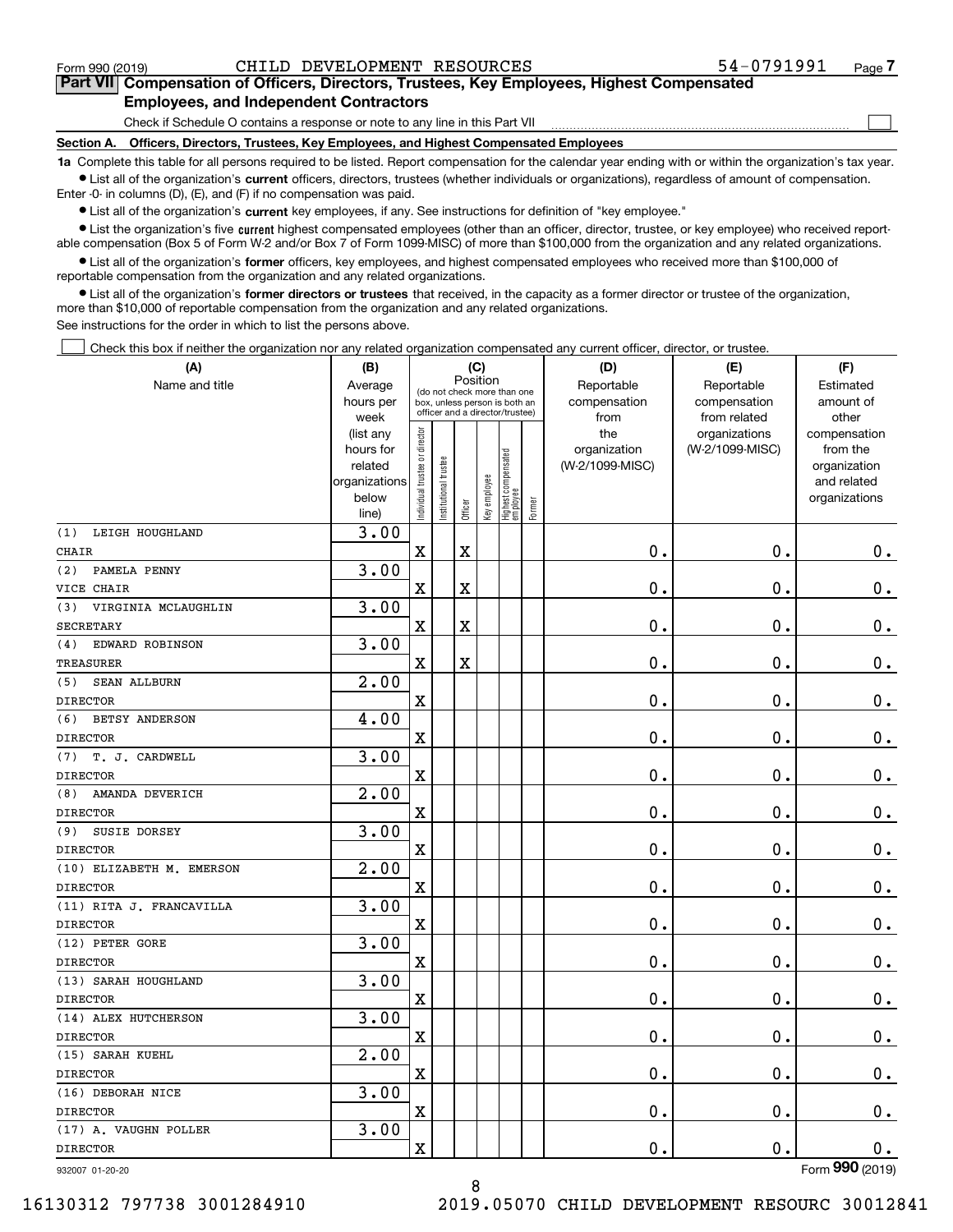Form 990 (2019) CHILD DEVELOPMENT RESOURCES 54-0791991 Page 7

## Part VII Compensation of Officers, Directors, Trustees, Key Employees, Highest Compensated Employees, and Independent Contractors

Check if Schedule O contains a response or note to any line in this Part VII ☐

### Section A. Officers, Directors, Trustees, Key Employees, and Highest Compensated Employees

**1a** Complete this table for all persons required to be listed. Report compensation for the calendar year ending with or within the organization's tax year.

- List all of the organization's **current** officers, directors, trustees (whether individuals or organizations), regardless of amount of compensation. Enter -0- in columns (D), (E), and (F) if no compensation was paid.
- List all of the organization's **current** key employees, if any. See instructions for definition of "key employee."
- List the organization's five **current** highest compensated employees (other than an officer, director, trustee, or key employee) who received reportable compensation (Box 5 of Form W-2 and/or Box 7 of Form 1099-MISC) of more than $100,000 from the organization and any related organizations.
- List all of the organization's **former** officers, key employees, and highest compensated employees who received more than $100,000 of reportable compensation from the organization and any related organizations.
- List all of the organization's **former directors or trustees** that received, in the capacity as a former director or trustee of the organization, more than $10,000 of reportable compensation from the organization and any related organizations.

See instructions for the order in which to list the persons above.

☐ Check this box if neither the organization nor any related organization compensated any current officer, director, or trustee.

| (A) Name and title | (B) Average hours per week (list any hours for related organizations below line) | (C) Position: Individual trustee or director | Institutional trustee | Officer | Key employee | Highest compensated employee | Former | (D) Reportable compensation from the organization (W-2/1099-MISC) | (E) Reportable compensation from related organizations (W-2/1099-MISC) | (F) Estimated amount of other compensation from the organization and related organizations |
|---|---|---|---|---|---|---|---|---|---|---|
| (1) LEIGH HOUGHLAND<br>CHAIR | 3.00 | X | | X | | | | 0. | 0. | 0. |
| (2) PAMELA PENNY<br>VICE CHAIR | 3.00 | X | | X | | | | 0. | 0. | 0. |
| (3) VIRGINIA MCLAUGHLIN<br>SECRETARY | 3.00 | X | | X | | | | 0. | 0. | 0. |
| (4) EDWARD ROBINSON<br>TREASURER | 3.00 | X | | X | | | | 0. | 0. | 0. |
| (5) SEAN ALLBURN<br>DIRECTOR | 2.00 | X | | | | | | 0. | 0. | 0. |
| (6) BETSY ANDERSON<br>DIRECTOR | 4.00 | X | | | | | | 0. | 0. | 0. |
| (7) T. J. CARDWELL<br>DIRECTOR | 3.00 | X | | | | | | 0. | 0. | 0. |
| (8) AMANDA DEVERICH<br>DIRECTOR | 2.00 | X | | | | | | 0. | 0. | 0. |
| (9) SUSIE DORSEY<br>DIRECTOR | 3.00 | X | | | | | | 0. | 0. | 0. |
| (10) ELIZABETH M. EMERSON<br>DIRECTOR | 2.00 | X | | | | | | 0. | 0. | 0. |
| (11) RITA J. FRANCAVILLA<br>DIRECTOR | 3.00 | X | | | | | | 0. | 0. | 0. |
| (12) PETER GORE<br>DIRECTOR | 3.00 | X | | | | | | 0. | 0. | 0. |
| (13) SARAH HOUGHLAND<br>DIRECTOR | 3.00 | X | | | | | | 0. | 0. | 0. |
| (14) ALEX HUTCHERSON<br>DIRECTOR | 3.00 | X | | | | | | 0. | 0. | 0. |
| (15) SARAH KUEHL<br>DIRECTOR | 2.00 | X | | | | | | 0. | 0. | 0. |
| (16) DEBORAH NICE<br>DIRECTOR | 3.00 | X | | | | | | 0. | 0. | 0. |
| (17) A. VAUGHN POLLER<br>DIRECTOR | 3.00 | X | | | | | | 0. | 0. | 0. |

932007 01-20-20 Form 990 (2019)

16130312 797738 3001284910 2019.05070 CHILD DEVELOPMENT RESOURC 30012841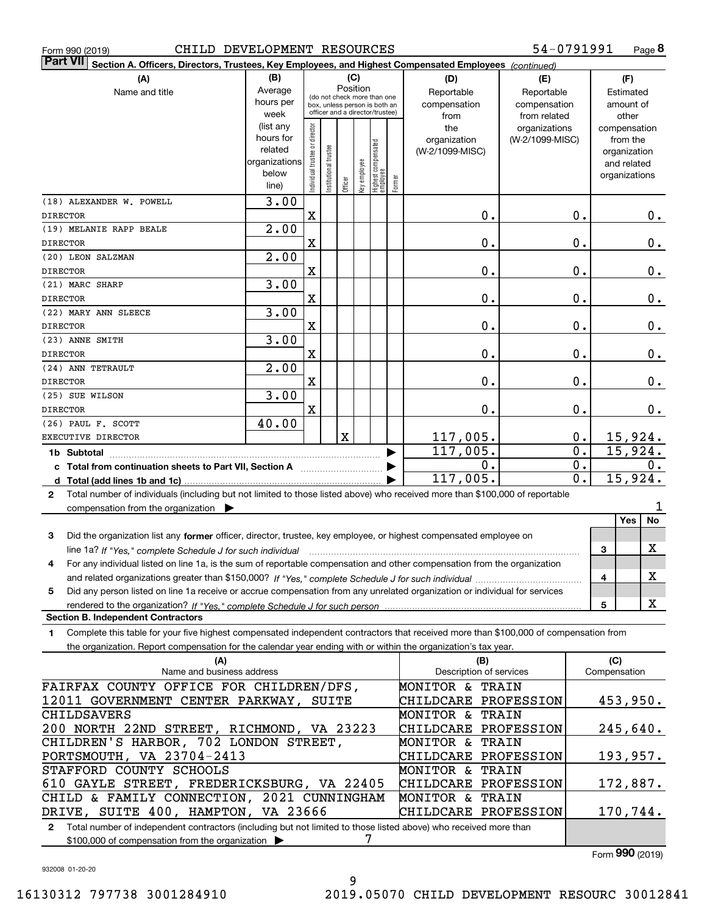Form 990 (2019) CHILD DEVELOPMENT RESOURCES 54-0791991 Page 8

**Part VII Section A. Officers, Directors, Trustees, Key Employees, and Highest Compensated Employees** *(continued)*

| (A) Name and title | (B) Average hours per week (list any hours for related organizations below line) | (C) Individual trustee or director | Institutional trustee | Officer | Key employee | Highest compensated employee | Former | (D) Reportable compensation from the organization (W-2/1099-MISC) | (E) Reportable compensation from related organizations (W-2/1099-MISC) | (F) Estimated amount of other compensation from the organization and related organizations |
|---|---|---|---|---|---|---|---|---|---|---|
| (18) ALEXANDER W. POWELL DIRECTOR | 3.00 | X | | | | | | 0. | 0. | 0. |
| (19) MELANIE RAPP BEALE DIRECTOR | 2.00 | X | | | | | | 0. | 0. | 0. |
| (20) LEON SALZMAN DIRECTOR | 2.00 | X | | | | | | 0. | 0. | 0. |
| (21) MARC SHARP DIRECTOR | 3.00 | X | | | | | | 0. | 0. | 0. |
| (22) MARY ANN SLEECE DIRECTOR | 3.00 | X | | | | | | 0. | 0. | 0. |
| (23) ANNE SMITH DIRECTOR | 3.00 | X | | | | | | 0. | 0. | 0. |
| (24) ANN TETRAULT DIRECTOR | 2.00 | X | | | | | | 0. | 0. | 0. |
| (25) SUE WILSON DIRECTOR | 3.00 | X | | | | | | 0. | 0. | 0. |
| (26) PAUL F. SCOTT EXECUTIVE DIRECTOR | 40.00 | | | X | | | | 117,005. | 0. | 15,924. |
| 1b Subtotal | | | | | | | | 117,005. | 0. | 15,924. |
| c Total from continuation sheets to Part VII, Section A | | | | | | | | 0. | 0. | 0. |
| d Total (add lines 1b and 1c) | | | | | | | | 117,005. | 0. | 15,924. |

2 Total number of individuals (including but not limited to those listed above) who received more than $100,000 of reportable compensation from the organization ▶ 1

| | | Yes | No |
|---|---|---|---|
| 3 Did the organization list any **former** officer, director, trustee, key employee, or highest compensated employee on line 1a? *If "Yes," complete Schedule J for such individual* | 3 | | X |
| 4 For any individual listed on line 1a, is the sum of reportable compensation and other compensation from the organization and related organizations greater than $150,000? *If "Yes," complete Schedule J for such individual* | 4 | | X |
| 5 Did any person listed on line 1a receive or accrue compensation from any unrelated organization or individual for services rendered to the organization? *If "Yes," complete Schedule J for such person* | 5 | | X |

**Section B. Independent Contractors**

1 Complete this table for your five highest compensated independent contractors that received more than $100,000 of compensation from the organization. Report compensation for the calendar year ending with or within the organization's tax year.

| (A) Name and business address | (B) Description of services | (C) Compensation |
|---|---|---|
| FAIRFAX COUNTY OFFICE FOR CHILDREN/DFS, 12011 GOVERNMENT CENTER PARKWAY, SUITE | MONITOR & TRAIN CHILDCARE PROFESSION | 453,950. |
| CHILDSAVERS 200 NORTH 22ND STREET, RICHMOND, VA 23223 | MONITOR & TRAIN CHILDCARE PROFESSION | 245,640. |
| CHILDREN'S HARBOR, 702 LONDON STREET, PORTSMOUTH, VA 23704-2413 | MONITOR & TRAIN CHILDCARE PROFESSION | 193,957. |
| STAFFORD COUNTY SCHOOLS 610 GAYLE STREET, FREDERICKSBURG, VA 22405 | MONITOR & TRAIN CHILDCARE PROFESSION | 172,887. |
| CHILD & FAMILY CONNECTION, 2021 CUNNINGHAM DRIVE, SUITE 400, HAMPTON, VA 23666 | MONITOR & TRAIN CHILDCARE PROFESSION | 170,744. |

2 Total number of independent contractors (including but not limited to those listed above) who received more than $100,000 of compensation from the organization ▶ 7

Form **990** (2019)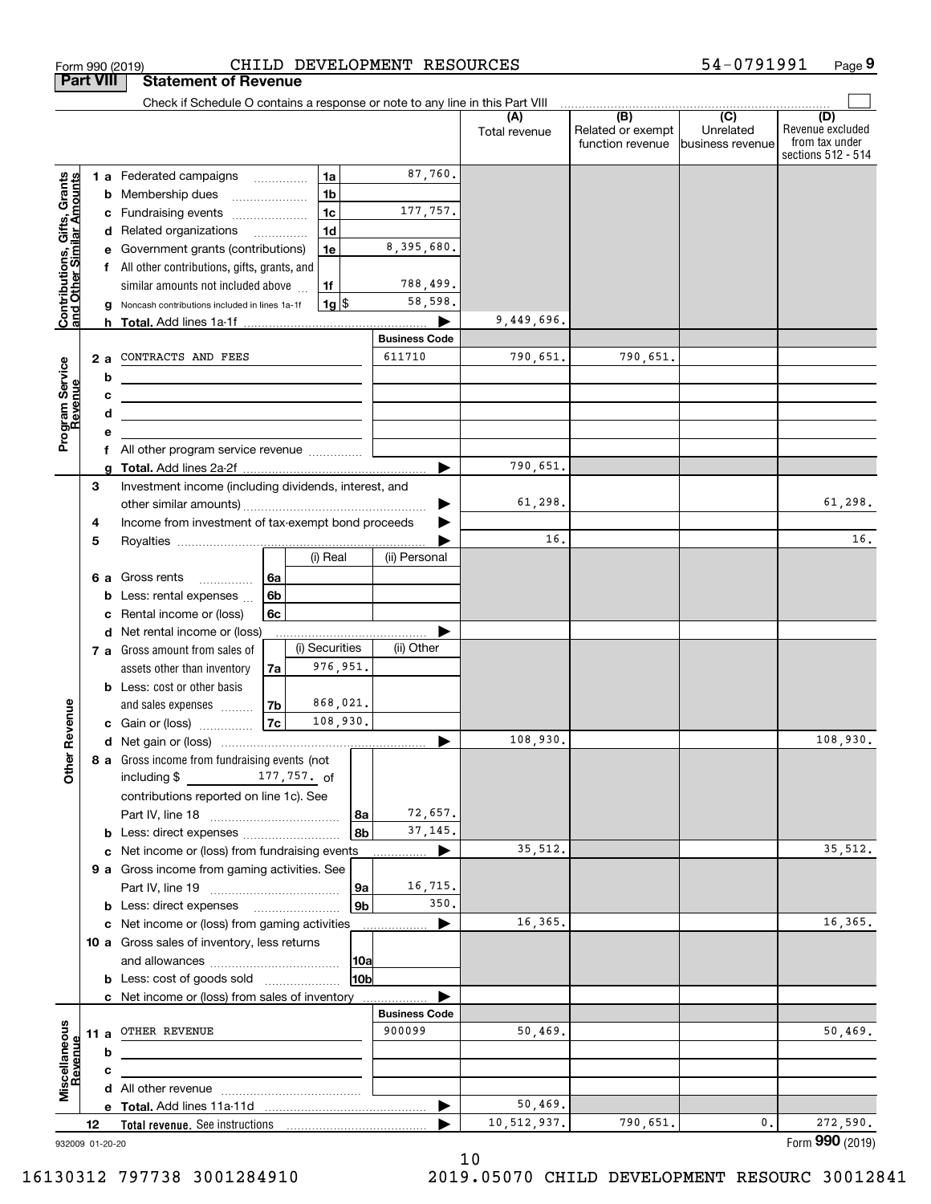Form 990 (2019) CHILD DEVELOPMENT RESOURCES 54-0791991 Page 9

## Part VIII Statement of Revenue

Check if Schedule O contains a response or note to any line in this Part VIII

| | | | | (A) Total revenue | (B) Related or exempt function revenue | (C) Unrelated business revenue | (D) Revenue excluded from tax under sections 512 - 514 |
|---|---|---|---|---|---|---|---|
| **Contributions, Gifts, Grants and Other Similar Amounts** | 1 a Federated campaigns | 1a | 87,760. | | | | |
| | b Membership dues | 1b | | | | | |
| | c Fundraising events | 1c | 177,757. | | | | |
| | d Related organizations | 1d | | | | | |
| | e Government grants (contributions) | 1e | 8,395,680. | | | | |
| | f All other contributions, gifts, grants, and similar amounts not included above | 1f | 788,499. | | | | |
| | g Noncash contributions included in lines 1a-1f | 1g $ | 58,598. | | | | |
| | h **Total.** Add lines 1a-1f | | | 9,449,696. | | | |
| | | | **Business Code** | | | | |
| **Program Service Revenue** | 2 a CONTRACTS AND FEES | | 611710 | 790,651. | 790,651. | | |
| | b | | | | | | |
| | c | | | | | | |
| | d | | | | | | |
| | e | | | | | | |
| | f All other program service revenue | | | | | | |
| | g **Total.** Add lines 2a-2f | | | 790,651. | | | |
| **Other Revenue** | 3 Investment income (including dividends, interest, and other similar amounts) | | | 61,298. | | | 61,298. |
| | 4 Income from investment of tax-exempt bond proceeds | | | | | | |
| | 5 Royalties | | | 16. | | | 16. |
| | | (i) Real | (ii) Personal | | | | |
| | 6 a Gross rents 6a | | | | | | |
| | b Less: rental expenses 6b | | | | | | |
| | c Rental income or (loss) 6c | | | | | | |
| | d Net rental income or (loss) | | | | | | |
| | | (i) Securities | (ii) Other | | | | |
| | 7 a Gross amount from sales of assets other than inventory 7a | 976,951. | | | | | |
| | b Less: cost or other basis and sales expenses 7b | 868,021. | | | | | |
| | c Gain or (loss) 7c | 108,930. | | | | | |
| | d Net gain or (loss) | | | 108,930. | | | 108,930. |
| | 8 a Gross income from fundraising events (not including $ 177,757. of contributions reported on line 1c). See Part IV, line 18 | 8a | 72,657. | | | | |
| | b Less: direct expenses | 8b | 37,145. | | | | |
| | c Net income or (loss) from fundraising events | | | 35,512. | | | 35,512. |
| | 9 a Gross income from gaming activities. See Part IV, line 19 | 9a | 16,715. | | | | |
| | b Less: direct expenses | 9b | 350. | | | | |
| | c Net income or (loss) from gaming activities | | | 16,365. | | | 16,365. |
| | 10 a Gross sales of inventory, less returns and allowances | 10a | | | | | |
| | b Less: cost of goods sold | 10b | | | | | |
| | c Net income or (loss) from sales of inventory | | | | | | |
| | | | **Business Code** | | | | |
| **Miscellaneous Revenue** | 11 a OTHER REVENUE | | 900099 | 50,469. | | | 50,469. |
| | b | | | | | | |
| | c | | | | | | |
| | d All other revenue | | | | | | |
| | e **Total.** Add lines 11a-11d | | | 50,469. | | | |
| | 12 **Total revenue.** See instructions | | | 10,512,937. | 790,651. | 0. | 272,590. |

932009 01-20-20 Form **990** (2019)

16130312 797738 3001284910 2019.05070 CHILD DEVELOPMENT RESOURC 30012841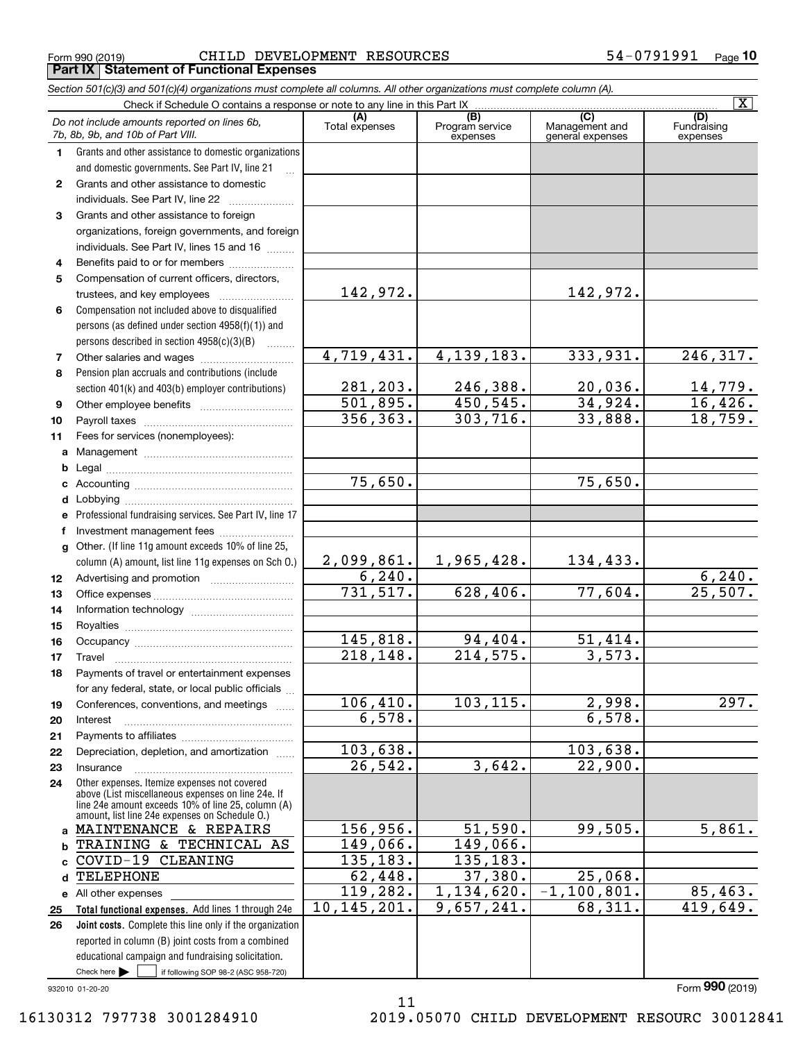Form 990 (2019) CHILD DEVELOPMENT RESOURCES 54-0791991 Page 10

## Part IX Statement of Functional Expenses

*Section 501(c)(3) and 501(c)(4) organizations must complete all columns. All other organizations must complete column (A).*

Check if Schedule O contains a response or note to any line in this Part IX [X]

| | *Do not include amounts reported on lines 6b, 7b, 8b, 9b, and 10b of Part VIII.* | (A) Total expenses | (B) Program service expenses | (C) Management and general expenses | (D) Fundraising expenses |
|---|---|---|---|---|---|
| 1 | Grants and other assistance to domestic organizations and domestic governments. See Part IV, line 21 | | | | |
| 2 | Grants and other assistance to domestic individuals. See Part IV, line 22 | | | | |
| 3 | Grants and other assistance to foreign organizations, foreign governments, and foreign individuals. See Part IV, lines 15 and 16 | | | | |
| 4 | Benefits paid to or for members | | | | |
| 5 | Compensation of current officers, directors, trustees, and key employees | 142,972. | | 142,972. | |
| 6 | Compensation not included above to disqualified persons (as defined under section 4958(f)(1)) and persons described in section 4958(c)(3)(B) | | | | |
| 7 | Other salaries and wages | 4,719,431. | 4,139,183. | 333,931. | 246,317. |
| 8 | Pension plan accruals and contributions (include section 401(k) and 403(b) employer contributions) | 281,203. | 246,388. | 20,036. | 14,779. |
| 9 | Other employee benefits | 501,895. | 450,545. | 34,924. | 16,426. |
| 10 | Payroll taxes | 356,363. | 303,716. | 33,888. | 18,759. |
| 11 | Fees for services (nonemployees): | | | | |
| a | Management | | | | |
| b | Legal | | | | |
| c | Accounting | 75,650. | | 75,650. | |
| d | Lobbying | | | | |
| e | Professional fundraising services. See Part IV, line 17 | | | | |
| f | Investment management fees | | | | |
| g | Other. (If line 11g amount exceeds 10% of line 25, column (A) amount, list line 11g expenses on Sch O.) | 2,099,861. | 1,965,428. | 134,433. | |
| 12 | Advertising and promotion | 6,240. | | | 6,240. |
| 13 | Office expenses | 731,517. | 628,406. | 77,604. | 25,507. |
| 14 | Information technology | | | | |
| 15 | Royalties | | | | |
| 16 | Occupancy | 145,818. | 94,404. | 51,414. | |
| 17 | Travel | 218,148. | 214,575. | 3,573. | |
| 18 | Payments of travel or entertainment expenses for any federal, state, or local public officials | | | | |
| 19 | Conferences, conventions, and meetings | 106,410. | 103,115. | 2,998. | 297. |
| 20 | Interest | 6,578. | | 6,578. | |
| 21 | Payments to affiliates | | | | |
| 22 | Depreciation, depletion, and amortization | 103,638. | | 103,638. | |
| 23 | Insurance | 26,542. | 3,642. | 22,900. | |
| 24 | Other expenses. Itemize expenses not covered above (List miscellaneous expenses on line 24e. If line 24e amount exceeds 10% of line 25, column (A) amount, list line 24e expenses on Schedule O.) | | | | |
| a | MAINTENANCE & REPAIRS | 156,956. | 51,590. | 99,505. | 5,861. |
| b | TRAINING & TECHNICAL AS | 149,066. | 149,066. | | |
| c | COVID-19 CLEANING | 135,183. | 135,183. | | |
| d | TELEPHONE | 62,448. | 37,380. | 25,068. | |
| e | All other expenses | 119,282. | 1,134,620. | -1,100,801. | 85,463. |
| 25 | **Total functional expenses.** Add lines 1 through 24e | 10,145,201. | 9,657,241. | 68,311. | 419,649. |
| 26 | **Joint costs.** Complete this line only if the organization reported in column (B) joint costs from a combined educational campaign and fundraising solicitation. Check here [ ] if following SOP 98-2 (ASC 958-720) | | | | |

932010 01-20-20 Form **990** (2019)

16130312 797738 3001284910 2019.05070 CHILD DEVELOPMENT RESOURC 30012841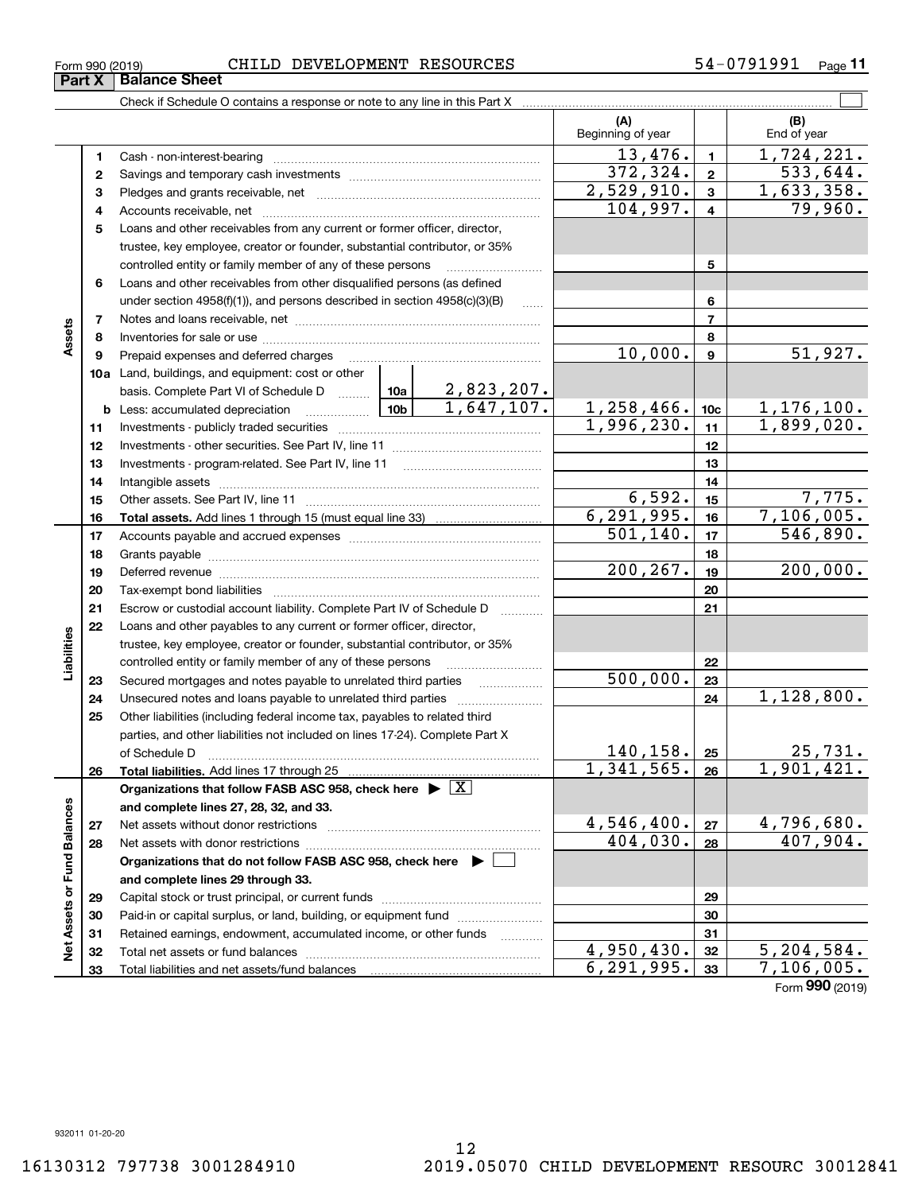Form 990 (2019) CHILD DEVELOPMENT RESOURCES 54-0791991

## Part X Balance Sheet

Check if Schedule O contains a response or note to any line in this Part X

| | | | (A) Beginning of year | | (B) End of year |
|---|---|---|---|---|---|
| **Assets** | 1 | Cash - non-interest-bearing | 13,476. | 1 | 1,724,221. |
| | 2 | Savings and temporary cash investments | 372,324. | 2 | 533,644. |
| | 3 | Pledges and grants receivable, net | 2,529,910. | 3 | 1,633,358. |
| | 4 | Accounts receivable, net | 104,997. | 4 | 79,960. |
| | 5 | Loans and other receivables from any current or former officer, director, trustee, key employee, creator or founder, substantial contributor, or 35% controlled entity or family member of any of these persons | | 5 | |
| | 6 | Loans and other receivables from other disqualified persons (as defined under section 4958(f)(1)), and persons described in section 4958(c)(3)(B) | | 6 | |
| | 7 | Notes and loans receivable, net | | 7 | |
| | 8 | Inventories for sale or use | | 8 | |
| | 9 | Prepaid expenses and deferred charges | 10,000. | 9 | 51,927. |
| | 10a | Land, buildings, and equipment: cost or other basis. Complete Part VI of Schedule D — 10a: 2,823,207. | | | |
| | b | Less: accumulated depreciation — 10b: 1,647,107. | 1,258,466. | 10c | 1,176,100. |
| | 11 | Investments - publicly traded securities | 1,996,230. | 11 | 1,899,020. |
| | 12 | Investments - other securities. See Part IV, line 11 | | 12 | |
| | 13 | Investments - program-related. See Part IV, line 11 | | 13 | |
| | 14 | Intangible assets | | 14 | |
| | 15 | Other assets. See Part IV, line 11 | 6,592. | 15 | 7,775. |
| | 16 | **Total assets.** Add lines 1 through 15 (must equal line 33) | 6,291,995. | 16 | 7,106,005. |
| **Liabilities** | 17 | Accounts payable and accrued expenses | 501,140. | 17 | 546,890. |
| | 18 | Grants payable | | 18 | |
| | 19 | Deferred revenue | 200,267. | 19 | 200,000. |
| | 20 | Tax-exempt bond liabilities | | 20 | |
| | 21 | Escrow or custodial account liability. Complete Part IV of Schedule D | | 21 | |
| | 22 | Loans and other payables to any current or former officer, director, trustee, key employee, creator or founder, substantial contributor, or 35% controlled entity or family member of any of these persons | | 22 | |
| | 23 | Secured mortgages and notes payable to unrelated third parties | 500,000. | 23 | |
| | 24 | Unsecured notes and loans payable to unrelated third parties | | 24 | 1,128,800. |
| | 25 | Other liabilities (including federal income tax, payables to related third parties, and other liabilities not included on lines 17-24). Complete Part X of Schedule D | 140,158. | 25 | 25,731. |
| | 26 | **Total liabilities.** Add lines 17 through 25 | 1,341,565. | 26 | 1,901,421. |
| **Net Assets or Fund Balances** | | **Organizations that follow FASB ASC 958, check here** ▶ [X] **and complete lines 27, 28, 32, and 33.** | | | |
| | 27 | Net assets without donor restrictions | 4,546,400. | 27 | 4,796,680. |
| | 28 | Net assets with donor restrictions | 404,030. | 28 | 407,904. |
| | | **Organizations that do not follow FASB ASC 958, check here** ▶ [ ] **and complete lines 29 through 33.** | | | |
| | 29 | Capital stock or trust principal, or current funds | | 29 | |
| | 30 | Paid-in or capital surplus, or land, building, or equipment fund | | 30 | |
| | 31 | Retained earnings, endowment, accumulated income, or other funds | | 31 | |
| | 32 | Total net assets or fund balances | 4,950,430. | 32 | 5,204,584. |
| | 33 | Total liabilities and net assets/fund balances | 6,291,995. | 33 | 7,106,005. |

Form **990** (2019)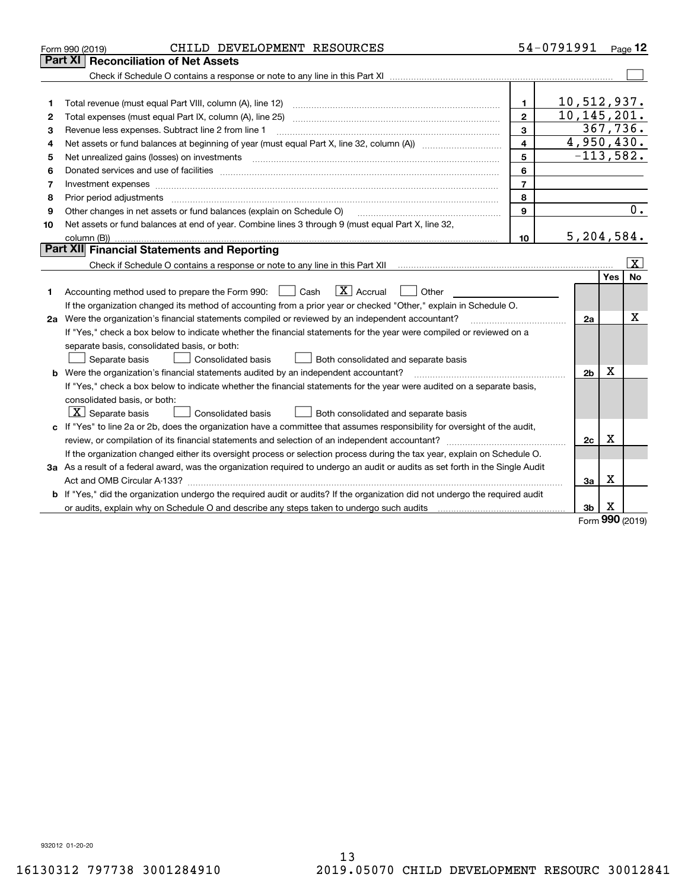Form 990 (2019) CHILD DEVELOPMENT RESOURCES 54-0791991 Page **12**

## Part XI Reconciliation of Net Assets

Check if Schedule O contains a response or note to any line in this Part XI ☐

| | | | |
|---|---|---|---|
| 1 | Total revenue (must equal Part VIII, column (A), line 12) | 1 | 10,512,937. |
| 2 | Total expenses (must equal Part IX, column (A), line 25) | 2 | 10,145,201. |
| 3 | Revenue less expenses. Subtract line 2 from line 1 | 3 | 367,736. |
| 4 | Net assets or fund balances at beginning of year (must equal Part X, line 32, column (A)) | 4 | 4,950,430. |
| 5 | Net unrealized gains (losses) on investments | 5 | -113,582. |
| 6 | Donated services and use of facilities | 6 | |
| 7 | Investment expenses | 7 | |
| 8 | Prior period adjustments | 8 | |
| 9 | Other changes in net assets or fund balances (explain on Schedule O) | 9 | 0. |
| 10 | Net assets or fund balances at end of year. Combine lines 3 through 9 (must equal Part X, line 32, column (B)) | 10 | 5,204,584. |

## Part XII Financial Statements and Reporting

Check if Schedule O contains a response or note to any line in this Part XII ☒

| | | | Yes | No |
|---|---|---|---|---|
| 1 | Accounting method used to prepare the Form 990: ☐ Cash ☒ Accrual ☐ Other<br>If the organization changed its method of accounting from a prior year or checked "Other," explain in Schedule O. | | | |
| 2a | Were the organization's financial statements compiled or reviewed by an independent accountant?<br>If "Yes," check a box below to indicate whether the financial statements for the year were compiled or reviewed on a separate basis, consolidated basis, or both:<br>☐ Separate basis ☐ Consolidated basis ☐ Both consolidated and separate basis | 2a | | X |
| b | Were the organization's financial statements audited by an independent accountant?<br>If "Yes," check a box below to indicate whether the financial statements for the year were audited on a separate basis, consolidated basis, or both:<br>☒ Separate basis ☐ Consolidated basis ☐ Both consolidated and separate basis | 2b | X | |
| c | If "Yes" to line 2a or 2b, does the organization have a committee that assumes responsibility for oversight of the audit, review, or compilation of its financial statements and selection of an independent accountant?<br>If the organization changed either its oversight process or selection process during the tax year, explain on Schedule O. | 2c | X | |
| 3a | As a result of a federal award, was the organization required to undergo an audit or audits as set forth in the Single Audit Act and OMB Circular A-133? | 3a | X | |
| b | If "Yes," did the organization undergo the required audit or audits? If the organization did not undergo the required audit or audits, explain why on Schedule O and describe any steps taken to undergo such audits | 3b | X | |

Form **990** (2019)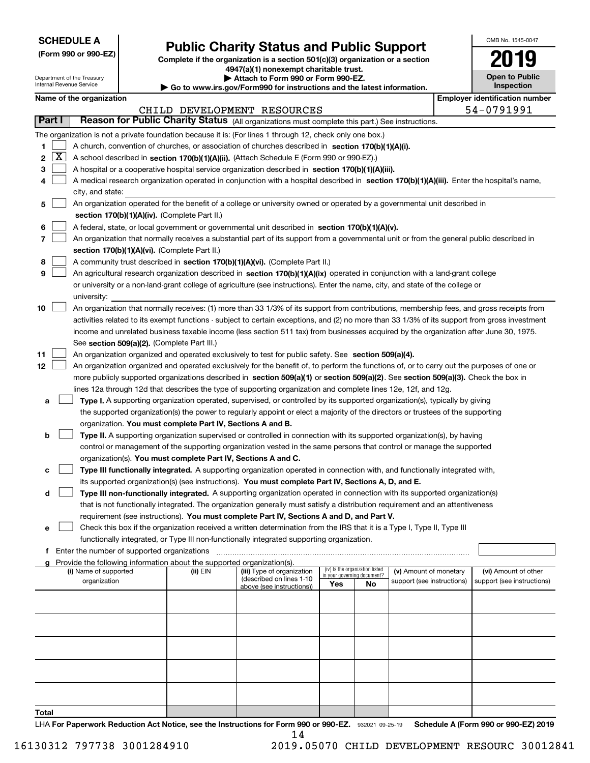**SCHEDULE A**
**(Form 990 or 990-EZ)**

Department of the Treasury
Internal Revenue Service

# Public Charity Status and Public Support

**Complete if the organization is a section 501(c)(3) organization or a section 4947(a)(1) nonexempt charitable trust.**
**▶ Attach to Form 990 or Form 990-EZ.**
**▶ Go to www.irs.gov/Form990 for instructions and the latest information.**

OMB No. 1545-0047

**2019**

**Open to Public Inspection**

**Name of the organization:** CHILD DEVELOPMENT RESOURCES
**Employer identification number:** 54-0791991

## Part I Reason for Public Charity Status (All organizations must complete this part.) See instructions.

The organization is not a private foundation because it is: (For lines 1 through 12, check only one box.)

1. [ ] A church, convention of churches, or association of churches described in **section 170(b)(1)(A)(i).**
2. [X] A school described in **section 170(b)(1)(A)(ii).** (Attach Schedule E (Form 990 or 990-EZ).)
3. [ ] A hospital or a cooperative hospital service organization described in **section 170(b)(1)(A)(iii).**
4. [ ] A medical research organization operated in conjunction with a hospital described in **section 170(b)(1)(A)(iii).** Enter the hospital's name, city, and state:
5. [ ] An organization operated for the benefit of a college or university owned or operated by a governmental unit described in **section 170(b)(1)(A)(iv).** (Complete Part II.)
6. [ ] A federal, state, or local government or governmental unit described in **section 170(b)(1)(A)(v).**
7. [ ] An organization that normally receives a substantial part of its support from a governmental unit or from the general public described in **section 170(b)(1)(A)(vi).** (Complete Part II.)
8. [ ] A community trust described in **section 170(b)(1)(A)(vi).** (Complete Part II.)
9. [ ] An agricultural research organization described in **section 170(b)(1)(A)(ix)** operated in conjunction with a land-grant college or university or a non-land-grant college of agriculture (see instructions). Enter the name, city, and state of the college or university:
10. [ ] An organization that normally receives: (1) more than 33 1/3% of its support from contributions, membership fees, and gross receipts from activities related to its exempt functions - subject to certain exceptions, and (2) no more than 33 1/3% of its support from gross investment income and unrelated business taxable income (less section 511 tax) from businesses acquired by the organization after June 30, 1975. See **section 509(a)(2).** (Complete Part III.)
11. [ ] An organization organized and operated exclusively to test for public safety. See **section 509(a)(4).**
12. [ ] An organization organized and operated exclusively for the benefit of, to perform the functions of, or to carry out the purposes of one or more publicly supported organizations described in **section 509(a)(1)** or **section 509(a)(2).** See **section 509(a)(3).** Check the box in lines 12a through 12d that describes the type of supporting organization and complete lines 12e, 12f, and 12g.
   - **a** [ ] **Type I.** A supporting organization operated, supervised, or controlled by its supported organization(s), typically by giving the supported organization(s) the power to regularly appoint or elect a majority of the directors or trustees of the supporting organization. **You must complete Part IV, Sections A and B.**
   - **b** [ ] **Type II.** A supporting organization supervised or controlled in connection with its supported organization(s), by having control or management of the supporting organization vested in the same persons that control or manage the supported organization(s). **You must complete Part IV, Sections A and C.**
   - **c** [ ] **Type III functionally integrated.** A supporting organization operated in connection with, and functionally integrated with, its supported organization(s) (see instructions). **You must complete Part IV, Sections A, D, and E.**
   - **d** [ ] **Type III non-functionally integrated.** A supporting organization operated in connection with its supported organization(s) that is not functionally integrated. The organization generally must satisfy a distribution requirement and an attentiveness requirement (see instructions). **You must complete Part IV, Sections A and D, and Part V.**
   - **e** [ ] Check this box if the organization received a written determination from the IRS that it is a Type I, Type II, Type III functionally integrated, or Type III non-functionally integrated supporting organization.
   - **f** Enter the number of supported organizations
   - **g** Provide the following information about the supported organization(s).

| (i) Name of supported organization | (ii) EIN | (iii) Type of organization (described on lines 1-10 above (see instructions)) | (iv) Is the organization listed in your governing document? Yes | No | (v) Amount of monetary support (see instructions) | (vi) Amount of other support (see instructions) |
|---|---|---|---|---|---|---|
| | | | | | | |
| | | | | | | |
| | | | | | | |
| | | | | | | |
| | | | | | | |
| **Total** | | | | | | |

LHA **For Paperwork Reduction Act Notice, see the Instructions for Form 990 or 990-EZ.** 932021 09-25-19 **Schedule A (Form 990 or 990-EZ) 2019**

16130312 797738 3001284910 2019.05070 CHILD DEVELOPMENT RESOURC 30012841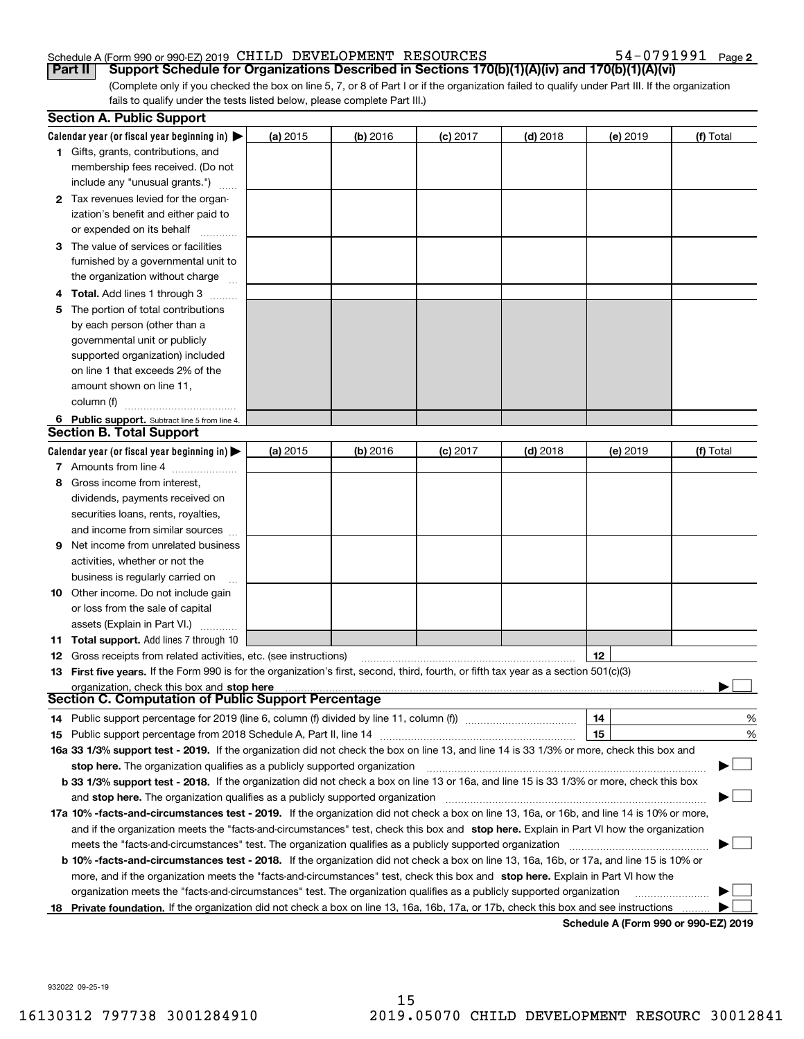Schedule A (Form 990 or 990-EZ) 2019 CHILD DEVELOPMENT RESOURCES 54-0791991 Page 2

**Part II** **Support Schedule for Organizations Described in Sections 170(b)(1)(A)(iv) and 170(b)(1)(A)(vi)**

(Complete only if you checked the box on line 5, 7, or 8 of Part I or if the organization failed to qualify under Part III. If the organization fails to qualify under the tests listed below, please complete Part III.)

## Section A. Public Support

| Calendar year (or fiscal year beginning in) ▶ | (a) 2015 | (b) 2016 | (c) 2017 | (d) 2018 | (e) 2019 | (f) Total |
|---|---|---|---|---|---|---|
| **1** Gifts, grants, contributions, and membership fees received. (Do not include any "unusual grants.") | | | | | | |
| **2** Tax revenues levied for the organization's benefit and either paid to or expended on its behalf | | | | | | |
| **3** The value of services or facilities furnished by a governmental unit to the organization without charge | | | | | | |
| **4 Total.** Add lines 1 through 3 | | | | | | |
| **5** The portion of total contributions by each person (other than a governmental unit or publicly supported organization) included on line 1 that exceeds 2% of the amount shown on line 11, column (f) | | | | | | |
| **6 Public support.** Subtract line 5 from line 4. | | | | | | |

## Section B. Total Support

| Calendar year (or fiscal year beginning in) ▶ | (a) 2015 | (b) 2016 | (c) 2017 | (d) 2018 | (e) 2019 | (f) Total |
|---|---|---|---|---|---|---|
| **7** Amounts from line 4 | | | | | | |
| **8** Gross income from interest, dividends, payments received on securities loans, rents, royalties, and income from similar sources | | | | | | |
| **9** Net income from unrelated business activities, whether or not the business is regularly carried on | | | | | | |
| **10** Other income. Do not include gain or loss from the sale of capital assets (Explain in Part VI.) | | | | | | |
| **11 Total support.** Add lines 7 through 10 | | | | | | |

**12** Gross receipts from related activities, etc. (see instructions) **12**

**13 First five years.** If the Form 990 is for the organization's first, second, third, fourth, or fifth tax year as a section 501(c)(3) organization, check this box and **stop here** ▶ ☐

## Section C. Computation of Public Support Percentage

**14** Public support percentage for 2019 (line 6, column (f) divided by line 11, column (f)) **14** %

**15** Public support percentage from 2018 Schedule A, Part II, line 14 **15** %

**16a 33 1/3% support test - 2019.** If the organization did not check the box on line 13, and line 14 is 33 1/3% or more, check this box and **stop here.** The organization qualifies as a publicly supported organization ▶ ☐

**b 33 1/3% support test - 2018.** If the organization did not check a box on line 13 or 16a, and line 15 is 33 1/3% or more, check this box and **stop here.** The organization qualifies as a publicly supported organization ▶ ☐

**17a 10% -facts-and-circumstances test - 2019.** If the organization did not check a box on line 13, 16a, or 16b, and line 14 is 10% or more, and if the organization meets the "facts-and-circumstances" test, check this box and **stop here.** Explain in Part VI how the organization meets the "facts-and-circumstances" test. The organization qualifies as a publicly supported organization ▶ ☐

**b 10% -facts-and-circumstances test - 2018.** If the organization did not check a box on line 13, 16a, 16b, or 17a, and line 15 is 10% or more, and if the organization meets the "facts-and-circumstances" test, check this box and **stop here.** Explain in Part VI how the organization meets the "facts-and-circumstances" test. The organization qualifies as a publicly supported organization ▶ ☐

**18 Private foundation.** If the organization did not check a box on line 13, 16a, 16b, 17a, or 17b, check this box and see instructions ▶ ☐

**Schedule A (Form 990 or 990-EZ) 2019**

932022 09-25-19

16130312 797738 3001284910 2019.05070 CHILD DEVELOPMENT RESOURC 30012841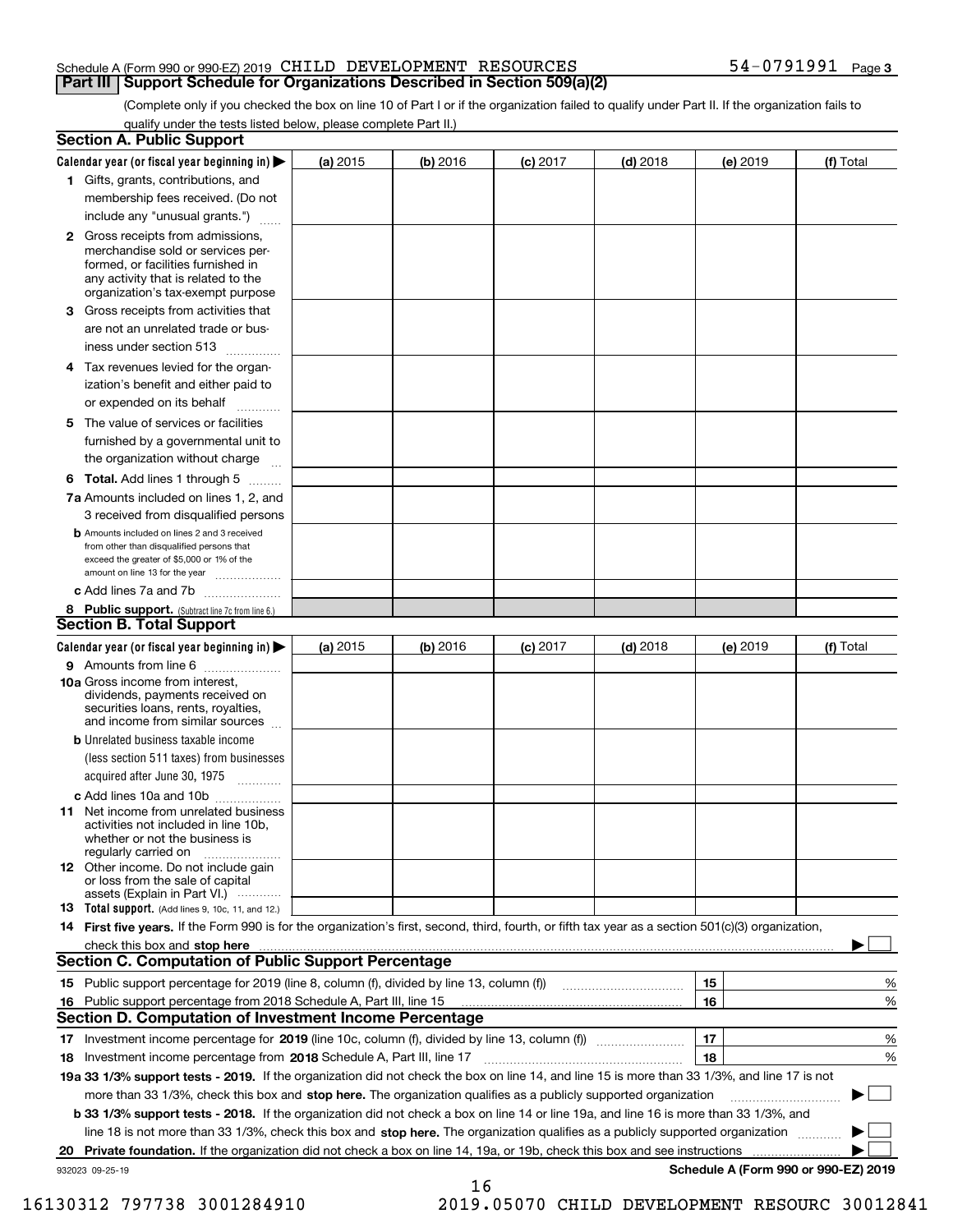Schedule A (Form 990 or 990-EZ) 2019 CHILD DEVELOPMENT RESOURCES 54-0791991 Page 3

## Part III Support Schedule for Organizations Described in Section 509(a)(2)

(Complete only if you checked the box on line 10 of Part I or if the organization failed to qualify under Part II. If the organization fails to qualify under the tests listed below, please complete Part II.)

### Section A. Public Support

| Calendar year (or fiscal year beginning in) ▶ | (a) 2015 | (b) 2016 | (c) 2017 | (d) 2018 | (e) 2019 | (f) Total |
|---|---|---|---|---|---|---|
| 1 Gifts, grants, contributions, and membership fees received. (Do not include any "unusual grants.") | | | | | | |
| 2 Gross receipts from admissions, merchandise sold or services performed, or facilities furnished in any activity that is related to the organization's tax-exempt purpose | | | | | | |
| 3 Gross receipts from activities that are not an unrelated trade or business under section 513 | | | | | | |
| 4 Tax revenues levied for the organization's benefit and either paid to or expended on its behalf | | | | | | |
| 5 The value of services or facilities furnished by a governmental unit to the organization without charge | | | | | | |
| 6 **Total.** Add lines 1 through 5 | | | | | | |
| 7a Amounts included on lines 1, 2, and 3 received from disqualified persons | | | | | | |
| b Amounts included on lines 2 and 3 received from other than disqualified persons that exceed the greater of $5,000 or 1% of the amount on line 13 for the year | | | | | | |
| c Add lines 7a and 7b | | | | | | |
| 8 **Public support.** (Subtract line 7c from line 6.) | | | | | | |

### Section B. Total Support

| Calendar year (or fiscal year beginning in) ▶ | (a) 2015 | (b) 2016 | (c) 2017 | (d) 2018 | (e) 2019 | (f) Total |
|---|---|---|---|---|---|---|
| 9 Amounts from line 6 | | | | | | |
| 10a Gross income from interest, dividends, payments received on securities loans, rents, royalties, and income from similar sources | | | | | | |
| b Unrelated business taxable income (less section 511 taxes) from businesses acquired after June 30, 1975 | | | | | | |
| c Add lines 10a and 10b | | | | | | |
| 11 Net income from unrelated business activities not included in line 10b, whether or not the business is regularly carried on | | | | | | |
| 12 Other income. Do not include gain or loss from the sale of capital assets (Explain in Part VI.) | | | | | | |
| 13 **Total support.** (Add lines 9, 10c, 11, and 12.) | | | | | | |

14 **First five years.** If the Form 990 is for the organization's first, second, third, fourth, or fifth tax year as a section 501(c)(3) organization, check this box and **stop here** ▶ ☐

### Section C. Computation of Public Support Percentage

| | | | |
|---|---|---|---|
| 15 | Public support percentage for 2019 (line 8, column (f), divided by line 13, column (f)) | 15 | % |
| 16 | Public support percentage from 2018 Schedule A, Part III, line 15 | 16 | % |

### Section D. Computation of Investment Income Percentage

| | | | |
|---|---|---|---|
| 17 | Investment income percentage for **2019** (line 10c, column (f), divided by line 13, column (f)) | 17 | % |
| 18 | Investment income percentage from **2018** Schedule A, Part III, line 17 | 18 | % |

**19a 33 1/3% support tests - 2019.** If the organization did not check the box on line 14, and line 15 is more than 33 1/3%, and line 17 is not more than 33 1/3%, check this box and **stop here.** The organization qualifies as a publicly supported organization ▶ ☐

**b 33 1/3% support tests - 2018.** If the organization did not check a box on line 14 or line 19a, and line 16 is more than 33 1/3%, and line 18 is not more than 33 1/3%, check this box and **stop here.** The organization qualifies as a publicly supported organization ▶ ☐

**20 Private foundation.** If the organization did not check a box on line 14, 19a, or 19b, check this box and see instructions ▶ ☐

932023 09-25-19 **Schedule A (Form 990 or 990-EZ) 2019**

16130312 797738 3001284910 2019.05070 CHILD DEVELOPMENT RESOURC 30012841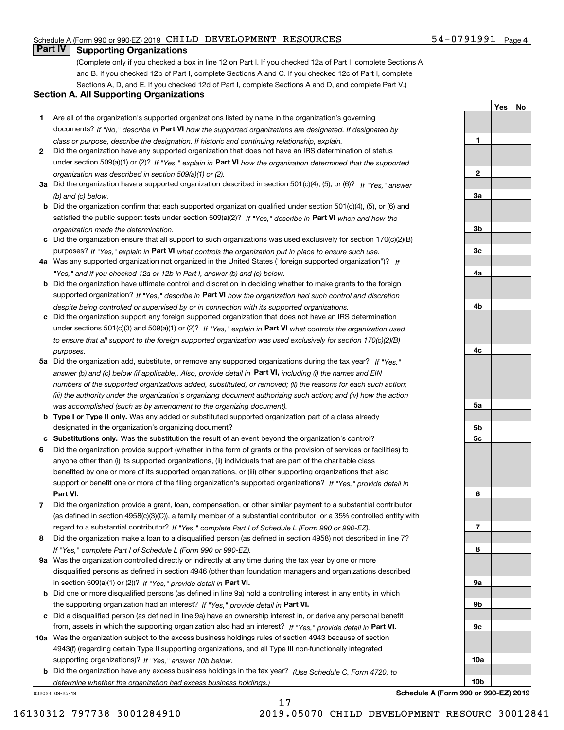Schedule A (Form 990 or 990-EZ) 2019 CHILD DEVELOPMENT RESOURCES 54-0791991 Page 4

## Part IV Supporting Organizations

(Complete only if you checked a box in line 12 on Part I. If you checked 12a of Part I, complete Sections A and B. If you checked 12b of Part I, complete Sections A and C. If you checked 12c of Part I, complete Sections A, D, and E. If you checked 12d of Part I, complete Sections A and D, and complete Part V.)

### Section A. All Supporting Organizations

| | | Line | Yes | No |
|---|---|---|---|---|
| **1** | Are all of the organization's supported organizations listed by name in the organization's governing documents? *If "No," describe in* **Part VI** *how the supported organizations are designated. If designated by class or purpose, describe the designation. If historic and continuing relationship, explain.* | **1** | | |
| **2** | Did the organization have any supported organization that does not have an IRS determination of status under section 509(a)(1) or (2)? *If "Yes," explain in* **Part VI** *how the organization determined that the supported organization was described in section 509(a)(1) or (2).* | **2** | | |
| **3a** | Did the organization have a supported organization described in section 501(c)(4), (5), or (6)? *If "Yes," answer (b) and (c) below.* | **3a** | | |
| **b** | Did the organization confirm that each supported organization qualified under section 501(c)(4), (5), or (6) and satisfied the public support tests under section 509(a)(2)? *If "Yes," describe in* **Part VI** *when and how the organization made the determination.* | **3b** | | |
| **c** | Did the organization ensure that all support to such organizations was used exclusively for section 170(c)(2)(B) purposes? *If "Yes," explain in* **Part VI** *what controls the organization put in place to ensure such use.* | **3c** | | |
| **4a** | Was any supported organization not organized in the United States ("foreign supported organization")? *If "Yes," and if you checked 12a or 12b in Part I, answer (b) and (c) below.* | **4a** | | |
| **b** | Did the organization have ultimate control and discretion in deciding whether to make grants to the foreign supported organization? *If "Yes," describe in* **Part VI** *how the organization had such control and discretion despite being controlled or supervised by or in connection with its supported organizations.* | **4b** | | |
| **c** | Did the organization support any foreign supported organization that does not have an IRS determination under sections 501(c)(3) and 509(a)(1) or (2)? *If "Yes," explain in* **Part VI** *what controls the organization used to ensure that all support to the foreign supported organization was used exclusively for section 170(c)(2)(B) purposes.* | **4c** | | |
| **5a** | Did the organization add, substitute, or remove any supported organizations during the tax year? *If "Yes," answer (b) and (c) below (if applicable). Also, provide detail in* **Part VI,** *including (i) the names and EIN numbers of the supported organizations added, substituted, or removed; (ii) the reasons for each such action; (iii) the authority under the organization's organizing document authorizing such action; and (iv) how the action was accomplished (such as by amendment to the organizing document).* | **5a** | | |
| **b** | **Type I or Type II only.** Was any added or substituted supported organization part of a class already designated in the organization's organizing document? | **5b** | | |
| **c** | **Substitutions only.** Was the substitution the result of an event beyond the organization's control? | **5c** | | |
| **6** | Did the organization provide support (whether in the form of grants or the provision of services or facilities) to anyone other than (i) its supported organizations, (ii) individuals that are part of the charitable class benefited by one or more of its supported organizations, or (iii) other supporting organizations that also support or benefit one or more of the filing organization's supported organizations? *If "Yes," provide detail in* **Part VI.** | **6** | | |
| **7** | Did the organization provide a grant, loan, compensation, or other similar payment to a substantial contributor (as defined in section 4958(c)(3)(C)), a family member of a substantial contributor, or a 35% controlled entity with regard to a substantial contributor? *If "Yes," complete Part I of Schedule L (Form 990 or 990-EZ).* | **7** | | |
| **8** | Did the organization make a loan to a disqualified person (as defined in section 4958) not described in line 7? *If "Yes," complete Part I of Schedule L (Form 990 or 990-EZ).* | **8** | | |
| **9a** | Was the organization controlled directly or indirectly at any time during the tax year by one or more disqualified persons as defined in section 4946 (other than foundation managers and organizations described in section 509(a)(1) or (2))? *If "Yes," provide detail in* **Part VI.** | **9a** | | |
| **b** | Did one or more disqualified persons (as defined in line 9a) hold a controlling interest in any entity in which the supporting organization had an interest? *If "Yes," provide detail in* **Part VI.** | **9b** | | |
| **c** | Did a disqualified person (as defined in line 9a) have an ownership interest in, or derive any personal benefit from, assets in which the supporting organization also had an interest? *If "Yes," provide detail in* **Part VI.** | **9c** | | |
| **10a** | Was the organization subject to the excess business holdings rules of section 4943 because of section 4943(f) (regarding certain Type II supporting organizations, and all Type III non-functionally integrated supporting organizations)? *If "Yes," answer 10b below.* | **10a** | | |
| **b** | Did the organization have any excess business holdings in the tax year? *(Use Schedule C, Form 4720, to determine whether the organization had excess business holdings.)* | **10b** | | |

932024 09-25-19 **Schedule A (Form 990 or 990-EZ) 2019**

16130312 797738 3001284910 2019.05070 CHILD DEVELOPMENT RESOURC 30012841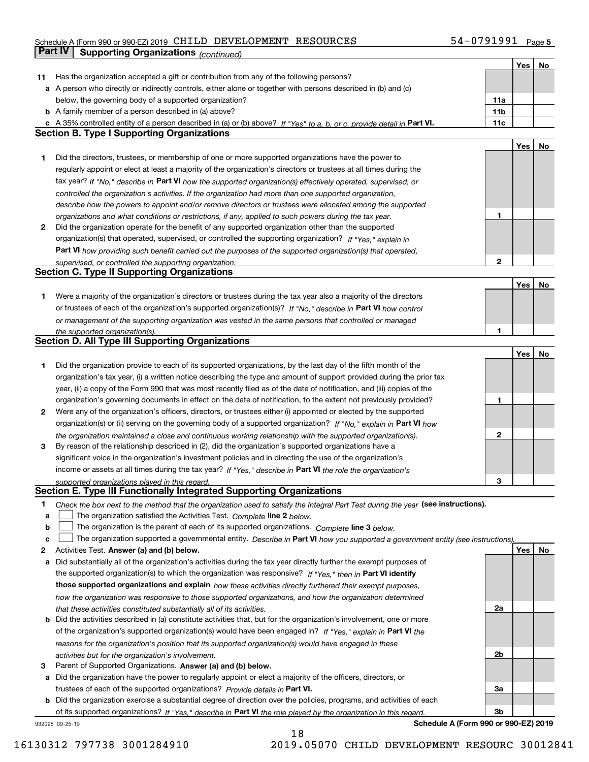Schedule A (Form 990 or 990-EZ) 2019 CHILD DEVELOPMENT RESOURCES 54-0791991

## Part IV Supporting Organizations *(continued)*

| | | | Yes | No |
|---|---|---|---|---|
| **11** | Has the organization accepted a gift or contribution from any of the following persons? | | | |
| **a** | A person who directly or indirectly controls, either alone or together with persons described in (b) and (c) below, the governing body of a supported organization? | **11a** | | |
| **b** | A family member of a person described in (a) above? | **11b** | | |
| **c** | A 35% controlled entity of a person described in (a) or (b) above? *If "Yes" to a, b, or c, provide detail in* **Part VI.** | **11c** | | |

### Section B. Type I Supporting Organizations

| | | | Yes | No |
|---|---|---|---|---|
| **1** | Did the directors, trustees, or membership of one or more supported organizations have the power to regularly appoint or elect at least a majority of the organization's directors or trustees at all times during the tax year? *If "No," describe in* **Part VI** *how the supported organization(s) effectively operated, supervised, or controlled the organization's activities. If the organization had more than one supported organization, describe how the powers to appoint and/or remove directors or trustees were allocated among the supported organizations and what conditions or restrictions, if any, applied to such powers during the tax year.* | **1** | | |
| **2** | Did the organization operate for the benefit of any supported organization other than the supported organization(s) that operated, supervised, or controlled the supporting organization? *If "Yes," explain in* **Part VI** *how providing such benefit carried out the purposes of the supported organization(s) that operated, supervised, or controlled the supporting organization.* | **2** | | |

### Section C. Type II Supporting Organizations

| | | | Yes | No |
|---|---|---|---|---|
| **1** | Were a majority of the organization's directors or trustees during the tax year also a majority of the directors or trustees of each of the organization's supported organization(s)? *If "No," describe in* **Part VI** *how control or management of the supporting organization was vested in the same persons that controlled or managed the supported organization(s).* | **1** | | |

### Section D. All Type III Supporting Organizations

| | | | Yes | No |
|---|---|---|---|---|
| **1** | Did the organization provide to each of its supported organizations, by the last day of the fifth month of the organization's tax year, (i) a written notice describing the type and amount of support provided during the prior tax year, (ii) a copy of the Form 990 that was most recently filed as of the date of notification, and (iii) copies of the organization's governing documents in effect on the date of notification, to the extent not previously provided? | **1** | | |
| **2** | Were any of the organization's officers, directors, or trustees either (i) appointed or elected by the supported organization(s) or (ii) serving on the governing body of a supported organization? *If "No," explain in* **Part VI** *how the organization maintained a close and continuous working relationship with the supported organization(s).* | **2** | | |
| **3** | By reason of the relationship described in (2), did the organization's supported organizations have a significant voice in the organization's investment policies and in directing the use of the organization's income or assets at all times during the tax year? *If "Yes," describe in* **Part VI** *the role the organization's supported organizations played in this regard.* | **3** | | |

### Section E. Type III Functionally Integrated Supporting Organizations

**1** *Check the box next to the method that the organization used to satisfy the Integral Part Test during the year* **(see instructions).**

**a** ☐ The organization satisfied the Activities Test. *Complete* **line 2** *below.*

**b** ☐ The organization is the parent of each of its supported organizations. *Complete* **line 3** *below.*

**c** ☐ The organization supported a governmental entity. *Describe in* **Part VI** *how you supported a government entity (see instructions).*

| | | | Yes | No |
|---|---|---|---|---|
| **2** | Activities Test. **Answer (a) and (b) below.** | | | |
| **a** | Did substantially all of the organization's activities during the tax year directly further the exempt purposes of the supported organization(s) to which the organization was responsive? *If "Yes," then in* **Part VI identify those supported organizations and explain** *how these activities directly furthered their exempt purposes, how the organization was responsive to those supported organizations, and how the organization determined that these activities constituted substantially all of its activities.* | **2a** | | |
| **b** | Did the activities described in (a) constitute activities that, but for the organization's involvement, one or more of the organization's supported organization(s) would have been engaged in? *If "Yes," explain in* **Part VI** *the reasons for the organization's position that its supported organization(s) would have engaged in these activities but for the organization's involvement.* | **2b** | | |
| **3** | Parent of Supported Organizations. **Answer (a) and (b) below.** | | | |
| **a** | Did the organization have the power to regularly appoint or elect a majority of the officers, directors, or trustees of each of the supported organizations? *Provide details in* **Part VI.** | **3a** | | |
| **b** | Did the organization exercise a substantial degree of direction over the policies, programs, and activities of each of its supported organizations? *If "Yes," describe in* **Part VI** *the role played by the organization in this regard.* | **3b** | | |

932025 09-25-19 **Schedule A (Form 990 or 990-EZ) 2019**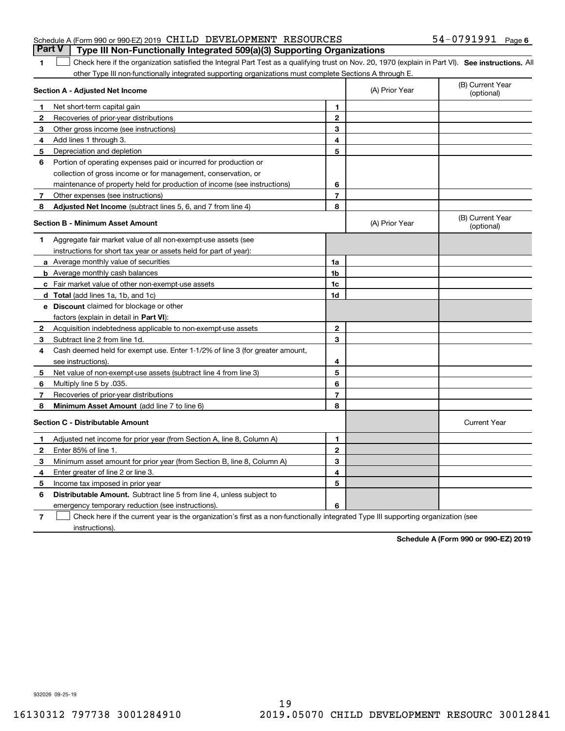Schedule A (Form 990 or 990-EZ) 2019 CHILD DEVELOPMENT RESOURCES 54-0791991 Page 6

**Part V | Type III Non-Functionally Integrated 509(a)(3) Supporting Organizations**

**1** ☐ Check here if the organization satisfied the Integral Part Test as a qualifying trust on Nov. 20, 1970 (explain in Part VI). **See instructions.** All other Type III non-functionally integrated supporting organizations must complete Sections A through E.

| **Section A - Adjusted Net Income** | | | (A) Prior Year | (B) Current Year (optional) |
|---|---|---|---|---|
| 1 | Net short-term capital gain | 1 | | |
| 2 | Recoveries of prior-year distributions | 2 | | |
| 3 | Other gross income (see instructions) | 3 | | |
| 4 | Add lines 1 through 3. | 4 | | |
| 5 | Depreciation and depletion | 5 | | |
| 6 | Portion of operating expenses paid or incurred for production or collection of gross income or for management, conservation, or maintenance of property held for production of income (see instructions) | 6 | | |
| 7 | Other expenses (see instructions) | 7 | | |
| 8 | **Adjusted Net Income** (subtract lines 5, 6, and 7 from line 4) | 8 | | |

| **Section B - Minimum Asset Amount** | | | (A) Prior Year | (B) Current Year (optional) |
|---|---|---|---|---|
| 1 | Aggregate fair market value of all non-exempt-use assets (see instructions for short tax year or assets held for part of year): | | | |
| a | Average monthly value of securities | 1a | | |
| b | Average monthly cash balances | 1b | | |
| c | Fair market value of other non-exempt-use assets | 1c | | |
| d | **Total** (add lines 1a, 1b, and 1c) | 1d | | |
| e | **Discount** claimed for blockage or other factors (explain in detail in **Part VI**): | | | |
| 2 | Acquisition indebtedness applicable to non-exempt-use assets | 2 | | |
| 3 | Subtract line 2 from line 1d. | 3 | | |
| 4 | Cash deemed held for exempt use. Enter 1-1/2% of line 3 (for greater amount, see instructions). | 4 | | |
| 5 | Net value of non-exempt-use assets (subtract line 4 from line 3) | 5 | | |
| 6 | Multiply line 5 by .035. | 6 | | |
| 7 | Recoveries of prior-year distributions | 7 | | |
| 8 | **Minimum Asset Amount** (add line 7 to line 6) | 8 | | |

| **Section C - Distributable Amount** | | | | Current Year |
|---|---|---|---|---|
| 1 | Adjusted net income for prior year (from Section A, line 8, Column A) | 1 | | |
| 2 | Enter 85% of line 1. | 2 | | |
| 3 | Minimum asset amount for prior year (from Section B, line 8, Column A) | 3 | | |
| 4 | Enter greater of line 2 or line 3. | 4 | | |
| 5 | Income tax imposed in prior year | 5 | | |
| 6 | **Distributable Amount.** Subtract line 5 from line 4, unless subject to emergency temporary reduction (see instructions). | 6 | | |

**7** ☐ Check here if the current year is the organization's first as a non-functionally integrated Type III supporting organization (see instructions).

**Schedule A (Form 990 or 990-EZ) 2019**

932026 09-25-19

16130312 797738 3001284910 2019.05070 CHILD DEVELOPMENT RESOURC 30012841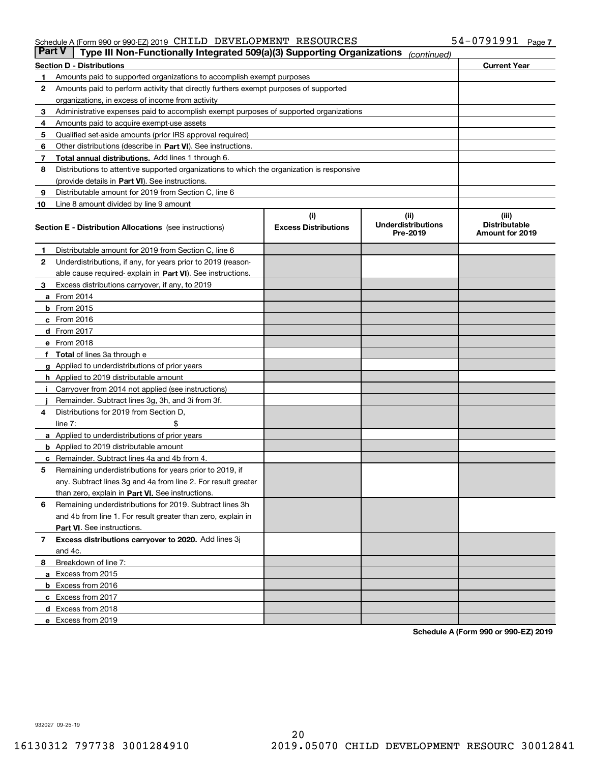Schedule A (Form 990 or 990-EZ) 2019 CHILD DEVELOPMENT RESOURCES 54-0791991 Page 7

**Part V | Type III Non-Functionally Integrated 509(a)(3) Supporting Organizations** *(continued)*

| Section D - Distributions | | Current Year |
|---|---|---|
| 1 | Amounts paid to supported organizations to accomplish exempt purposes | |
| 2 | Amounts paid to perform activity that directly furthers exempt purposes of supported organizations, in excess of income from activity | |
| 3 | Administrative expenses paid to accomplish exempt purposes of supported organizations | |
| 4 | Amounts paid to acquire exempt-use assets | |
| 5 | Qualified set-aside amounts (prior IRS approval required) | |
| 6 | Other distributions (describe in **Part VI**). See instructions. | |
| 7 | **Total annual distributions.** Add lines 1 through 6. | |
| 8 | Distributions to attentive supported organizations to which the organization is responsive (provide details in **Part VI**). See instructions. | |
| 9 | Distributable amount for 2019 from Section C, line 6 | |
| 10 | Line 8 amount divided by line 9 amount | |

| **Section E - Distribution Allocations** (see instructions) | (i) Excess Distributions | (ii) Underdistributions Pre-2019 | (iii) Distributable Amount for 2019 |
|---|---|---|---|
| **1** Distributable amount for 2019 from Section C, line 6 | | | |
| **2** Underdistributions, if any, for years prior to 2019 (reasonable cause required- explain in **Part VI**). See instructions. | | | |
| **3** Excess distributions carryover, if any, to 2019 | | | |
| **a** From 2014 | | | |
| **b** From 2015 | | | |
| **c** From 2016 | | | |
| **d** From 2017 | | | |
| **e** From 2018 | | | |
| **f** **Total** of lines 3a through e | | | |
| **g** Applied to underdistributions of prior years | | | |
| **h** Applied to 2019 distributable amount | | | |
| **i** Carryover from 2014 not applied (see instructions) | | | |
| **j** Remainder. Subtract lines 3g, 3h, and 3i from 3f. | | | |
| **4** Distributions for 2019 from Section D, line 7: $ | | | |
| **a** Applied to underdistributions of prior years | | | |
| **b** Applied to 2019 distributable amount | | | |
| **c** Remainder. Subtract lines 4a and 4b from 4. | | | |
| **5** Remaining underdistributions for years prior to 2019, if any. Subtract lines 3g and 4a from line 2. For result greater than zero, explain in **Part VI.** See instructions. | | | |
| **6** Remaining underdistributions for 2019. Subtract lines 3h and 4b from line 1. For result greater than zero, explain in **Part VI**. See instructions. | | | |
| **7** **Excess distributions carryover to 2020.** Add lines 3j and 4c. | | | |
| **8** Breakdown of line 7: | | | |
| **a** Excess from 2015 | | | |
| **b** Excess from 2016 | | | |
| **c** Excess from 2017 | | | |
| **d** Excess from 2018 | | | |
| **e** Excess from 2019 | | | |

**Schedule A (Form 990 or 990-EZ) 2019**

932027 09-25-19

16130312 797738 3001284910 2019.05070 CHILD DEVELOPMENT RESOURC 30012841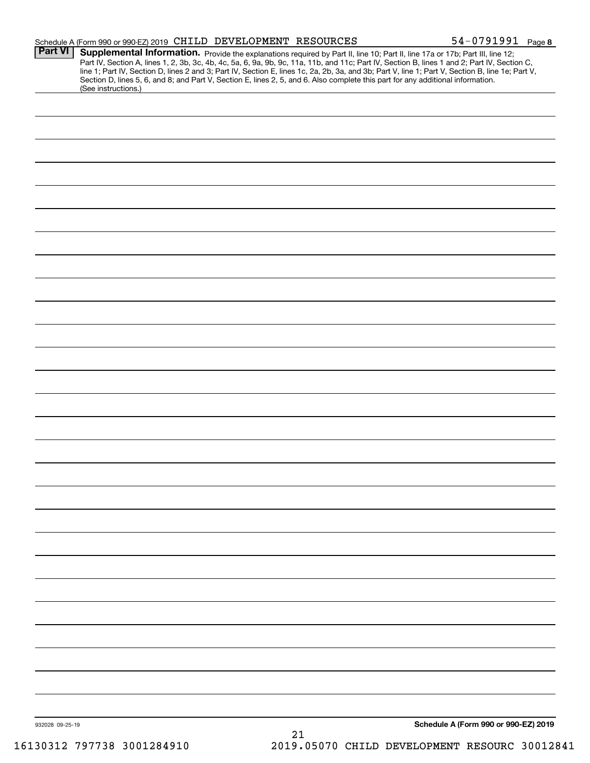Schedule A (Form 990 or 990-EZ) 2019 CHILD DEVELOPMENT RESOURCES 54-0791991 Page **8**

## Part VI Supplemental Information.

Provide the explanations required by Part II, line 10; Part II, line 17a or 17b; Part III, line 12; Part IV, Section A, lines 1, 2, 3b, 3c, 4b, 4c, 5a, 6, 9a, 9b, 9c, 11a, 11b, and 11c; Part IV, Section B, lines 1 and 2; Part IV, Section C, line 1; Part IV, Section D, lines 2 and 3; Part IV, Section E, lines 1c, 2a, 2b, 3a, and 3b; Part V, line 1; Part V, Section B, line 1e; Part V, Section D, lines 5, 6, and 8; and Part V, Section E, lines 2, 5, and 6. Also complete this part for any additional information. (See instructions.)

932028 09-25-19

**Schedule A (Form 990 or 990-EZ) 2019**

16130312 797738 3001284910 2019.05070 CHILD DEVELOPMENT RESOURC 30012841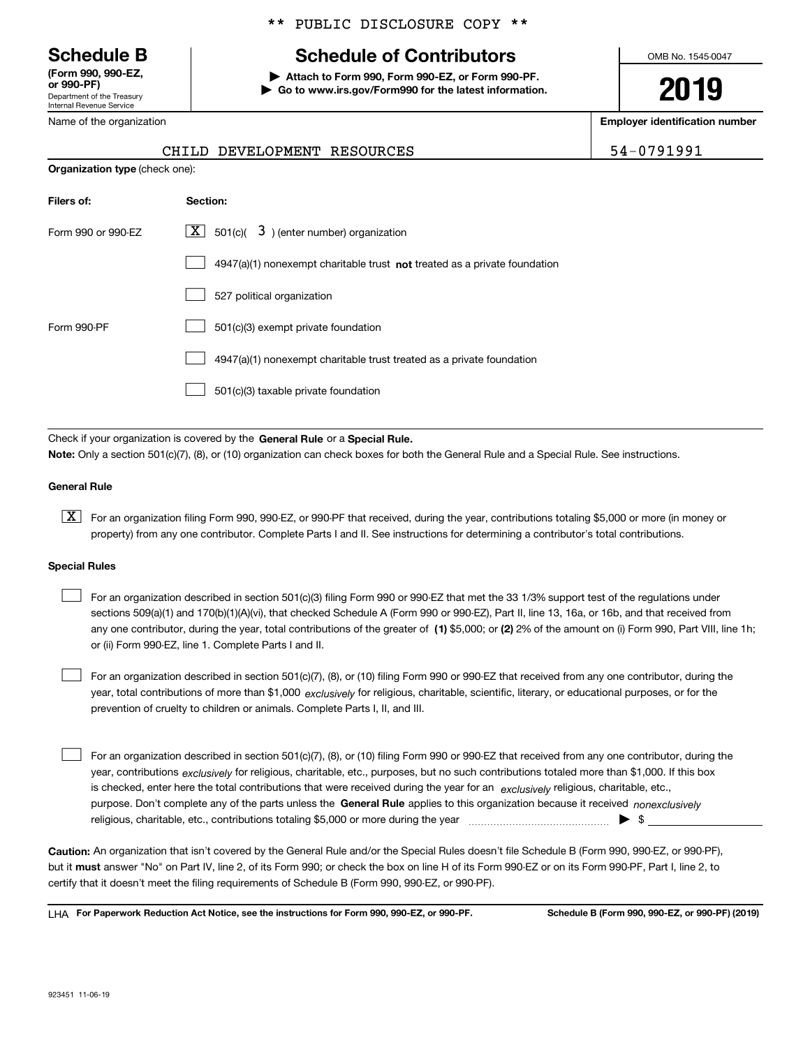** PUBLIC DISCLOSURE COPY **

**Schedule B**
**(Form 990, 990-EZ, or 990-PF)**
Department of the Treasury
Internal Revenue Service

# Schedule of Contributors

▶ **Attach to Form 990, Form 990-EZ, or Form 990-PF.**
▶ **Go to www.irs.gov/Form990 for the latest information.**

OMB No. 1545-0047

**2019**

| Name of the organization | Employer identification number |
|---|---|
| CHILD DEVELOPMENT RESOURCES | 54-0791991 |

**Organization type** (check one):

| Filers of: | Section: |
|---|---|
| Form 990 or 990-EZ | [X] 501(c)( 3 ) (enter number) organization |
| | [ ] 4947(a)(1) nonexempt charitable trust **not** treated as a private foundation |
| | [ ] 527 political organization |
| Form 990-PF | [ ] 501(c)(3) exempt private foundation |
| | [ ] 4947(a)(1) nonexempt charitable trust treated as a private foundation |
| | [ ] 501(c)(3) taxable private foundation |

Check if your organization is covered by the **General Rule** or a **Special Rule.**
**Note:** Only a section 501(c)(7), (8), or (10) organization can check boxes for both the General Rule and a Special Rule. See instructions.

**General Rule**

[X] For an organization filing Form 990, 990-EZ, or 990-PF that received, during the year, contributions totaling $5,000 or more (in money or property) from any one contributor. Complete Parts I and II. See instructions for determining a contributor's total contributions.

**Special Rules**

[ ] For an organization described in section 501(c)(3) filing Form 990 or 990-EZ that met the 33 1/3% support test of the regulations under sections 509(a)(1) and 170(b)(1)(A)(vi), that checked Schedule A (Form 990 or 990-EZ), Part II, line 13, 16a, or 16b, and that received from any one contributor, during the year, total contributions of the greater of **(1)** $5,000; or **(2)** 2% of the amount on (i) Form 990, Part VIII, line 1h; or (ii) Form 990-EZ, line 1. Complete Parts I and II.

[ ] For an organization described in section 501(c)(7), (8), or (10) filing Form 990 or 990-EZ that received from any one contributor, during the year, total contributions of more than $1,000 *exclusively* for religious, charitable, scientific, literary, or educational purposes, or for the prevention of cruelty to children or animals. Complete Parts I, II, and III.

[ ] For an organization described in section 501(c)(7), (8), or (10) filing Form 990 or 990-EZ that received from any one contributor, during the year, contributions *exclusively* for religious, charitable, etc., purposes, but no such contributions totaled more than $1,000. If this box is checked, enter here the total contributions that were received during the year for an *exclusively* religious, charitable, etc., purpose. Don't complete any of the parts unless the **General Rule** applies to this organization because it received *nonexclusively* religious, charitable, etc., contributions totaling $5,000 or more during the year ▶ $

**Caution:** An organization that isn't covered by the General Rule and/or the Special Rules doesn't file Schedule B (Form 990, 990-EZ, or 990-PF), but it **must** answer "No" on Part IV, line 2, of its Form 990; or check the box on line H of its Form 990-EZ or on its Form 990-PF, Part I, line 2, to certify that it doesn't meet the filing requirements of Schedule B (Form 990, 990-EZ, or 990-PF).

LHA **For Paperwork Reduction Act Notice, see the instructions for Form 990, 990-EZ, or 990-PF.** **Schedule B (Form 990, 990-EZ, or 990-PF) (2019)**

923451 11-06-19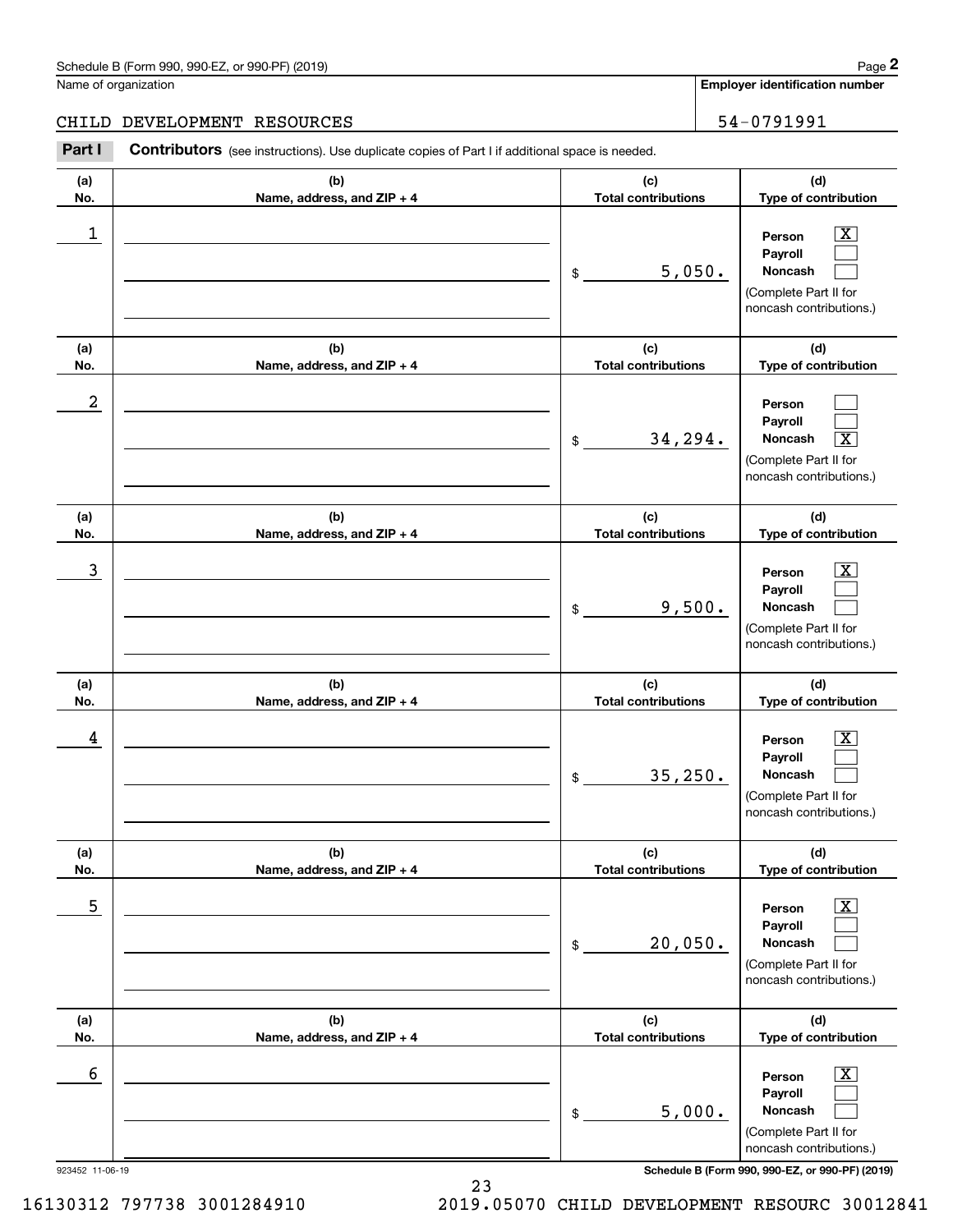Name of organization

**Employer identification number**

CHILD DEVELOPMENT RESOURCES | 54-0791991

**Part I** **Contributors** (see instructions). Use duplicate copies of Part I if additional space is needed.

| (a) No. | (b) Name, address, and ZIP + 4 | (c) Total contributions | (d) Type of contribution |
|---|---|---|---|
| 1 | | $ 5,050. | Person [X] Payroll [ ] Noncash [ ] (Complete Part II for noncash contributions.) |
| 2 | | $ 34,294. | Person [ ] Payroll [ ] Noncash [X] (Complete Part II for noncash contributions.) |
| 3 | | $ 9,500. | Person [X] Payroll [ ] Noncash [ ] (Complete Part II for noncash contributions.) |
| 4 | | $ 35,250. | Person [X] Payroll [ ] Noncash [ ] (Complete Part II for noncash contributions.) |
| 5 | | $ 20,050. | Person [X] Payroll [ ] Noncash [ ] (Complete Part II for noncash contributions.) |
| 6 | | $ 5,000. | Person [X] Payroll [ ] Noncash [ ] (Complete Part II for noncash contributions.) |

923452 11-06-19

**Schedule B (Form 990, 990-EZ, or 990-PF) (2019)**

16130312 797738 3001284910 2019.05070 CHILD DEVELOPMENT RESOURC 30012841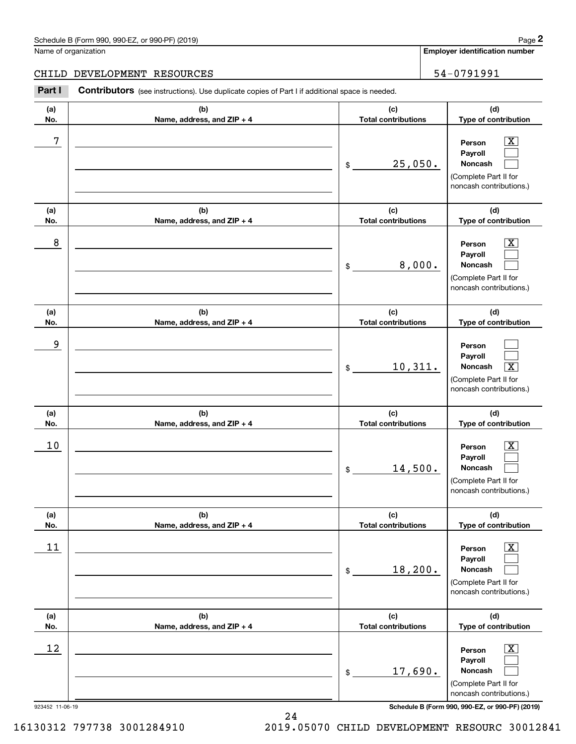Schedule B (Form 990, 990-EZ, or 990-PF) (2019)

Name of organization: CHILD DEVELOPMENT RESOURCES

Employer identification number: 54-0791991

**Part I** **Contributors** (see instructions). Use duplicate copies of Part I if additional space is needed.

| (a) No. | (b) Name, address, and ZIP + 4 | (c) Total contributions | (d) Type of contribution |
|---|---|---|---|
| 7 | | $ 25,050. | Person [X] Payroll [ ] Noncash [ ] (Complete Part II for noncash contributions.) |
| 8 | | $ 8,000. | Person [X] Payroll [ ] Noncash [ ] (Complete Part II for noncash contributions.) |
| 9 | | $ 10,311. | Person [ ] Payroll [ ] Noncash [X] (Complete Part II for noncash contributions.) |
| 10 | | $ 14,500. | Person [X] Payroll [ ] Noncash [ ] (Complete Part II for noncash contributions.) |
| 11 | | $ 18,200. | Person [X] Payroll [ ] Noncash [ ] (Complete Part II for noncash contributions.) |
| 12 | | $ 17,690. | Person [X] Payroll [ ] Noncash [ ] (Complete Part II for noncash contributions.) |

923452 11-06-19

Schedule B (Form 990, 990-EZ, or 990-PF) (2019)

16130312 797738 3001284910 2019.05070 CHILD DEVELOPMENT RESOURC 30012841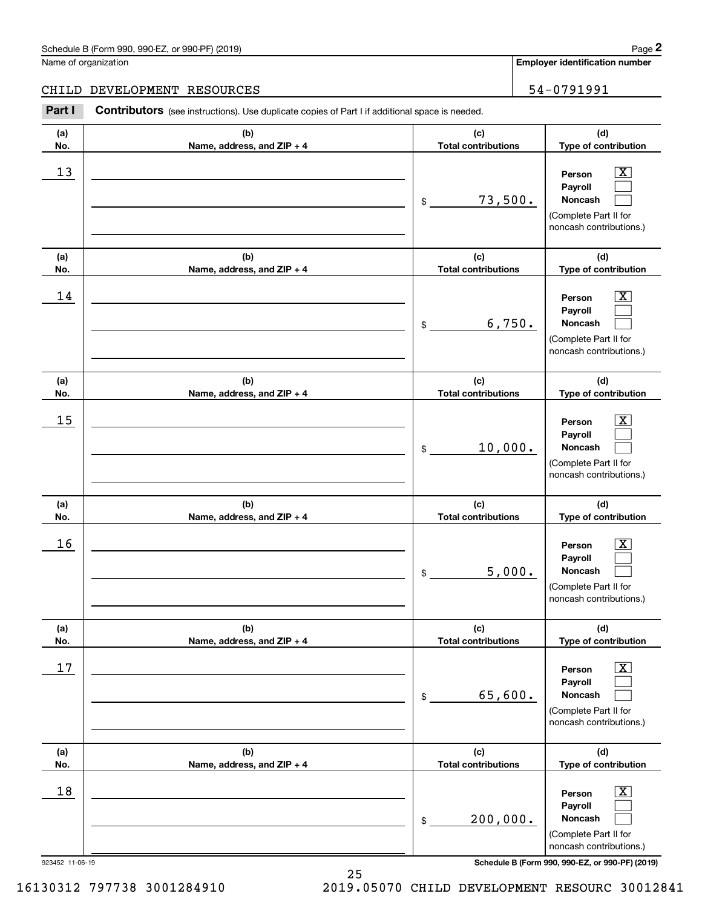Name of organization

**Employer identification number**

CHILD DEVELOPMENT RESOURCES — 54-0791991

**Part I** **Contributors** (see instructions). Use duplicate copies of Part I if additional space is needed.

| (a) No. | (b) Name, address, and ZIP + 4 | (c) Total contributions | (d) Type of contribution |
|---|---|---|---|
| 13 | | $ 73,500. | Person [X] Payroll [ ] Noncash [ ] (Complete Part II for noncash contributions.) |
| 14 | | $ 6,750. | Person [X] Payroll [ ] Noncash [ ] (Complete Part II for noncash contributions.) |
| 15 | | $ 10,000. | Person [X] Payroll [ ] Noncash [ ] (Complete Part II for noncash contributions.) |
| 16 | | $ 5,000. | Person [X] Payroll [ ] Noncash [ ] (Complete Part II for noncash contributions.) |
| 17 | | $ 65,600. | Person [X] Payroll [ ] Noncash [ ] (Complete Part II for noncash contributions.) |
| 18 | | $ 200,000. | Person [X] Payroll [ ] Noncash [ ] (Complete Part II for noncash contributions.) |

923452 11-06-19

**Schedule B (Form 990, 990-EZ, or 990-PF) (2019)**

16130312 797738 3001284910 2019.05070 CHILD DEVELOPMENT RESOURC 30012841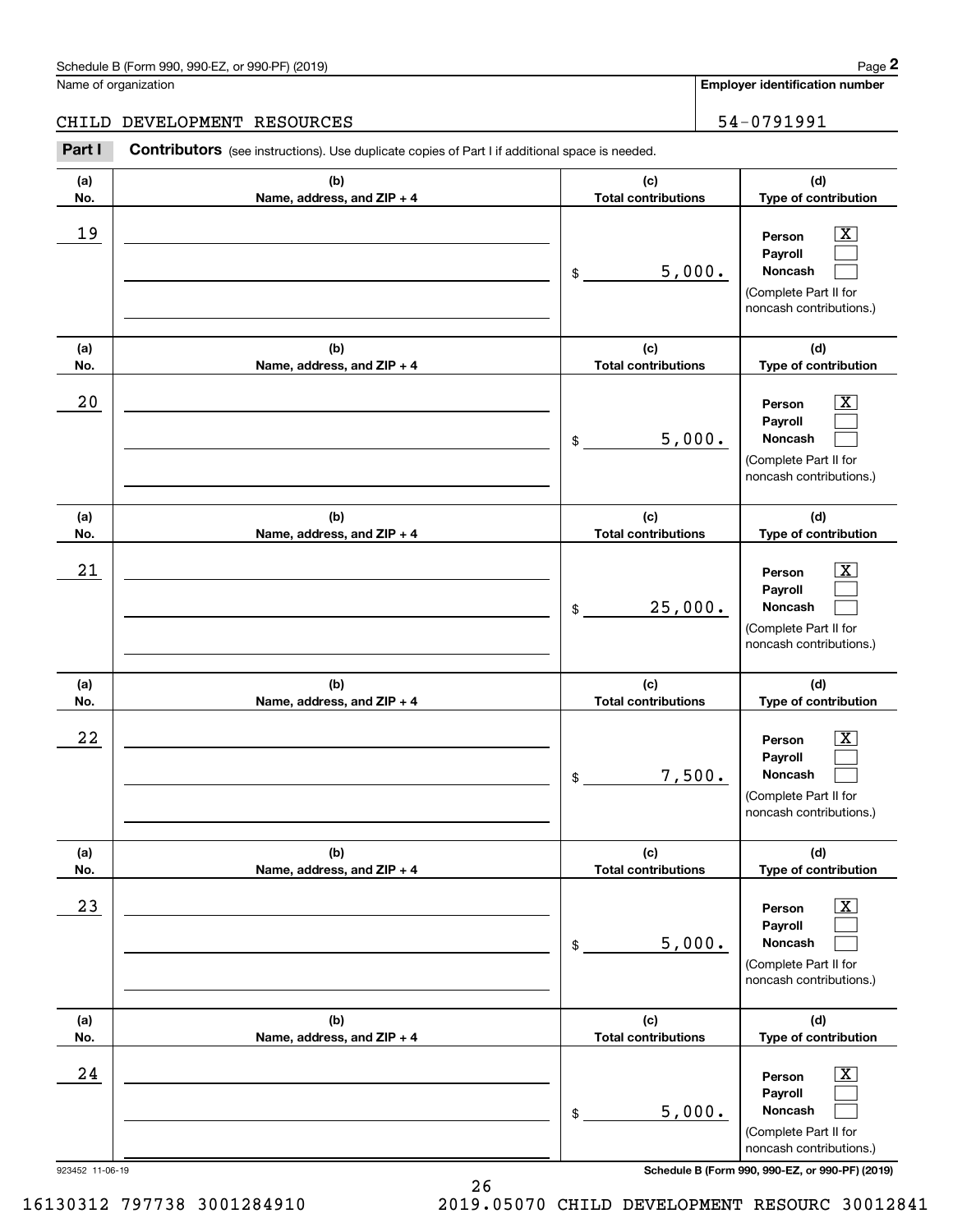Name of organization

CHILD DEVELOPMENT RESOURCES

**Employer identification number**

54-0791991

**Part I** **Contributors** (see instructions). Use duplicate copies of Part I if additional space is needed.

| (a) No. | (b) Name, address, and ZIP + 4 | (c) Total contributions | (d) Type of contribution |
|---|---|---|---|
| 19 | | $ 5,000. | Person [X] Payroll [ ] Noncash [ ] (Complete Part II for noncash contributions.) |
| 20 | | $ 5,000. | Person [X] Payroll [ ] Noncash [ ] (Complete Part II for noncash contributions.) |
| 21 | | $ 25,000. | Person [X] Payroll [ ] Noncash [ ] (Complete Part II for noncash contributions.) |
| 22 | | $ 7,500. | Person [X] Payroll [ ] Noncash [ ] (Complete Part II for noncash contributions.) |
| 23 | | $ 5,000. | Person [X] Payroll [ ] Noncash [ ] (Complete Part II for noncash contributions.) |
| 24 | | $ 5,000. | Person [X] Payroll [ ] Noncash [ ] (Complete Part II for noncash contributions.) |

923452 11-06-19 **Schedule B (Form 990, 990-EZ, or 990-PF) (2019)**

16130312 797738 3001284910 2019.05070 CHILD DEVELOPMENT RESOURC 30012841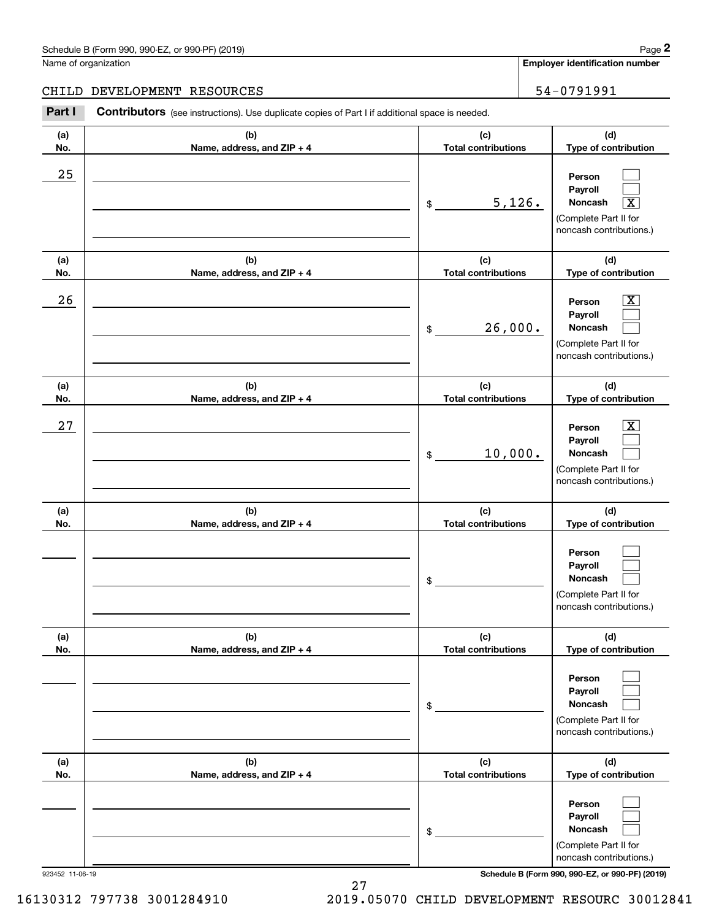Name of organization

**Employer identification number**

CHILD DEVELOPMENT RESOURCES

54-0791991

**Part I** **Contributors** (see instructions). Use duplicate copies of Part I if additional space is needed.

| (a) No. | (b) Name, address, and ZIP + 4 | (c) Total contributions | (d) Type of contribution |
|---|---|---|---|
| 25 | | $ 5,126. | Person [ ] Payroll [ ] Noncash [X] (Complete Part II for noncash contributions.) |
| 26 | | $ 26,000. | Person [X] Payroll [ ] Noncash [ ] (Complete Part II for noncash contributions.) |
| 27 | | $ 10,000. | Person [X] Payroll [ ] Noncash [ ] (Complete Part II for noncash contributions.) |
| | | $ | Person [ ] Payroll [ ] Noncash [ ] (Complete Part II for noncash contributions.) |
| | | $ | Person [ ] Payroll [ ] Noncash [ ] (Complete Part II for noncash contributions.) |
| | | $ | Person [ ] Payroll [ ] Noncash [ ] (Complete Part II for noncash contributions.) |

923452 11-06-19

**Schedule B (Form 990, 990-EZ, or 990-PF) (2019)**

16130312 797738 3001284910 2019.05070 CHILD DEVELOPMENT RESOURC 30012841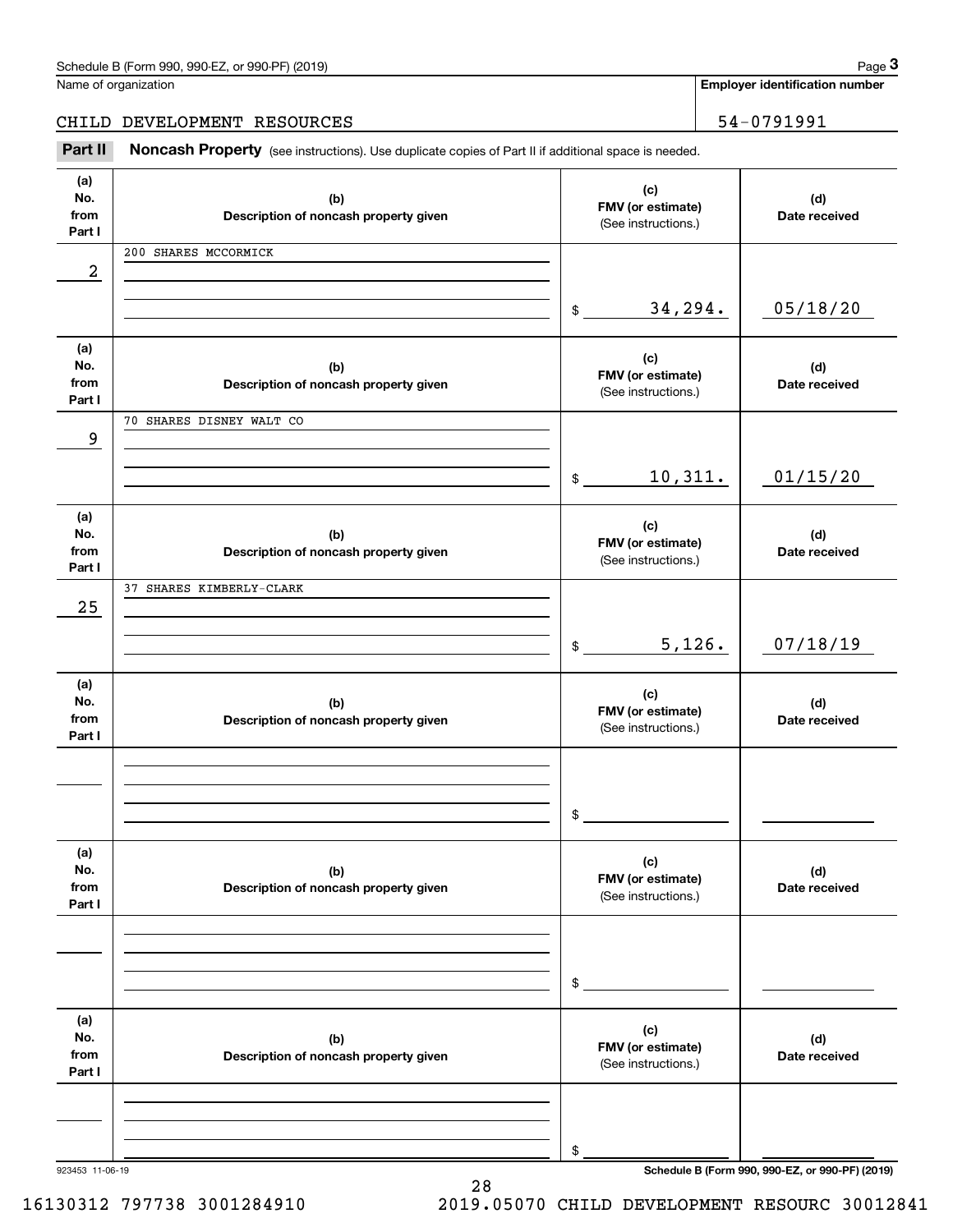Schedule B (Form 990, 990-EZ, or 990-PF) (2019) Page **3**

Name of organization: CHILD DEVELOPMENT RESOURCES

**Employer identification number**: 54-0791991

**Part II** **Noncash Property** (see instructions). Use duplicate copies of Part II if additional space is needed.

| (a) No. from Part I | (b) Description of noncash property given | (c) FMV (or estimate) (See instructions.) | (d) Date received |
|---|---|---|---|
| 2 | 200 SHARES MCCORMICK | $ 34,294. | 05/18/20 |
| 9 | 70 SHARES DISNEY WALT CO | $ 10,311. | 01/15/20 |
| 25 | 37 SHARES KIMBERLY-CLARK | $ 5,126. | 07/18/19 |
| | | $ | |
| | | $ | |
| | | $ | |

923453 11-06-19

**Schedule B (Form 990, 990-EZ, or 990-PF) (2019)**

16130312 797738 3001284910 2019.05070 CHILD DEVELOPMENT RESOURC 30012841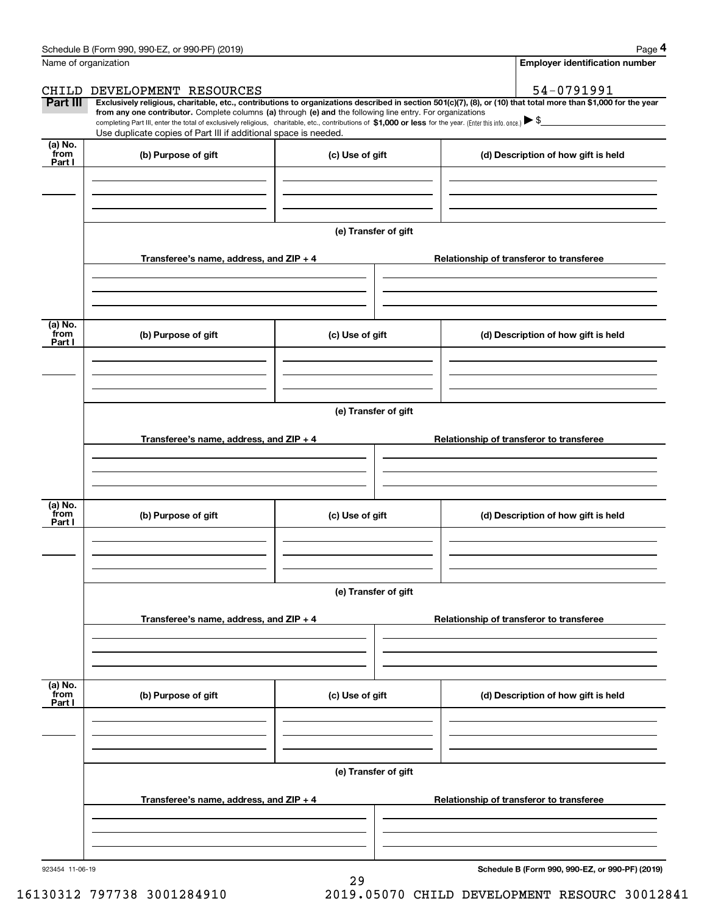Name of organization | Employer identification number

CHILD DEVELOPMENT RESOURCES | 54-0791991

**Part III** **Exclusively religious, charitable, etc., contributions to organizations described in section 501(c)(7), (8), or (10) that total more than $1,000 for the year from any one contributor.** Complete columns **(a)** through **(e) and** the following line entry. For organizations completing Part III, enter the total of exclusively religious, charitable, etc., contributions of **$1,000 or less** for the year. (Enter this info. once.) ▶ $

Use duplicate copies of Part III if additional space is needed.

| (a) No. from Part I | (b) Purpose of gift | (c) Use of gift | (d) Description of how gift is held |
|---|---|---|---|
| | | | |

**(e) Transfer of gift**

| Transferee's name, address, and ZIP + 4 | Relationship of transferor to transferee |
|---|---|
| | |

| (a) No. from Part I | (b) Purpose of gift | (c) Use of gift | (d) Description of how gift is held |
|---|---|---|---|
| | | | |

**(e) Transfer of gift**

| Transferee's name, address, and ZIP + 4 | Relationship of transferor to transferee |
|---|---|
| | |

| (a) No. from Part I | (b) Purpose of gift | (c) Use of gift | (d) Description of how gift is held |
|---|---|---|---|
| | | | |

**(e) Transfer of gift**

| Transferee's name, address, and ZIP + 4 | Relationship of transferor to transferee |
|---|---|
| | |

| (a) No. from Part I | (b) Purpose of gift | (c) Use of gift | (d) Description of how gift is held |
|---|---|---|---|
| | | | |

**(e) Transfer of gift**

| Transferee's name, address, and ZIP + 4 | Relationship of transferor to transferee |
|---|---|
| | |

923454 11-06-19

16130312 797738 3001284910 2019.05070 CHILD DEVELOPMENT RESOURC 30012841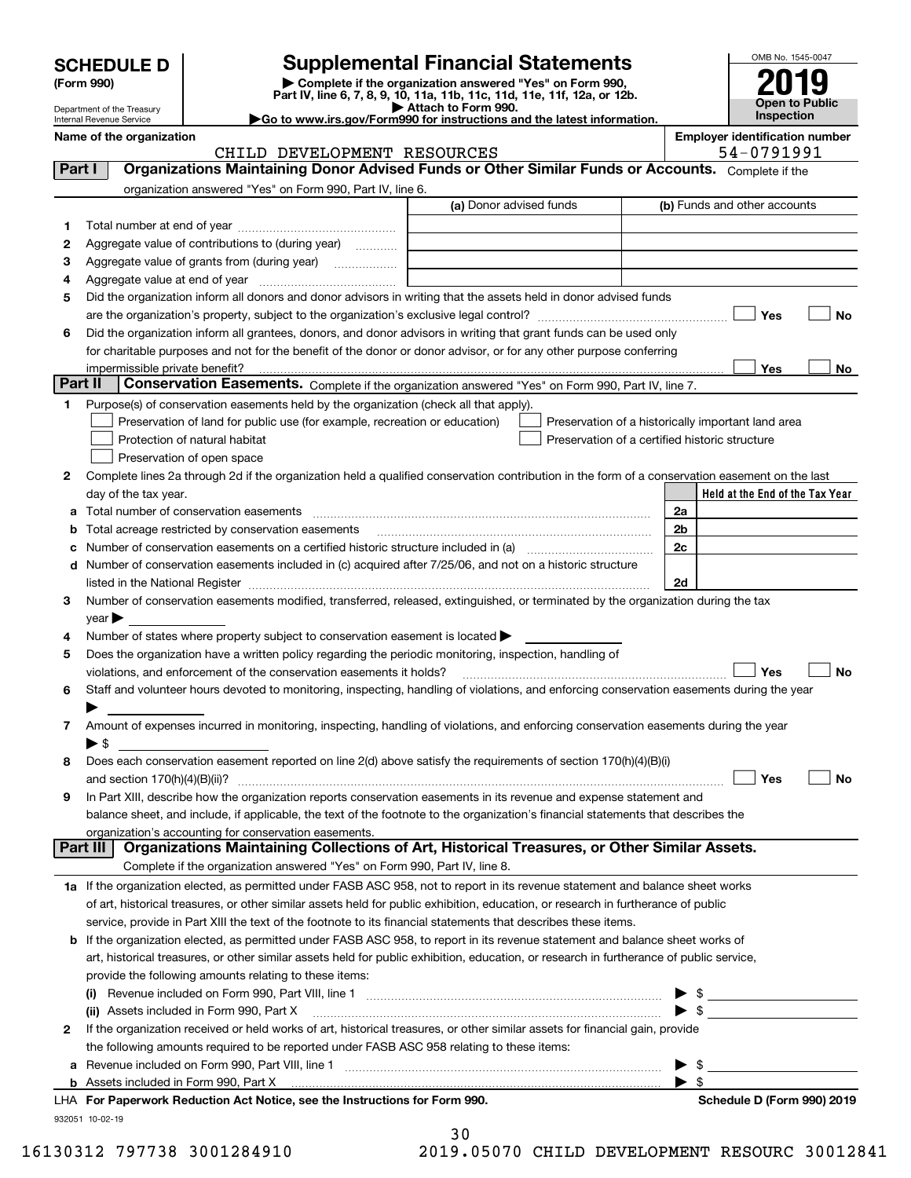# SCHEDULE D (Form 990)

Department of the Treasury
Internal Revenue Service

# Supplemental Financial Statements

▶ Complete if the organization answered "Yes" on Form 990, Part IV, line 6, 7, 8, 9, 10, 11a, 11b, 11c, 11d, 11e, 11f, 12a, or 12b.
▶ Attach to Form 990.
▶Go to www.irs.gov/Form990 for instructions and the latest information.

OMB No. 1545-0047
**2019**
**Open to Public Inspection**

**Name of the organization:** CHILD DEVELOPMENT RESOURCES
**Employer identification number:** 54-0791991

## Part I — Organizations Maintaining Donor Advised Funds or Other Similar Funds or Accounts.
Complete if the organization answered "Yes" on Form 990, Part IV, line 6.

| | | (a) Donor advised funds | (b) Funds and other accounts |
|---|---|---|---|
| 1 | Total number at end of year | | |
| 2 | Aggregate value of contributions to (during year) | | |
| 3 | Aggregate value of grants from (during year) | | |
| 4 | Aggregate value at end of year | | |

5 Did the organization inform all donors and donor advisors in writing that the assets held in donor advised funds are the organization's property, subject to the organization's exclusive legal control? ☐ Yes ☐ No

6 Did the organization inform all grantees, donors, and donor advisors in writing that grant funds can be used only for charitable purposes and not for the benefit of the donor or donor advisor, or for any other purpose conferring impermissible private benefit? ☐ Yes ☐ No

## Part II — Conservation Easements.
Complete if the organization answered "Yes" on Form 990, Part IV, line 7.

1 Purpose(s) of conservation easements held by the organization (check all that apply).

- ☐ Preservation of land for public use (for example, recreation or education)
- ☐ Protection of natural habitat
- ☐ Preservation of open space
- ☐ Preservation of a historically important land area
- ☐ Preservation of a certified historic structure

2 Complete lines 2a through 2d if the organization held a qualified conservation contribution in the form of a conservation easement on the last day of the tax year.

| | | | Held at the End of the Tax Year |
|---|---|---|---|
| a | Total number of conservation easements | 2a | |
| b | Total acreage restricted by conservation easements | 2b | |
| c | Number of conservation easements on a certified historic structure included in (a) | 2c | |
| d | Number of conservation easements included in (c) acquired after 7/25/06, and not on a historic structure listed in the National Register | 2d | |

3 Number of conservation easements modified, transferred, released, extinguished, or terminated by the organization during the tax year ▶

4 Number of states where property subject to conservation easement is located ▶

5 Does the organization have a written policy regarding the periodic monitoring, inspection, handling of violations, and enforcement of the conservation easements it holds? ☐ Yes ☐ No

6 Staff and volunteer hours devoted to monitoring, inspecting, handling of violations, and enforcing conservation easements during the year ▶

7 Amount of expenses incurred in monitoring, inspecting, handling of violations, and enforcing conservation easements during the year ▶ $

8 Does each conservation easement reported on line 2(d) above satisfy the requirements of section 170(h)(4)(B)(i) and section 170(h)(4)(B)(ii)? ☐ Yes ☐ No

9 In Part XIII, describe how the organization reports conservation easements in its revenue and expense statement and balance sheet, and include, if applicable, the text of the footnote to the organization's financial statements that describes the organization's accounting for conservation easements.

## Part III — Organizations Maintaining Collections of Art, Historical Treasures, or Other Similar Assets.
Complete if the organization answered "Yes" on Form 990, Part IV, line 8.

1a If the organization elected, as permitted under FASB ASC 958, not to report in its revenue statement and balance sheet works of art, historical treasures, or other similar assets held for public exhibition, education, or research in furtherance of public service, provide in Part XIII the text of the footnote to its financial statements that describes these items.

b If the organization elected, as permitted under FASB ASC 958, to report in its revenue statement and balance sheet works of art, historical treasures, or other similar assets held for public exhibition, education, or research in furtherance of public service, provide the following amounts relating to these items:

(i) Revenue included on Form 990, Part VIII, line 1 ▶ $

(ii) Assets included in Form 990, Part X ▶ $

2 If the organization received or held works of art, historical treasures, or other similar assets for financial gain, provide the following amounts required to be reported under FASB ASC 958 relating to these items:

a Revenue included on Form 990, Part VIII, line 1 ▶ $

b Assets included in Form 990, Part X ▶ $

**LHA For Paperwork Reduction Act Notice, see the Instructions for Form 990.** **Schedule D (Form 990) 2019**

932051 10-02-19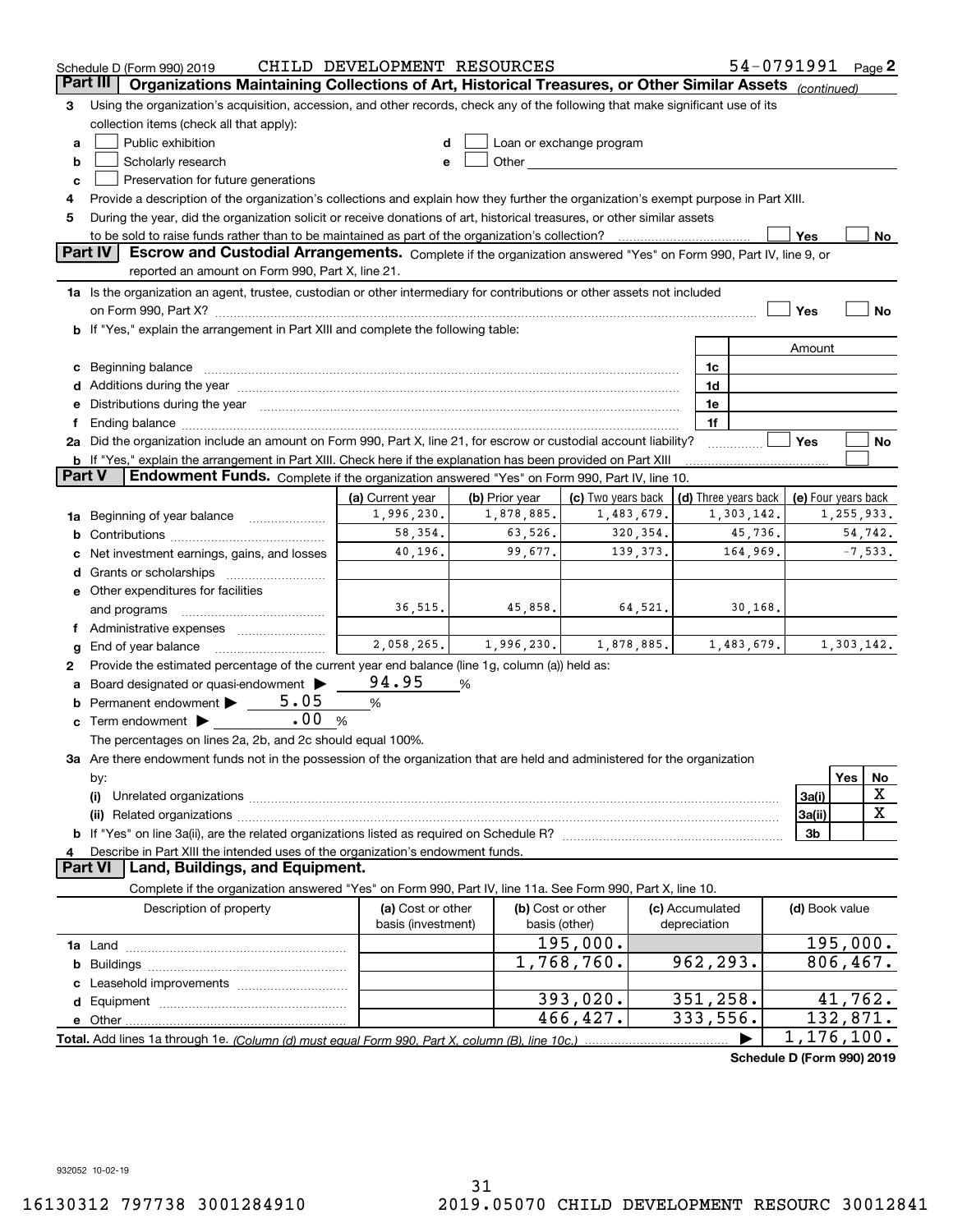Schedule D (Form 990) 2019 CHILD DEVELOPMENT RESOURCES 54-0791991 Page 2

**Part III** Organizations Maintaining Collections of Art, Historical Treasures, or Other Similar Assets *(continued)*

3 Using the organization's acquisition, accession, and other records, check any of the following that make significant use of its collection items (check all that apply):

a ☐ Public exhibition
b ☐ Scholarly research
c ☐ Preservation for future generations
d ☐ Loan or exchange program
e ☐ Other

4 Provide a description of the organization's collections and explain how they further the organization's exempt purpose in Part XIII.

5 During the year, did the organization solicit or receive donations of art, historical treasures, or other similar assets to be sold to raise funds rather than to be maintained as part of the organization's collection? ☐ Yes ☐ No

**Part IV** **Escrow and Custodial Arrangements.** Complete if the organization answered "Yes" on Form 990, Part IV, line 9, or reported an amount on Form 990, Part X, line 21.

1a Is the organization an agent, trustee, custodian or other intermediary for contributions or other assets not included on Form 990, Part X? ☐ Yes ☐ No

b If "Yes," explain the arrangement in Part XIII and complete the following table:

| | | Amount |
|---|---|---|
| c Beginning balance | 1c | |
| d Additions during the year | 1d | |
| e Distributions during the year | 1e | |
| f Ending balance | 1f | |

2a Did the organization include an amount on Form 990, Part X, line 21, for escrow or custodial account liability? ☐ Yes ☐ No

b If "Yes," explain the arrangement in Part XIII. Check here if the explanation has been provided on Part XIII ☐

**Part V** **Endowment Funds.** Complete if the organization answered "Yes" on Form 990, Part IV, line 10.

| | (a) Current year | (b) Prior year | (c) Two years back | (d) Three years back | (e) Four years back |
|---|---|---|---|---|---|
| 1a Beginning of year balance | 1,996,230. | 1,878,885. | 1,483,679. | 1,303,142. | 1,255,933. |
| b Contributions | 58,354. | 63,526. | 320,354. | 45,736. | 54,742. |
| c Net investment earnings, gains, and losses | 40,196. | 99,677. | 139,373. | 164,969. | -7,533. |
| d Grants or scholarships | | | | | |
| e Other expenditures for facilities and programs | 36,515. | 45,858. | 64,521. | 30,168. | |
| f Administrative expenses | | | | | |
| g End of year balance | 2,058,265. | 1,996,230. | 1,878,885. | 1,483,679. | 1,303,142. |

2 Provide the estimated percentage of the current year end balance (line 1g, column (a)) held as:

a Board designated or quasi-endowment ▶ 94.95 %
b Permanent endowment ▶ 5.05 %
c Term endowment ▶ .00 %

The percentages on lines 2a, 2b, and 2c should equal 100%.

3a Are there endowment funds not in the possession of the organization that are held and administered for the organization by:

| | | Yes | No |
|---|---|---|---|
| (i) Unrelated organizations | 3a(i) | | X |
| (ii) Related organizations | 3a(ii) | | X |
| b If "Yes" on line 3a(ii), are the related organizations listed as required on Schedule R? | 3b | | |

4 Describe in Part XIII the intended uses of the organization's endowment funds.

**Part VI** **Land, Buildings, and Equipment.**

Complete if the organization answered "Yes" on Form 990, Part IV, line 11a. See Form 990, Part X, line 10.

| Description of property | (a) Cost or other basis (investment) | (b) Cost or other basis (other) | (c) Accumulated depreciation | (d) Book value |
|---|---|---|---|---|
| 1a Land | | 195,000. | | 195,000. |
| b Buildings | | 1,768,760. | 962,293. | 806,467. |
| c Leasehold improvements | | | | |
| d Equipment | | 393,020. | 351,258. | 41,762. |
| e Other | | 466,427. | 333,556. | 132,871. |
| **Total.** Add lines 1a through 1e. *(Column (d) must equal Form 990, Part X, column (B), line 10c.)* ▶ | | | | 1,176,100. |

**Schedule D (Form 990) 2019**

932052 10-02-19

16130312 797738 3001284910 2019.05070 CHILD DEVELOPMENT RESOURC 30012841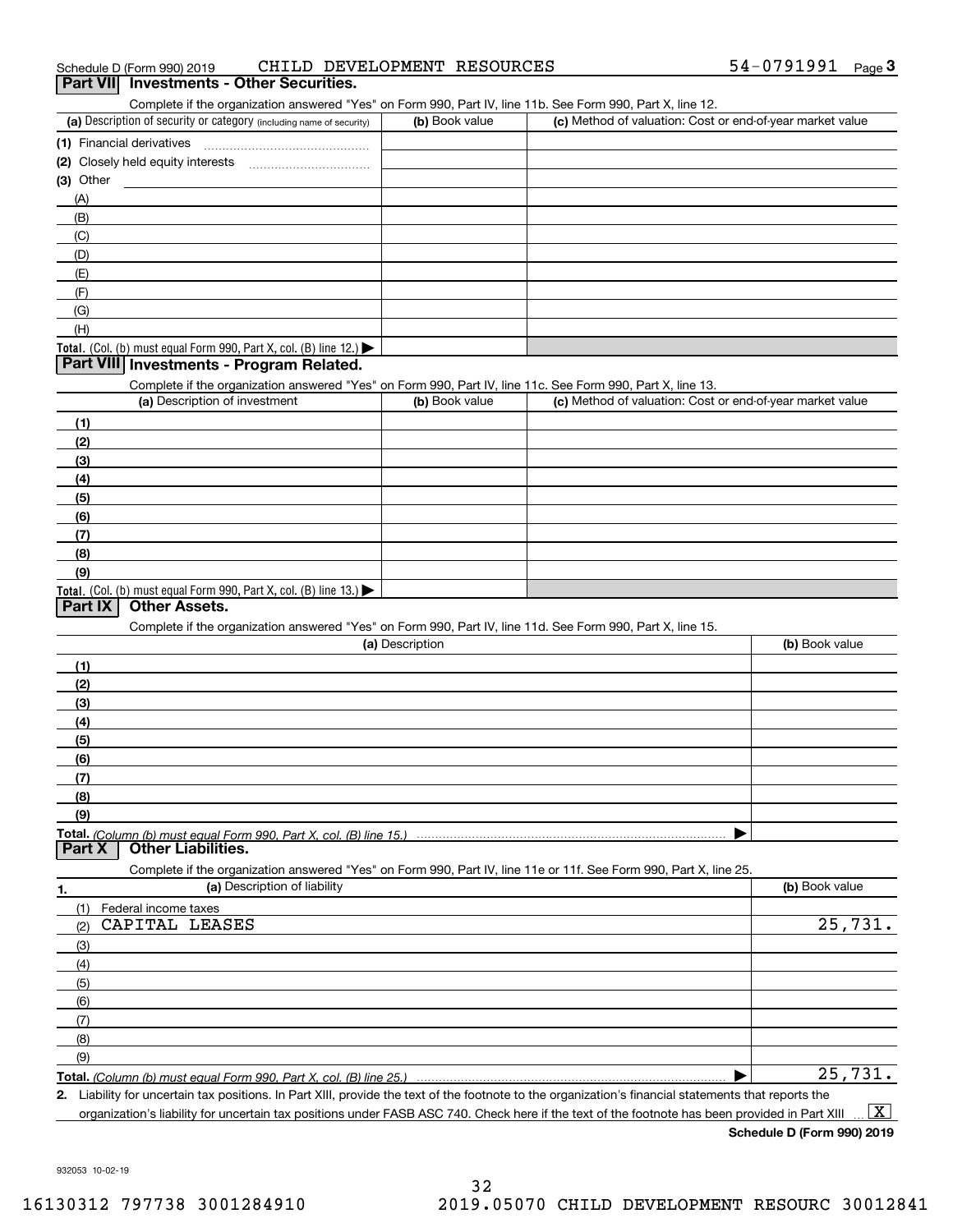Schedule D (Form 990) 2019 CHILD DEVELOPMENT RESOURCES 54-0791991 Page 3

## Part VII Investments - Other Securities.

Complete if the organization answered "Yes" on Form 990, Part IV, line 11b. See Form 990, Part X, line 12.

| (a) Description of security or category (including name of security) | (b) Book value | (c) Method of valuation: Cost or end-of-year market value |
|---|---|---|
| (1) Financial derivatives | | |
| (2) Closely held equity interests | | |
| (3) Other | | |
| (A) | | |
| (B) | | |
| (C) | | |
| (D) | | |
| (E) | | |
| (F) | | |
| (G) | | |
| (H) | | |
| Total. (Col. (b) must equal Form 990, Part X, col. (B) line 12.) | | |

## Part VIII Investments - Program Related.

Complete if the organization answered "Yes" on Form 990, Part IV, line 11c. See Form 990, Part X, line 13.

| (a) Description of investment | (b) Book value | (c) Method of valuation: Cost or end-of-year market value |
|---|---|---|
| (1) | | |
| (2) | | |
| (3) | | |
| (4) | | |
| (5) | | |
| (6) | | |
| (7) | | |
| (8) | | |
| (9) | | |
| Total. (Col. (b) must equal Form 990, Part X, col. (B) line 13.) | | |

## Part IX Other Assets.

Complete if the organization answered "Yes" on Form 990, Part IV, line 11d. See Form 990, Part X, line 15.

| (a) Description | (b) Book value |
|---|---|
| (1) | |
| (2) | |
| (3) | |
| (4) | |
| (5) | |
| (6) | |
| (7) | |
| (8) | |
| (9) | |
| Total. (Column (b) must equal Form 990, Part X, col. (B) line 15.) | |

## Part X Other Liabilities.

Complete if the organization answered "Yes" on Form 990, Part IV, line 11e or 11f. See Form 990, Part X, line 25.

| 1. (a) Description of liability | (b) Book value |
|---|---|
| (1) Federal income taxes | |
| (2) CAPITAL LEASES | 25,731. |
| (3) | |
| (4) | |
| (5) | |
| (6) | |
| (7) | |
| (8) | |
| (9) | |
| Total. (Column (b) must equal Form 990, Part X, col. (B) line 25.) | 25,731. |

2. Liability for uncertain tax positions. In Part XIII, provide the text of the footnote to the organization's financial statements that reports the organization's liability for uncertain tax positions under FASB ASC 740. Check here if the text of the footnote has been provided in Part XIII [X]

Schedule D (Form 990) 2019

932053 10-02-19

16130312 797738 3001284910 2019.05070 CHILD DEVELOPMENT RESOURC 30012841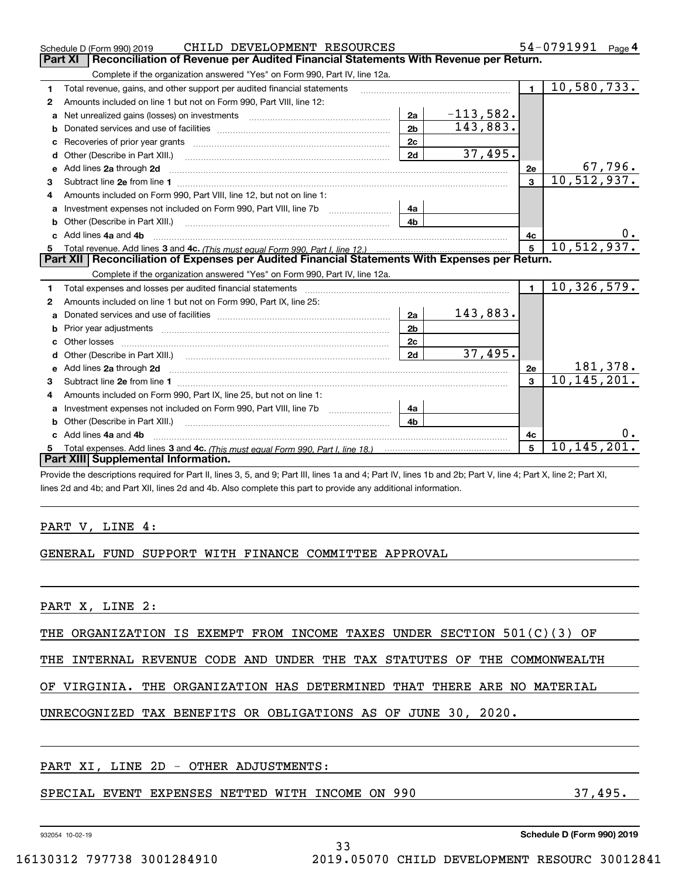Schedule D (Form 990) 2019 CHILD DEVELOPMENT RESOURCES 54-0791991 Page 4

## Part XI Reconciliation of Revenue per Audited Financial Statements With Revenue per Return.

Complete if the organization answered "Yes" on Form 990, Part IV, line 12a.

| | | | | | |
|---|---|---|---|---|---|
| 1 | Total revenue, gains, and other support per audited financial statements | | | 1 | 10,580,733. |
| 2 | Amounts included on line 1 but not on Form 990, Part VIII, line 12: | | | | |
| a | Net unrealized gains (losses) on investments | 2a | -113,582. | | |
| b | Donated services and use of facilities | 2b | 143,883. | | |
| c | Recoveries of prior year grants | 2c | | | |
| d | Other (Describe in Part XIII.) | 2d | 37,495. | | |
| e | Add lines 2a through 2d | | | 2e | 67,796. |
| 3 | Subtract line 2e from line 1 | | | 3 | 10,512,937. |
| 4 | Amounts included on Form 990, Part VIII, line 12, but not on line 1: | | | | |
| a | Investment expenses not included on Form 990, Part VIII, line 7b | 4a | | | |
| b | Other (Describe in Part XIII.) | 4b | | | |
| c | Add lines 4a and 4b | | | 4c | 0. |
| 5 | Total revenue. Add lines 3 and 4c. *(This must equal Form 990, Part I, line 12.)* | | | 5 | 10,512,937. |

## Part XII Reconciliation of Expenses per Audited Financial Statements With Expenses per Return.

Complete if the organization answered "Yes" on Form 990, Part IV, line 12a.

| | | | | | |
|---|---|---|---|---|---|
| 1 | Total expenses and losses per audited financial statements | | | 1 | 10,326,579. |
| 2 | Amounts included on line 1 but not on Form 990, Part IX, line 25: | | | | |
| a | Donated services and use of facilities | 2a | 143,883. | | |
| b | Prior year adjustments | 2b | | | |
| c | Other losses | 2c | | | |
| d | Other (Describe in Part XIII.) | 2d | 37,495. | | |
| e | Add lines 2a through 2d | | | 2e | 181,378. |
| 3 | Subtract line 2e from line 1 | | | 3 | 10,145,201. |
| 4 | Amounts included on Form 990, Part IX, line 25, but not on line 1: | | | | |
| a | Investment expenses not included on Form 990, Part VIII, line 7b | 4a | | | |
| b | Other (Describe in Part XIII.) | 4b | | | |
| c | Add lines 4a and 4b | | | 4c | 0. |
| 5 | Total expenses. Add lines 3 and 4c. *(This must equal Form 990, Part I, line 18.)* | | | 5 | 10,145,201. |

## Part XIII Supplemental Information.

Provide the descriptions required for Part II, lines 3, 5, and 9; Part III, lines 1a and 4; Part IV, lines 1b and 2b; Part V, line 4; Part X, line 2; Part XI, lines 2d and 4b; and Part XII, lines 2d and 4b. Also complete this part to provide any additional information.

PART V, LINE 4:

GENERAL FUND SUPPORT WITH FINANCE COMMITTEE APPROVAL

PART X, LINE 2:

THE ORGANIZATION IS EXEMPT FROM INCOME TAXES UNDER SECTION 501(C)(3) OF THE INTERNAL REVENUE CODE AND UNDER THE TAX STATUTES OF THE COMMONWEALTH OF VIRGINIA. THE ORGANIZATION HAS DETERMINED THAT THERE ARE NO MATERIAL UNRECOGNIZED TAX BENEFITS OR OBLIGATIONS AS OF JUNE 30, 2020.

PART XI, LINE 2D - OTHER ADJUSTMENTS:

SPECIAL EVENT EXPENSES NETTED WITH INCOME ON 990 37,495.

932054 10-02-19 Schedule D (Form 990) 2019

16130312 797738 3001284910 2019.05070 CHILD DEVELOPMENT RESOURC 30012841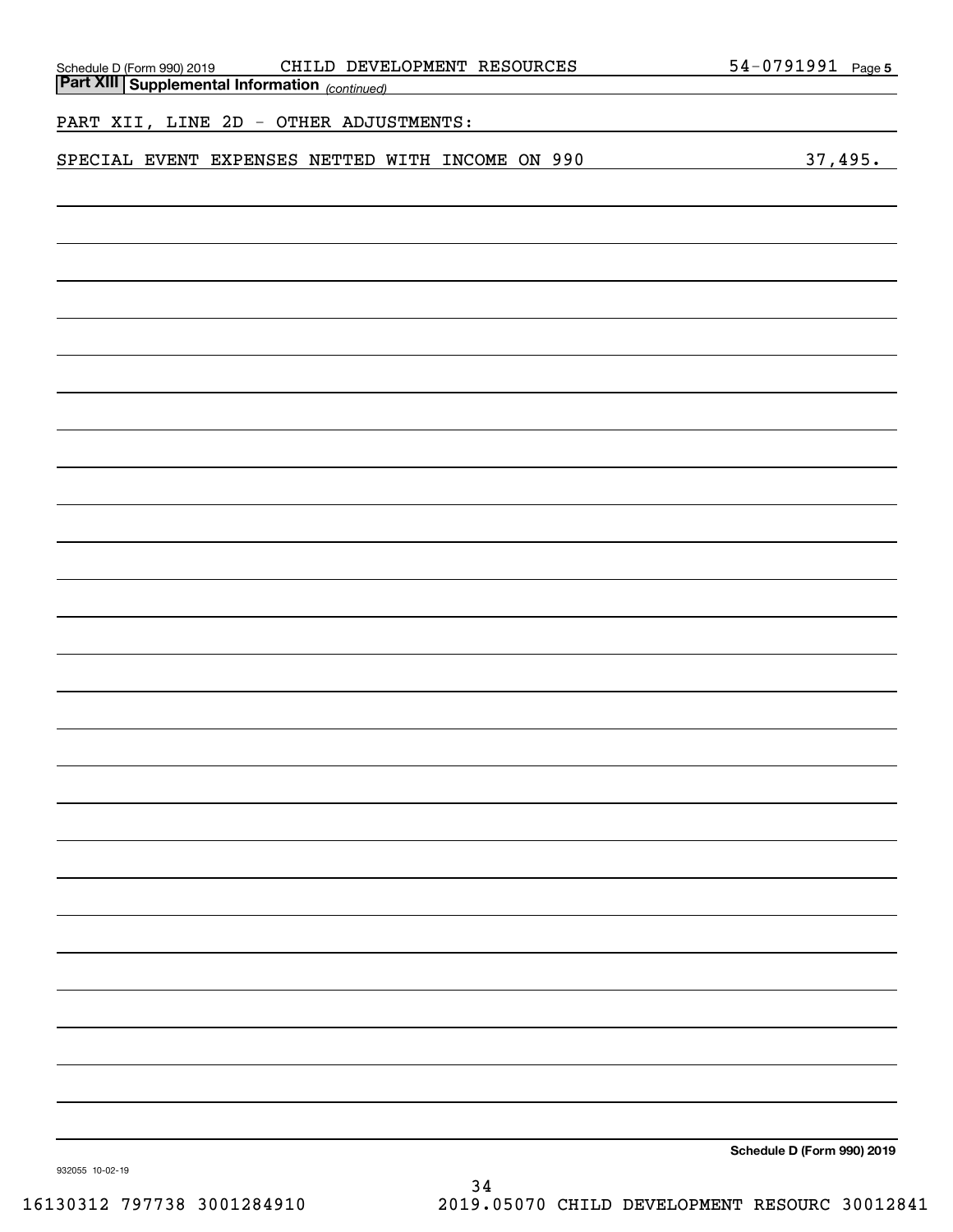Schedule D (Form 990) 2019 CHILD DEVELOPMENT RESOURCES 54-0791991 Page 5

**Part XIII Supplemental Information** *(continued)*

PART XII, LINE 2D - OTHER ADJUSTMENTS:

| | |
|---|---|
| SPECIAL EVENT EXPENSES NETTED WITH INCOME ON 990 | 37,495. |

**Schedule D (Form 990) 2019**

932055 10-02-19

16130312 797738 3001284910 2019.05070 CHILD DEVELOPMENT RESOURC 30012841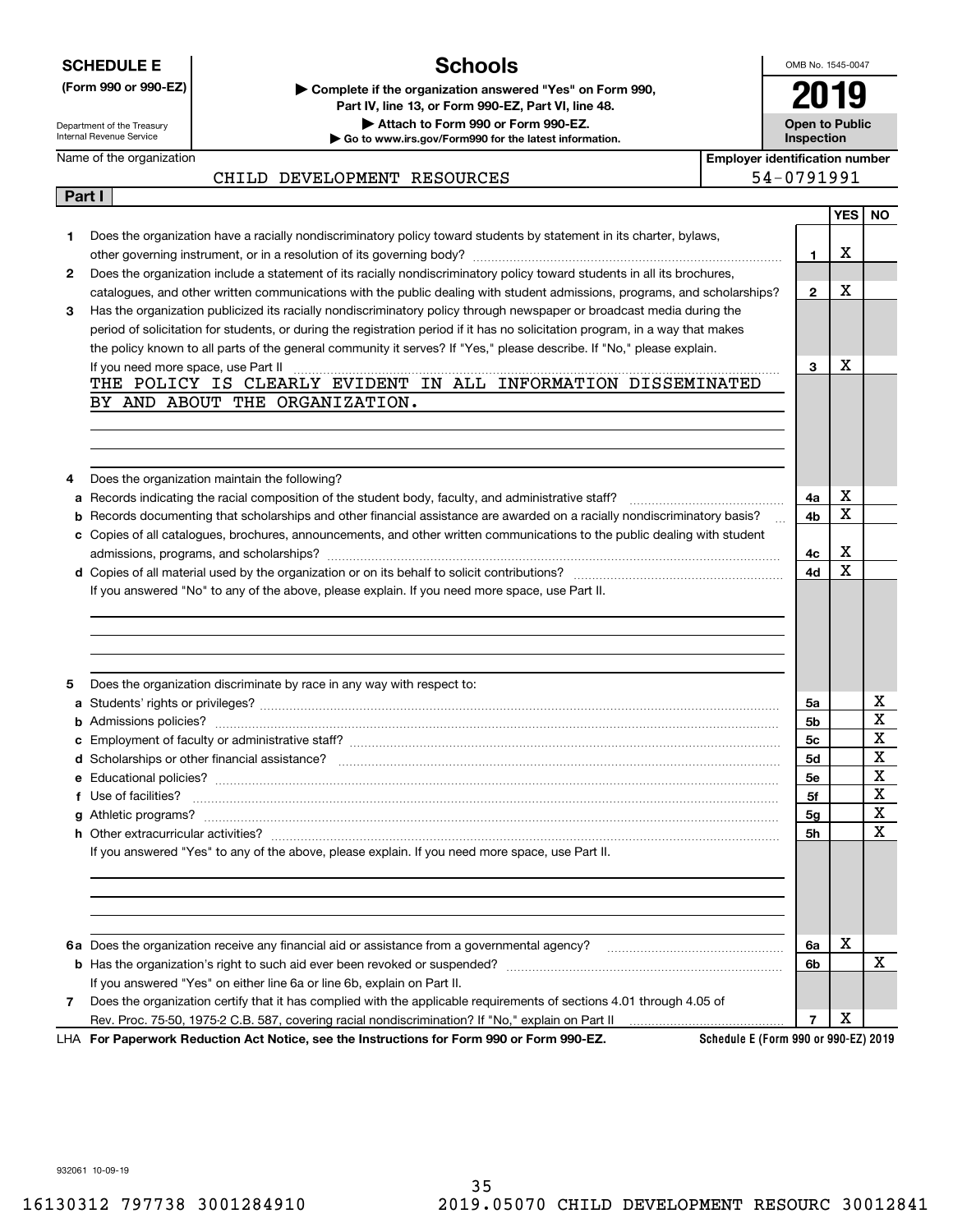**SCHEDULE E**
**(Form 990 or 990-EZ)**

Department of the Treasury
Internal Revenue Service

# Schools

▶ **Complete if the organization answered "Yes" on Form 990, Part IV, line 13, or Form 990-EZ, Part VI, line 48.**
▶ **Attach to Form 990 or Form 990-EZ.**
▶ **Go to www.irs.gov/Form990 for the latest information.**

OMB No. 1545-0047

**2019**

**Open to Public Inspection**

| Name of the organization | Employer identification number |
|---|---|
| CHILD DEVELOPMENT RESOURCES | 54-0791991 |

**Part I**

| | | | YES | NO |
|---|---|---|---|---|
| **1** | Does the organization have a racially nondiscriminatory policy toward students by statement in its charter, bylaws, other governing instrument, or in a resolution of its governing body? | **1** | X | |
| **2** | Does the organization include a statement of its racially nondiscriminatory policy toward students in all its brochures, catalogues, and other written communications with the public dealing with student admissions, programs, and scholarships? | **2** | X | |
| **3** | Has the organization publicized its racially nondiscriminatory policy through newspaper or broadcast media during the period of solicitation for students, or during the registration period if it has no solicitation program, in a way that makes the policy known to all parts of the general community it serves? If "Yes," please describe. If "No," please explain. If you need more space, use Part II | **3** | X | |

THE POLICY IS CLEARLY EVIDENT IN ALL INFORMATION DISSEMINATED BY AND ABOUT THE ORGANIZATION.

| | | | YES | NO |
|---|---|---|---|---|
| **4** | Does the organization maintain the following? | | | |
| **a** | Records indicating the racial composition of the student body, faculty, and administrative staff? | **4a** | X | |
| **b** | Records documenting that scholarships and other financial assistance are awarded on a racially nondiscriminatory basis? | **4b** | X | |
| **c** | Copies of all catalogues, brochures, announcements, and other written communications to the public dealing with student admissions, programs, and scholarships? | **4c** | X | |
| **d** | Copies of all material used by the organization or on its behalf to solicit contributions? | **4d** | X | |

If you answered "No" to any of the above, please explain. If you need more space, use Part II.

| | | | YES | NO |
|---|---|---|---|---|
| **5** | Does the organization discriminate by race in any way with respect to: | | | |
| **a** | Students' rights or privileges? | **5a** | | X |
| **b** | Admissions policies? | **5b** | | X |
| **c** | Employment of faculty or administrative staff? | **5c** | | X |
| **d** | Scholarships or other financial assistance? | **5d** | | X |
| **e** | Educational policies? | **5e** | | X |
| **f** | Use of facilities? | **5f** | | X |
| **g** | Athletic programs? | **5g** | | X |
| **h** | Other extracurricular activities? | **5h** | | X |

If you answered "Yes" to any of the above, please explain. If you need more space, use Part II.

| | | | YES | NO |
|---|---|---|---|---|
| **6a** | Does the organization receive any financial aid or assistance from a governmental agency? | **6a** | X | |
| **b** | Has the organization's right to such aid ever been revoked or suspended? | **6b** | | X |
| | If you answered "Yes" on either line 6a or line 6b, explain on Part II. | | | |
| **7** | Does the organization certify that it has complied with the applicable requirements of sections 4.01 through 4.05 of Rev. Proc. 75-50, 1975-2 C.B. 587, covering racial nondiscrimination? If "No," explain on Part II | **7** | X | |

LHA **For Paperwork Reduction Act Notice, see the Instructions for Form 990 or Form 990-EZ.** **Schedule E (Form 990 or 990-EZ) 2019**

932061 10-09-19

16130312 797738 3001284910 2019.05070 CHILD DEVELOPMENT RESOURC 30012841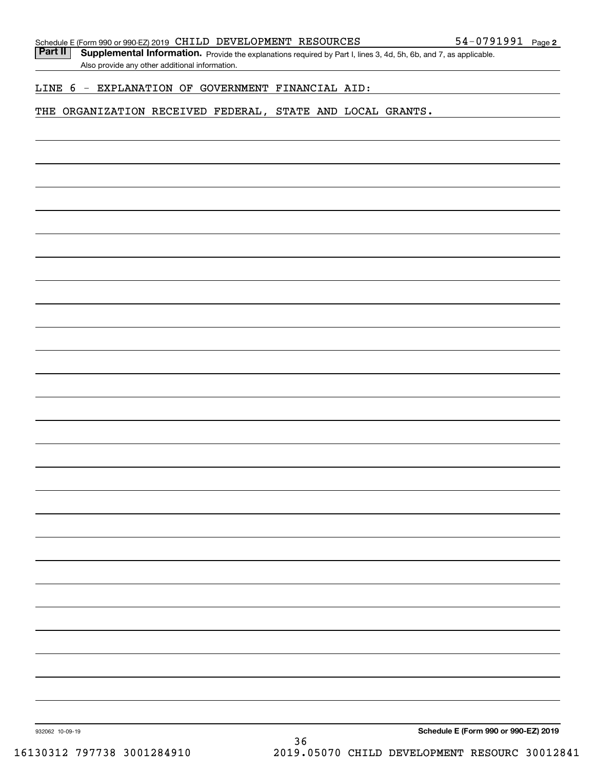Schedule E (Form 990 or 990-EZ) 2019 CHILD DEVELOPMENT RESOURCES 54-0791991 Page 2

**Part II** **Supplemental Information.** Provide the explanations required by Part I, lines 3, 4d, 5h, 6b, and 7, as applicable. Also provide any other additional information.

LINE 6 - EXPLANATION OF GOVERNMENT FINANCIAL AID:

THE ORGANIZATION RECEIVED FEDERAL, STATE AND LOCAL GRANTS.

932062 10-09-19

**Schedule E (Form 990 or 990-EZ) 2019**

16130312 797738 3001284910 2019.05070 CHILD DEVELOPMENT RESOURC 30012841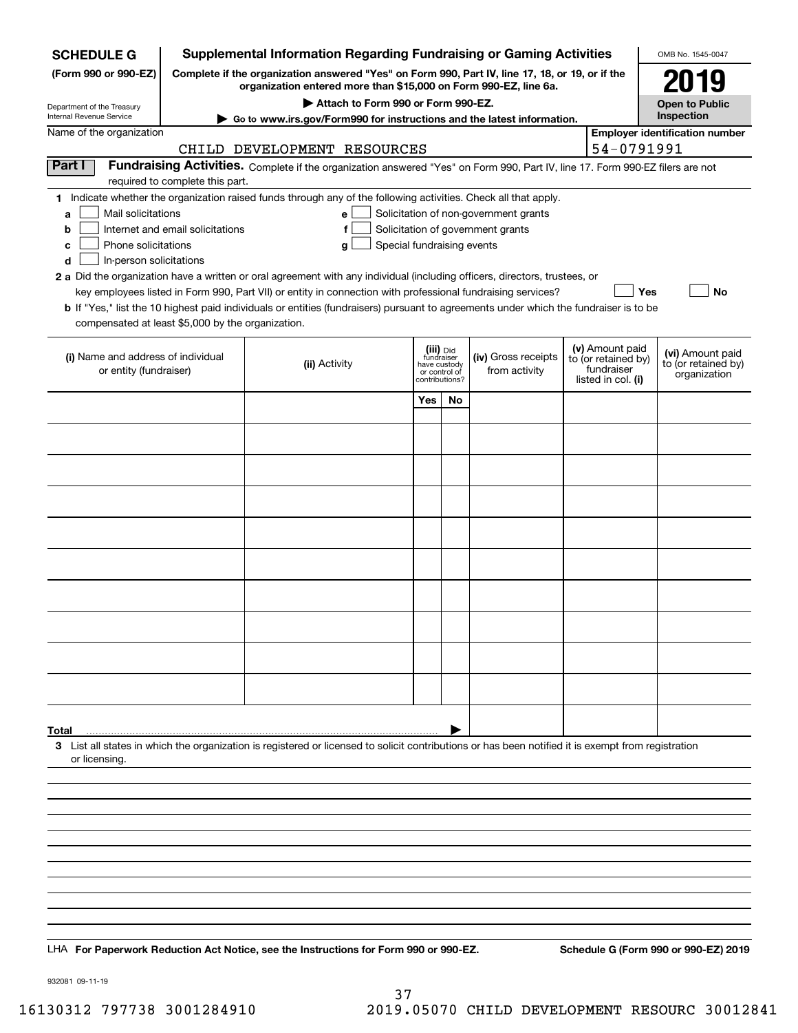**SCHEDULE G (Form 990 or 990-EZ)**

Department of the Treasury
Internal Revenue Service

# Supplemental Information Regarding Fundraising or Gaming Activities

**Complete if the organization answered "Yes" on Form 990, Part IV, line 17, 18, or 19, or if the organization entered more than $15,000 on Form 990-EZ, line 6a.**

**▶ Attach to Form 990 or Form 990-EZ.**

**▶ Go to www.irs.gov/Form990 for instructions and the latest information.**

OMB No. 1545-0047

**2019**

**Open to Public Inspection**

Name of the organization: CHILD DEVELOPMENT RESOURCES

**Employer identification number:** 54-0791991

**Part I** **Fundraising Activities.** Complete if the organization answered "Yes" on Form 990, Part IV, line 17. Form 990-EZ filers are not required to complete this part.

**1** Indicate whether the organization raised funds through any of the following activities. Check all that apply.

- **a** ☐ Mail solicitations
- **b** ☐ Internet and email solicitations
- **c** ☐ Phone solicitations
- **d** ☐ In-person solicitations
- **e** ☐ Solicitation of non-government grants
- **f** ☐ Solicitation of government grants
- **g** ☐ Special fundraising events

**2 a** Did the organization have a written or oral agreement with any individual (including officers, directors, trustees, or key employees listed in Form 990, Part VII) or entity in connection with professional fundraising services? ☐ **Yes** ☐ **No**

**b** If "Yes," list the 10 highest paid individuals or entities (fundraisers) pursuant to agreements under which the fundraiser is to be compensated at least $5,000 by the organization.

| (i) Name and address of individual or entity (fundraiser) | (ii) Activity | (iii) Did fundraiser have custody or control of contributions? | | (iv) Gross receipts from activity | (v) Amount paid to (or retained by) fundraiser listed in col. (i) | (vi) Amount paid to (or retained by) organization |
|---|---|---|---|---|---|---|
| | | Yes | No | | | |
| | | | | | | |
| | | | | | | |
| | | | | | | |
| | | | | | | |
| | | | | | | |
| | | | | | | |
| | | | | | | |
| | | | | | | |
| | | | | | | |
| | | | | | | |
| **Total** ▶ | | | | | | |

**3** List all states in which the organization is registered or licensed to solicit contributions or has been notified it is exempt from registration or licensing.

LHA **For Paperwork Reduction Act Notice, see the Instructions for Form 990 or 990-EZ.** **Schedule G (Form 990 or 990-EZ) 2019**

932081 09-11-19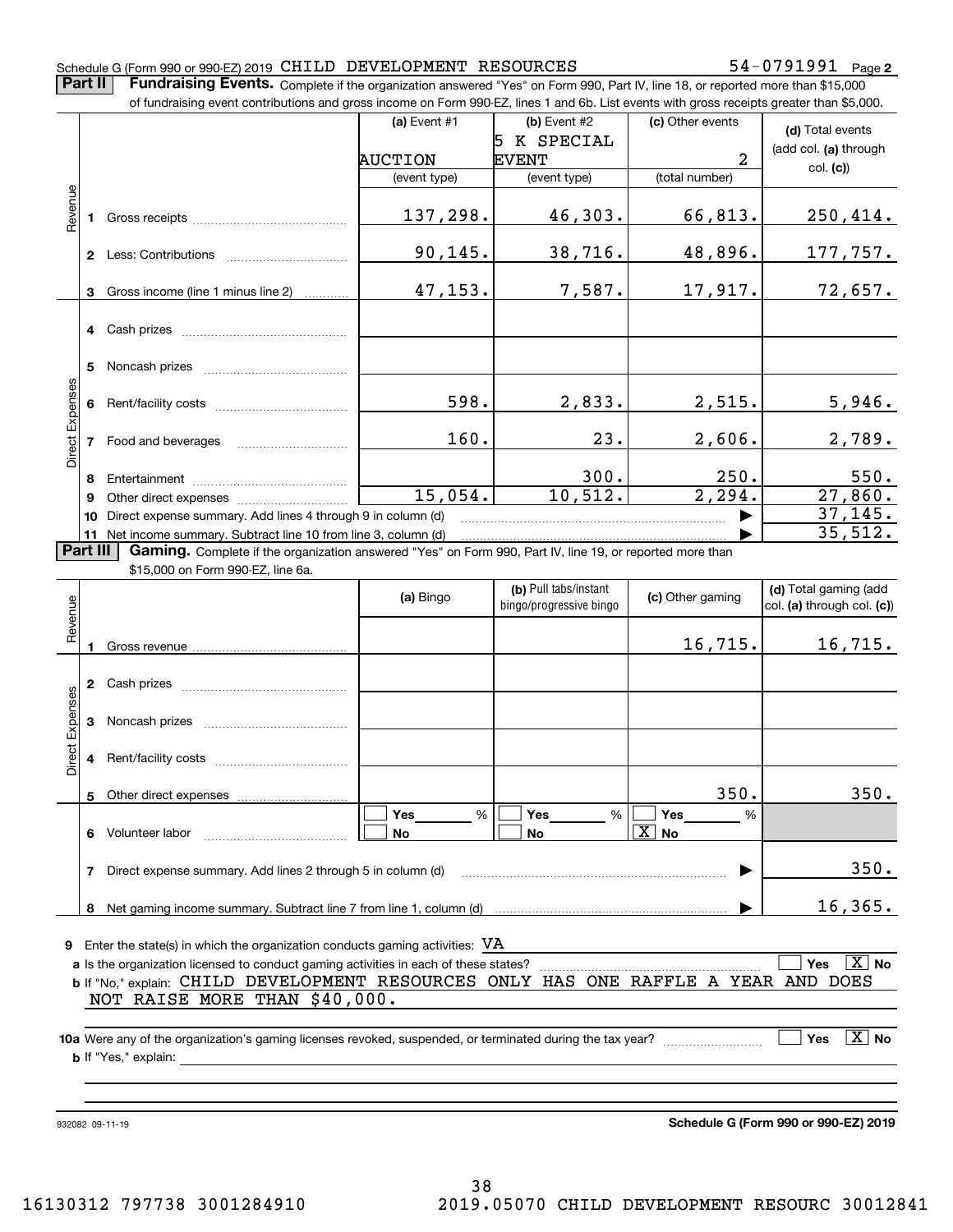Schedule G (Form 990 or 990-EZ) 2019 CHILD DEVELOPMENT RESOURCES 54-0791991 Page **2**

**Part II** **Fundraising Events.** Complete if the organization answered "Yes" on Form 990, Part IV, line 18, or reported more than $15,000 of fundraising event contributions and gross income on Form 990-EZ, lines 1 and 6b. List events with gross receipts greater than $5,000.

| | | | (a) Event #1 | (b) Event #2 | (c) Other events | (d) Total events (add col. (a) through col. (c)) |
|---|---|---|---|---|---|---|
| | | | AUCTION | 5 K SPECIAL EVENT | 2 | |
| | | | (event type) | (event type) | (total number) | |
| Revenue | 1 | Gross receipts | 137,298. | 46,303. | 66,813. | 250,414. |
| | 2 | Less: Contributions | 90,145. | 38,716. | 48,896. | 177,757. |
| | 3 | Gross income (line 1 minus line 2) | 47,153. | 7,587. | 17,917. | 72,657. |
| Direct Expenses | 4 | Cash prizes | | | | |
| | 5 | Noncash prizes | | | | |
| | 6 | Rent/facility costs | 598. | 2,833. | 2,515. | 5,946. |
| | 7 | Food and beverages | 160. | 23. | 2,606. | 2,789. |
| | 8 | Entertainment | | 300. | 250. | 550. |
| | 9 | Other direct expenses | 15,054. | 10,512. | 2,294. | 27,860. |
| | 10 | Direct expense summary. Add lines 4 through 9 in column (d) | | | ▶ | 37,145. |
| | 11 | Net income summary. Subtract line 10 from line 3, column (d) | | | ▶ | 35,512. |

**Part III** **Gaming.** Complete if the organization answered "Yes" on Form 990, Part IV, line 19, or reported more than $15,000 on Form 990-EZ, line 6a.

| | | | (a) Bingo | (b) Pull tabs/instant bingo/progressive bingo | (c) Other gaming | (d) Total gaming (add col. (a) through col. (c)) |
|---|---|---|---|---|---|---|
| Revenue | 1 | Gross revenue | | | 16,715. | 16,715. |
| Direct Expenses | 2 | Cash prizes | | | | |
| | 3 | Noncash prizes | | | | |
| | 4 | Rent/facility costs | | | | |
| | 5 | Other direct expenses | | | 350. | 350. |
| | 6 | Volunteer labor | ☐ Yes ___ % ☐ No | ☐ Yes ___ % ☐ No | ☐ Yes ___ % ☒ No | |
| | 7 | Direct expense summary. Add lines 2 through 5 in column (d) | | | ▶ | 350. |
| | 8 | Net gaming income summary. Subtract line 7 from line 1, column (d) | | | ▶ | 16,365. |

**9** Enter the state(s) in which the organization conducts gaming activities: VA

**a** Is the organization licensed to conduct gaming activities in each of these states? ☐ Yes ☒ No

**b** If "No," explain: CHILD DEVELOPMENT RESOURCES ONLY HAS ONE RAFFLE A YEAR AND DOES NOT RAISE MORE THAN $40,000.

**10a** Were any of the organization's gaming licenses revoked, suspended, or terminated during the tax year? ☐ Yes ☒ No

**b** If "Yes," explain:

932082 09-11-19 **Schedule G (Form 990 or 990-EZ) 2019**

16130312 797738 3001284910 2019.05070 CHILD DEVELOPMENT RESOURC 30012841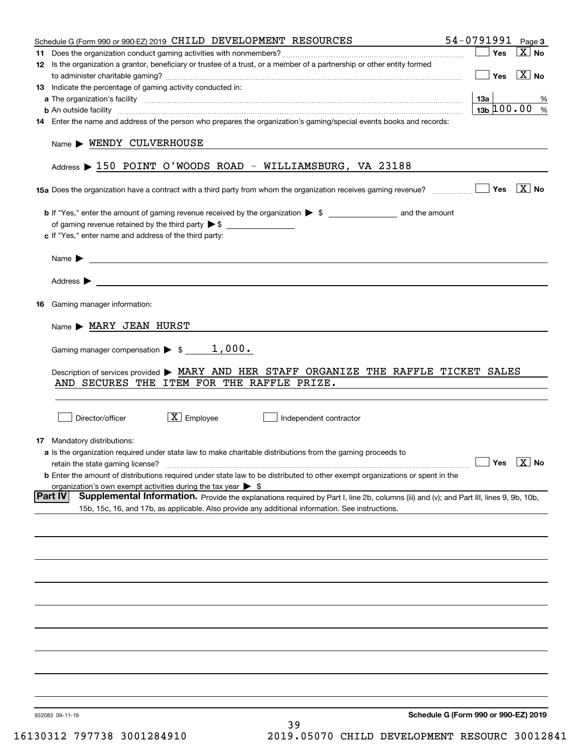Schedule G (Form 990 or 990-EZ) 2019 CHILD DEVELOPMENT RESOURCES 54-0791991 Page **3**

**11** Does the organization conduct gaming activities with nonmembers? ☐ Yes ☒ No

**12** Is the organization a grantor, beneficiary or trustee of a trust, or a member of a partnership or other entity formed to administer charitable gaming? ☐ Yes ☒ No

**13** Indicate the percentage of gaming activity conducted in:

**a** The organization's facility **13a** %

**b** An outside facility **13b** 100.00 %

**14** Enter the name and address of the person who prepares the organization's gaming/special events books and records:

Name ▶ WENDY CULVERHOUSE

Address ▶ 150 POINT O'WOODS ROAD - WILLIAMSBURG, VA 23188

**15a** Does the organization have a contract with a third party from whom the organization receives gaming revenue? ☐ Yes ☒ No

**b** If "Yes," enter the amount of gaming revenue received by the organization ▶ $ ________ and the amount of gaming revenue retained by the third party ▶ $ ________

**c** If "Yes," enter name and address of the third party:

Name ▶

Address ▶

**16** Gaming manager information:

Name ▶ MARY JEAN HURST

Gaming manager compensation ▶ $ 1,000.

Description of services provided ▶ MARY AND HER STAFF ORGANIZE THE RAFFLE TICKET SALES AND SECURES THE ITEM FOR THE RAFFLE PRIZE.

☐ Director/officer ☒ Employee ☐ Independent contractor

**17** Mandatory distributions:

**a** Is the organization required under state law to make charitable distributions from the gaming proceeds to retain the state gaming license? ☐ Yes ☒ No

**b** Enter the amount of distributions required under state law to be distributed to other exempt organizations or spent in the organization's own exempt activities during the tax year ▶ $

**Part IV** **Supplemental Information.** Provide the explanations required by Part I, line 2b, columns (iii) and (v); and Part III, lines 9, 9b, 10b, 15b, 15c, 16, and 17b, as applicable. Also provide any additional information. See instructions.

932083 09-11-19 **Schedule G (Form 990 or 990-EZ) 2019**

16130312 797738 3001284910 2019.05070 CHILD DEVELOPMENT RESOURC 30012841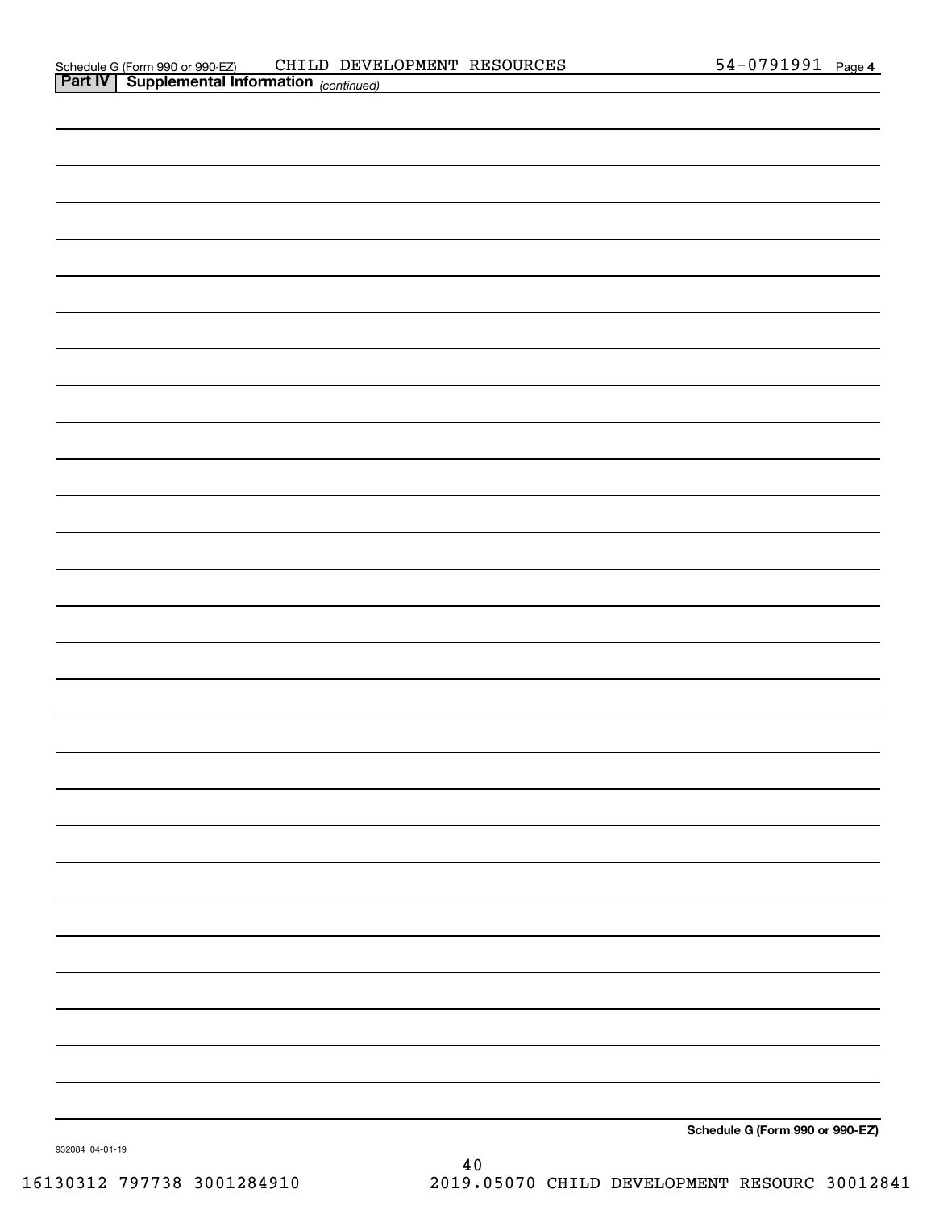Schedule G (Form 990 or 990-EZ) CHILD DEVELOPMENT RESOURCES 54-0791991 Page **4**

**Part IV | Supplemental Information** *(continued)*

**Schedule G (Form 990 or 990-EZ)**

932084 04-01-19

16130312 797738 3001284910 2019.05070 CHILD DEVELOPMENT RESOURC 30012841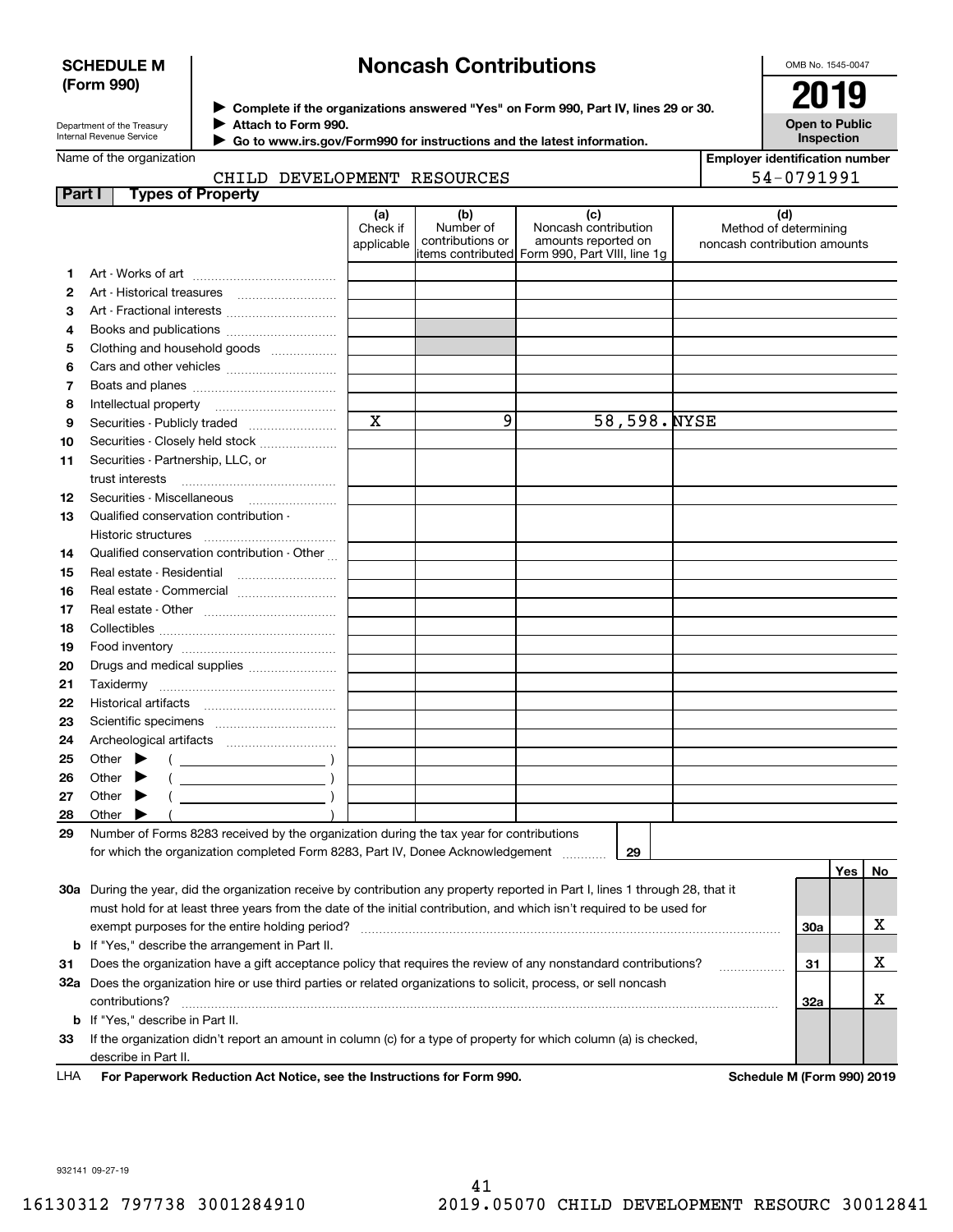**SCHEDULE M**
**(Form 990)**

Department of the Treasury
Internal Revenue Service

# Noncash Contributions

▶ Complete if the organizations answered "Yes" on Form 990, Part IV, lines 29 or 30.
▶ Attach to Form 990.
▶ Go to www.irs.gov/Form990 for instructions and the latest information.

OMB No. 1545-0047

**2019**

**Open to Public Inspection**

Name of the organization: CHILD DEVELOPMENT RESOURCES

Employer identification number: 54-0791991

## Part I Types of Property

| | | (a) Check if applicable | (b) Number of contributions or items contributed | (c) Noncash contribution amounts reported on Form 990, Part VIII, line 1g | (d) Method of determining noncash contribution amounts |
|---|---|---|---|---|---|
| 1 | Art - Works of art | | | | |
| 2 | Art - Historical treasures | | | | |
| 3 | Art - Fractional interests | | | | |
| 4 | Books and publications | | | | |
| 5 | Clothing and household goods | | | | |
| 6 | Cars and other vehicles | | | | |
| 7 | Boats and planes | | | | |
| 8 | Intellectual property | | | | |
| 9 | Securities - Publicly traded | X | 9 | 58,598. | NYSE |
| 10 | Securities - Closely held stock | | | | |
| 11 | Securities - Partnership, LLC, or trust interests | | | | |
| 12 | Securities - Miscellaneous | | | | |
| 13 | Qualified conservation contribution - Historic structures | | | | |
| 14 | Qualified conservation contribution - Other | | | | |
| 15 | Real estate - Residential | | | | |
| 16 | Real estate - Commercial | | | | |
| 17 | Real estate - Other | | | | |
| 18 | Collectibles | | | | |
| 19 | Food inventory | | | | |
| 20 | Drugs and medical supplies | | | | |
| 21 | Taxidermy | | | | |
| 22 | Historical artifacts | | | | |
| 23 | Scientific specimens | | | | |
| 24 | Archeological artifacts | | | | |
| 25 | Other ▶ ( ) | | | | |
| 26 | Other ▶ ( ) | | | | |
| 27 | Other ▶ ( ) | | | | |
| 28 | Other ▶ ( ) | | | | |

29 Number of Forms 8283 received by the organization during the tax year for contributions for which the organization completed Form 8283, Part IV, Donee Acknowledgement ..... 29

| | | | Yes | No |
|---|---|---|---|---|
| 30a | During the year, did the organization receive by contribution any property reported in Part I, lines 1 through 28, that it must hold for at least three years from the date of the initial contribution, and which isn't required to be used for exempt purposes for the entire holding period? | 30a | | X |
| b | If "Yes," describe the arrangement in Part II. | | | |
| 31 | Does the organization have a gift acceptance policy that requires the review of any nonstandard contributions? | 31 | | X |
| 32a | Does the organization hire or use third parties or related organizations to solicit, process, or sell noncash contributions? | 32a | | X |
| b | If "Yes," describe in Part II. | | | |
| 33 | If the organization didn't report an amount in column (c) for a type of property for which column (a) is checked, describe in Part II. | | | |

LHA For Paperwork Reduction Act Notice, see the Instructions for Form 990. Schedule M (Form 990) 2019

932141 09-27-19

16130312 797738 3001284910 2019.05070 CHILD DEVELOPMENT RESOURC 30012841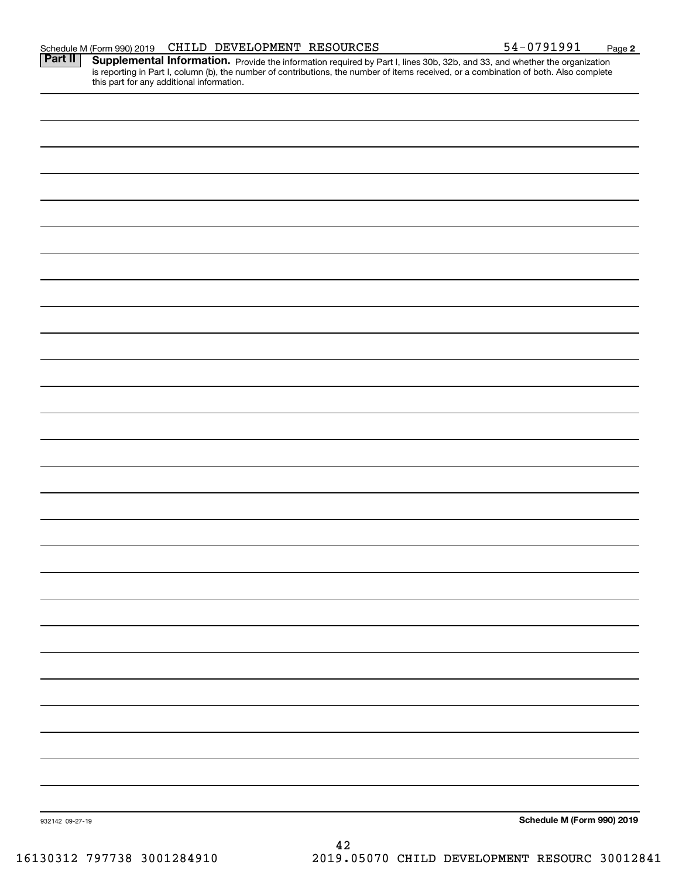Schedule M (Form 990) 2019 CHILD DEVELOPMENT RESOURCES 54-0791991 Page **2**

## Part II Supplemental Information.

Provide the information required by Part I, lines 30b, 32b, and 33, and whether the organization is reporting in Part I, column (b), the number of contributions, the number of items received, or a combination of both. Also complete this part for any additional information.

932142 09-27-19

**Schedule M (Form 990) 2019**

16130312 797738 3001284910 2019.05070 CHILD DEVELOPMENT RESOURC 30012841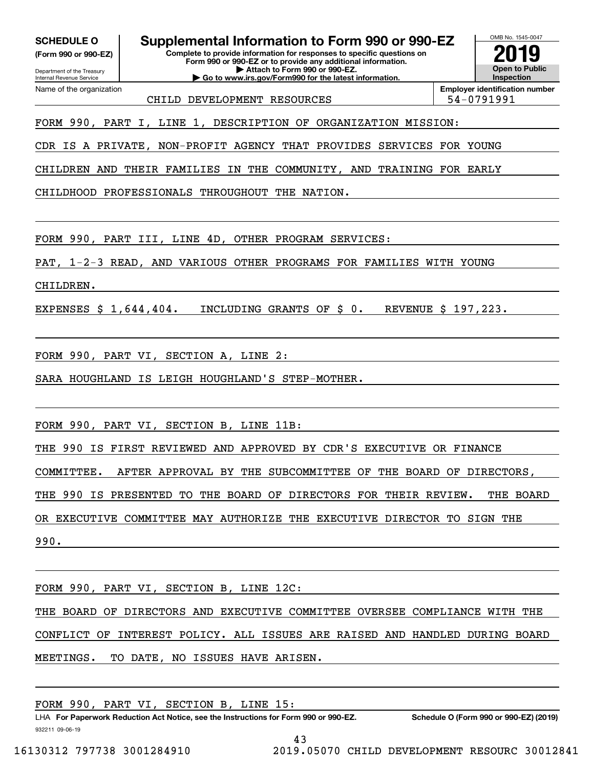**SCHEDULE O** **(Form 990 or 990-EZ)**

Department of the Treasury
Internal Revenue Service

# Supplemental Information to Form 990 or 990-EZ

**Complete to provide information for responses to specific questions on Form 990 or 990-EZ or to provide any additional information.**
**▶ Attach to Form 990 or 990-EZ.**
**▶ Go to www.irs.gov/Form990 for the latest information.**

OMB No. 1545-0047

**2019**

**Open to Public Inspection**

Name of the organization: CHILD DEVELOPMENT RESOURCES

**Employer identification number:** 54-0791991

FORM 990, PART I, LINE 1, DESCRIPTION OF ORGANIZATION MISSION:

CDR IS A PRIVATE, NON-PROFIT AGENCY THAT PROVIDES SERVICES FOR YOUNG CHILDREN AND THEIR FAMILIES IN THE COMMUNITY, AND TRAINING FOR EARLY CHILDHOOD PROFESSIONALS THROUGHOUT THE NATION.

FORM 990, PART III, LINE 4D, OTHER PROGRAM SERVICES:

PAT, 1-2-3 READ, AND VARIOUS OTHER PROGRAMS FOR FAMILIES WITH YOUNG CHILDREN.

EXPENSES $ 1,644,404. INCLUDING GRANTS OF $ 0. REVENUE $ 197,223.

FORM 990, PART VI, SECTION A, LINE 2:

SARA HOUGHLAND IS LEIGH HOUGHLAND'S STEP-MOTHER.

FORM 990, PART VI, SECTION B, LINE 11B:

THE 990 IS FIRST REVIEWED AND APPROVED BY CDR'S EXECUTIVE OR FINANCE COMMITTEE. AFTER APPROVAL BY THE SUBCOMMITTEE OF THE BOARD OF DIRECTORS, THE 990 IS PRESENTED TO THE BOARD OF DIRECTORS FOR THEIR REVIEW. THE BOARD OR EXECUTIVE COMMITTEE MAY AUTHORIZE THE EXECUTIVE DIRECTOR TO SIGN THE 990.

FORM 990, PART VI, SECTION B, LINE 12C:

THE BOARD OF DIRECTORS AND EXECUTIVE COMMITTEE OVERSEE COMPLIANCE WITH THE CONFLICT OF INTEREST POLICY. ALL ISSUES ARE RAISED AND HANDLED DURING BOARD MEETINGS. TO DATE, NO ISSUES HAVE ARISEN.

FORM 990, PART VI, SECTION B, LINE 15:

LHA **For Paperwork Reduction Act Notice, see the Instructions for Form 990 or 990-EZ.** **Schedule O (Form 990 or 990-EZ) (2019)**

932211 09-06-19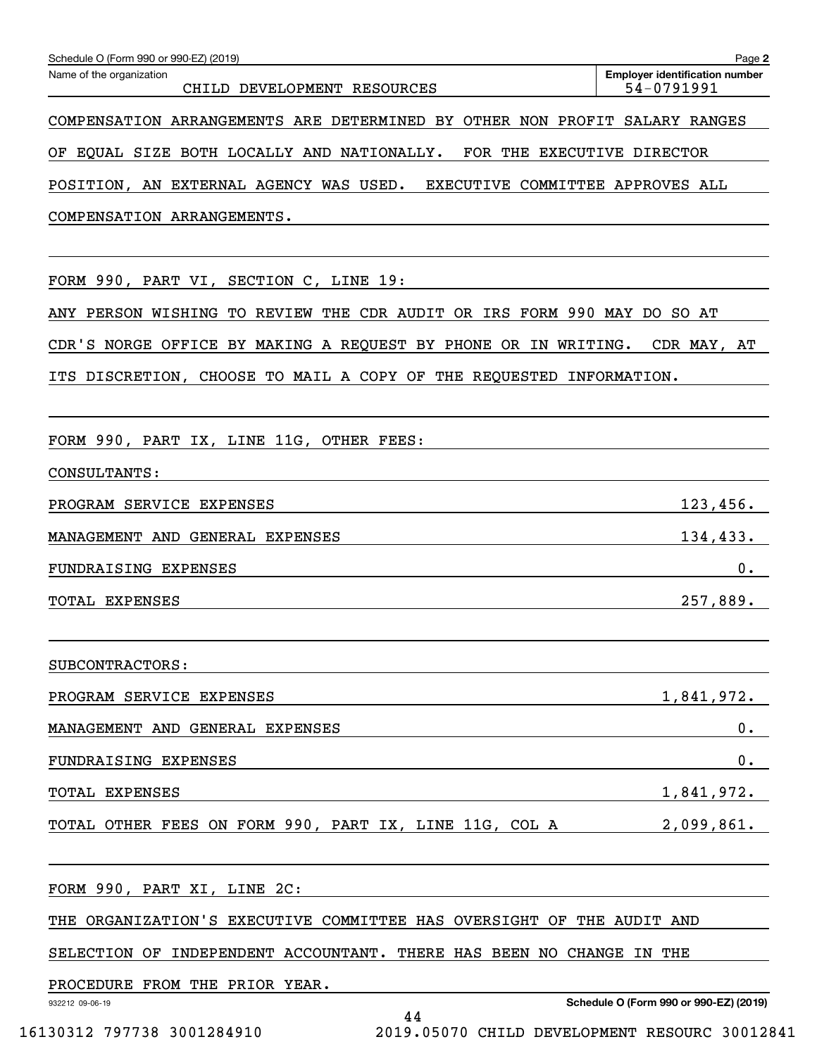Schedule O (Form 990 or 990-EZ) (2019)

Name of the organization: CHILD DEVELOPMENT RESOURCES

Employer identification number: 54-0791991

COMPENSATION ARRANGEMENTS ARE DETERMINED BY OTHER NON PROFIT SALARY RANGES OF EQUAL SIZE BOTH LOCALLY AND NATIONALLY. FOR THE EXECUTIVE DIRECTOR POSITION, AN EXTERNAL AGENCY WAS USED. EXECUTIVE COMMITTEE APPROVES ALL COMPENSATION ARRANGEMENTS.

FORM 990, PART VI, SECTION C, LINE 19:

ANY PERSON WISHING TO REVIEW THE CDR AUDIT OR IRS FORM 990 MAY DO SO AT CDR'S NORGE OFFICE BY MAKING A REQUEST BY PHONE OR IN WRITING. CDR MAY, AT ITS DISCRETION, CHOOSE TO MAIL A COPY OF THE REQUESTED INFORMATION.

FORM 990, PART IX, LINE 11G, OTHER FEES:

CONSULTANTS:

| | |
|---|---|
| PROGRAM SERVICE EXPENSES | 123,456. |
| MANAGEMENT AND GENERAL EXPENSES | 134,433. |
| FUNDRAISING EXPENSES | 0. |
| TOTAL EXPENSES | 257,889. |

SUBCONTRACTORS:

| | |
|---|---|
| PROGRAM SERVICE EXPENSES | 1,841,972. |
| MANAGEMENT AND GENERAL EXPENSES | 0. |
| FUNDRAISING EXPENSES | 0. |
| TOTAL EXPENSES | 1,841,972. |
| TOTAL OTHER FEES ON FORM 990, PART IX, LINE 11G, COL A | 2,099,861. |

FORM 990, PART XI, LINE 2C:

THE ORGANIZATION'S EXECUTIVE COMMITTEE HAS OVERSIGHT OF THE AUDIT AND SELECTION OF INDEPENDENT ACCOUNTANT. THERE HAS BEEN NO CHANGE IN THE PROCEDURE FROM THE PRIOR YEAR.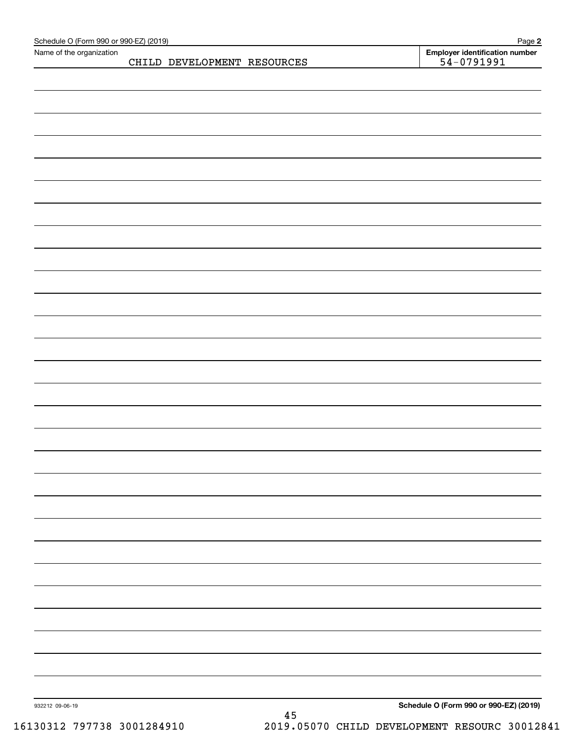Schedule O (Form 990 or 990-EZ) (2019)

Name of the organization: CHILD DEVELOPMENT RESOURCES

**Employer identification number**: 54-0791991

932212 09-06-19

**Schedule O (Form 990 or 990-EZ) (2019)**

16130312 797738 3001284910 2019.05070 CHILD DEVELOPMENT RESOURC 30012841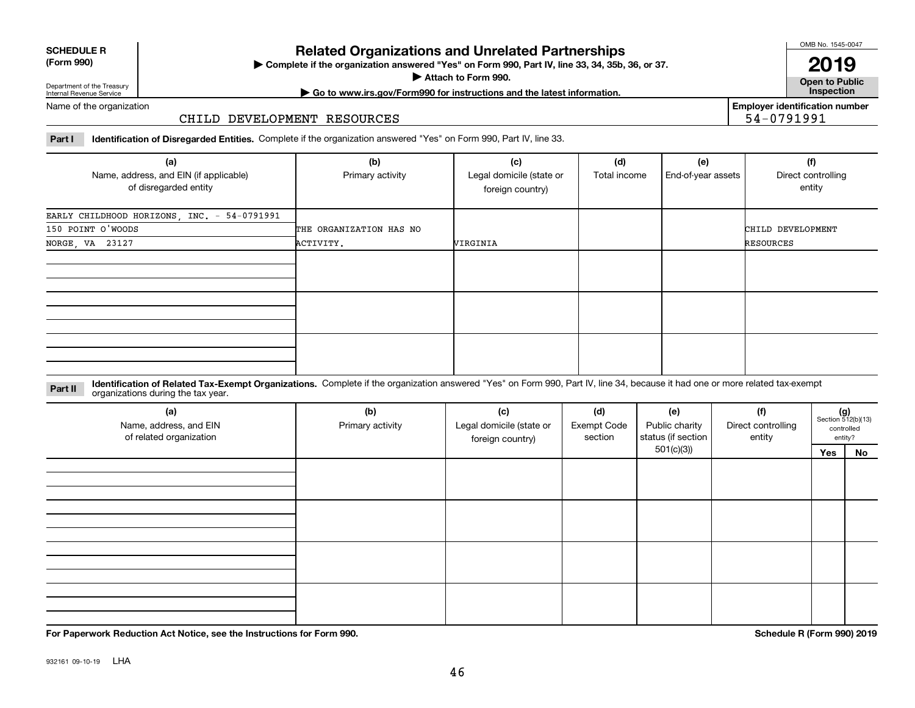**SCHEDULE R (Form 990)**

Department of the Treasury Internal Revenue Service

# Related Organizations and Unrelated Partnerships

▶ Complete if the organization answered "Yes" on Form 990, Part IV, line 33, 34, 35b, 36, or 37.

▶ Attach to Form 990.

▶ Go to www.irs.gov/Form990 for instructions and the latest information.

OMB No. 1545-0047

**2019**

**Open to Public Inspection**

Name of the organization: CHILD DEVELOPMENT RESOURCES

Employer identification number: 54-0791991

**Part I** **Identification of Disregarded Entities.** Complete if the organization answered "Yes" on Form 990, Part IV, line 33.

| (a) Name, address, and EIN (if applicable) of disregarded entity | (b) Primary activity | (c) Legal domicile (state or foreign country) | (d) Total income | (e) End-of-year assets | (f) Direct controlling entity |
|---|---|---|---|---|---|
| EARLY CHILDHOOD HORIZONS, INC. - 54-0791991 150 POINT O'WOODS NORGE, VA 23127 | THE ORGANIZATION HAS NO ACTIVITY. | VIRGINIA | | | CHILD DEVELOPMENT RESOURCES |
| | | | | | |
| | | | | | |
| | | | | | |

**Part II** **Identification of Related Tax-Exempt Organizations.** Complete if the organization answered "Yes" on Form 990, Part IV, line 34, because it had one or more related tax-exempt organizations during the tax year.

| (a) Name, address, and EIN of related organization | (b) Primary activity | (c) Legal domicile (state or foreign country) | (d) Exempt Code section | (e) Public charity status (if section 501(c)(3)) | (f) Direct controlling entity | (g) Section 512(b)(13) controlled entity? Yes | No |
|---|---|---|---|---|---|---|---|
| | | | | | | | |
| | | | | | | | |
| | | | | | | | |
| | | | | | | | |

**For Paperwork Reduction Act Notice, see the Instructions for Form 990.**

**Schedule R (Form 990) 2019**

932161 09-10-19 LHA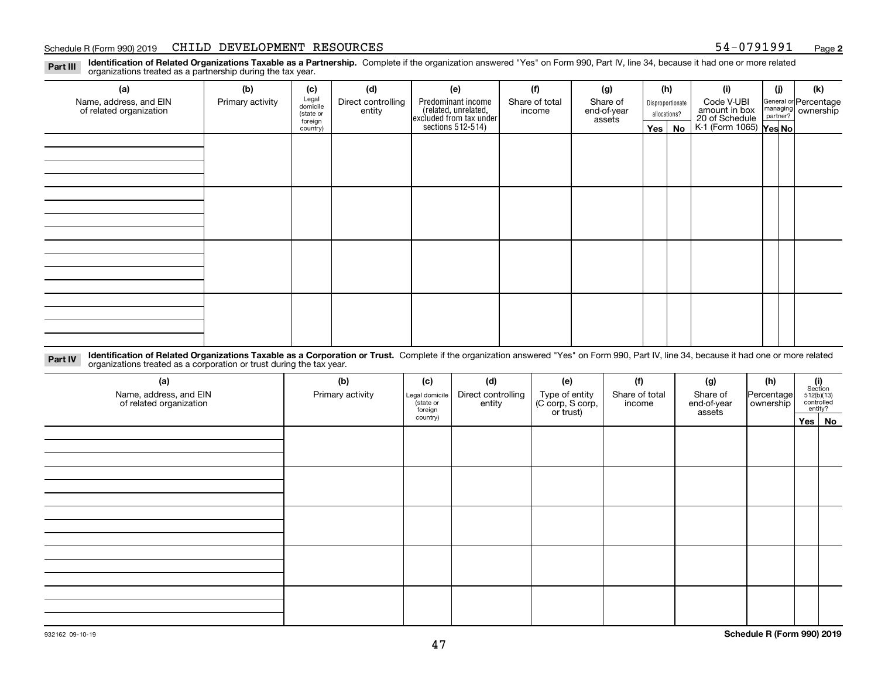Schedule R (Form 990) 2019 CHILD DEVELOPMENT RESOURCES 54-0791991 Page **2**

**Part III** **Identification of Related Organizations Taxable as a Partnership.** Complete if the organization answered "Yes" on Form 990, Part IV, line 34, because it had one or more related organizations treated as a partnership during the tax year.

| (a) Name, address, and EIN of related organization | (b) Primary activity | (c) Legal domicile (state or foreign country) | (d) Direct controlling entity | (e) Predominant income (related, unrelated, excluded from tax under sections 512-514) | (f) Share of total income | (g) Share of end-of-year assets | (h) Disproportionate allocations? Yes | No | (i) Code V-UBI amount in box 20 of Schedule K-1 (Form 1065) | (j) General or managing partner? Yes | No | (k) Percentage ownership |
|---|---|---|---|---|---|---|---|---|---|---|---|---|
| | | | | | | | | | | | | |
| | | | | | | | | | | | | |
| | | | | | | | | | | | | |
| | | | | | | | | | | | | |

**Part IV** **Identification of Related Organizations Taxable as a Corporation or Trust.** Complete if the organization answered "Yes" on Form 990, Part IV, line 34, because it had one or more related organizations treated as a corporation or trust during the tax year.

| (a) Name, address, and EIN of related organization | (b) Primary activity | (c) Legal domicile (state or foreign country) | (d) Direct controlling entity | (e) Type of entity (C corp, S corp, or trust) | (f) Share of total income | (g) Share of end-of-year assets | (h) Percentage ownership | (i) Section 512(b)(13) controlled entity? Yes | No |
|---|---|---|---|---|---|---|---|---|---|
| | | | | | | | | | |
| | | | | | | | | | |
| | | | | | | | | | |
| | | | | | | | | | |
| | | | | | | | | | |

932162 09-10-19 **Schedule R (Form 990) 2019**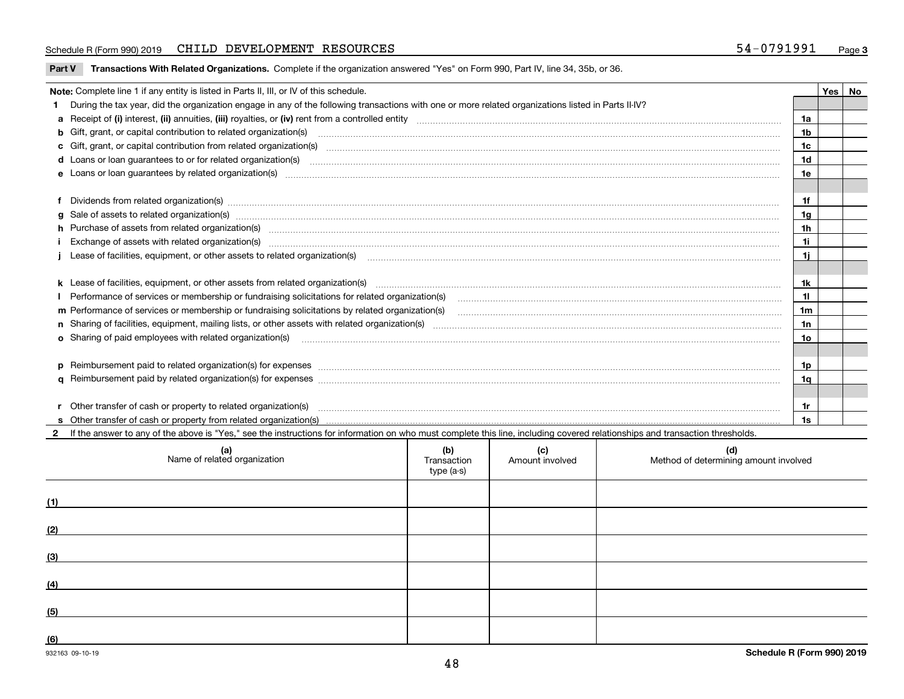Schedule R (Form 990) 2019 CHILD DEVELOPMENT RESOURCES 54-0791991

## Part V Transactions With Related Organizations.

Complete if the organization answered "Yes" on Form 990, Part IV, line 34, 35b, or 36.

**Note:** Complete line 1 if any entity is listed in Parts II, III, or IV of this schedule.

| | | | Yes | No |
|---|---|---|---|---|
| **1** | During the tax year, did the organization engage in any of the following transactions with one or more related organizations listed in Parts II-IV? | | | |
| **a** | Receipt of **(i)** interest, **(ii)** annuities, **(iii)** royalties, or **(iv)** rent from a controlled entity | 1a | | |
| **b** | Gift, grant, or capital contribution to related organization(s) | 1b | | |
| **c** | Gift, grant, or capital contribution from related organization(s) | 1c | | |
| **d** | Loans or loan guarantees to or for related organization(s) | 1d | | |
| **e** | Loans or loan guarantees by related organization(s) | 1e | | |
| **f** | Dividends from related organization(s) | 1f | | |
| **g** | Sale of assets to related organization(s) | 1g | | |
| **h** | Purchase of assets from related organization(s) | 1h | | |
| **i** | Exchange of assets with related organization(s) | 1i | | |
| **j** | Lease of facilities, equipment, or other assets to related organization(s) | 1j | | |
| **k** | Lease of facilities, equipment, or other assets from related organization(s) | 1k | | |
| **l** | Performance of services or membership or fundraising solicitations for related organization(s) | 1l | | |
| **m** | Performance of services or membership or fundraising solicitations by related organization(s) | 1m | | |
| **n** | Sharing of facilities, equipment, mailing lists, or other assets with related organization(s) | 1n | | |
| **o** | Sharing of paid employees with related organization(s) | 1o | | |
| **p** | Reimbursement paid to related organization(s) for expenses | 1p | | |
| **q** | Reimbursement paid by related organization(s) for expenses | 1q | | |
| **r** | Other transfer of cash or property to related organization(s) | 1r | | |
| **s** | Other transfer of cash or property from related organization(s) | 1s | | |

**2** If the answer to any of the above is "Yes," see the instructions for information on who must complete this line, including covered relationships and transaction thresholds.

| | (a) Name of related organization | (b) Transaction type (a-s) | (c) Amount involved | (d) Method of determining amount involved |
|---|---|---|---|---|
| (1) | | | | |
| (2) | | | | |
| (3) | | | | |
| (4) | | | | |
| (5) | | | | |
| (6) | | | | |

932163 09-10-19

Schedule R (Form 990) 2019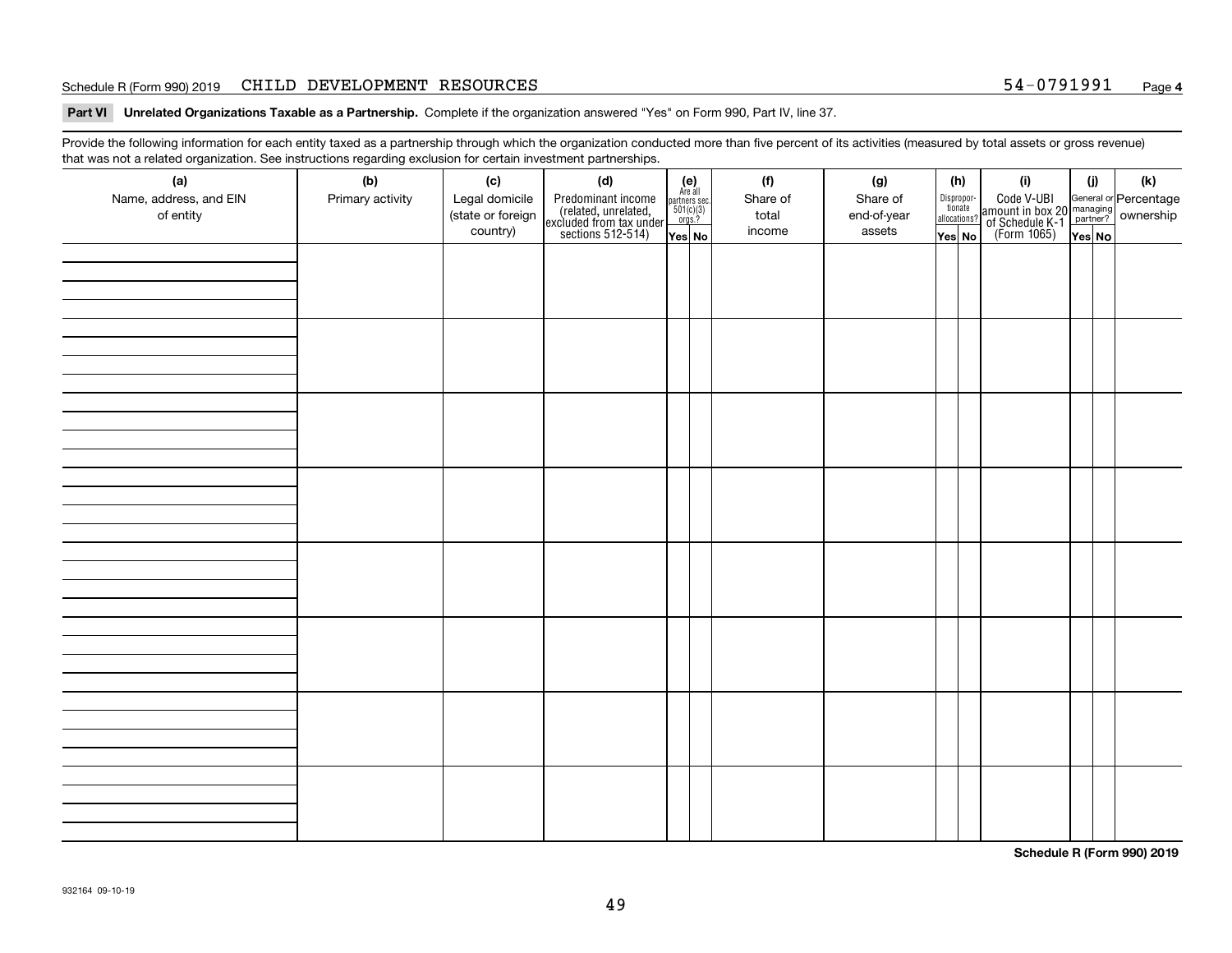Schedule R (Form 990) 2019 CHILD DEVELOPMENT RESOURCES 54-0791991

**Part VI Unrelated Organizations Taxable as a Partnership.** Complete if the organization answered "Yes" on Form 990, Part IV, line 37.

Provide the following information for each entity taxed as a partnership through which the organization conducted more than five percent of its activities (measured by total assets or gross revenue) that was not a related organization. See instructions regarding exclusion for certain investment partnerships.

| (a) Name, address, and EIN of entity | (b) Primary activity | (c) Legal domicile (state or foreign country) | (d) Predominant income (related, unrelated, excluded from tax under sections 512-514) | (e) Are all partners sec. 501(c)(3) orgs.? Yes | (e) No | (f) Share of total income | (g) Share of end-of-year assets | (h) Disproportionate allocations? Yes | (h) No | (i) Code V-UBI amount in box 20 of Schedule K-1 (Form 1065) | (j) General or managing partner? Yes | (j) No | (k) Percentage ownership |
|---|---|---|---|---|---|---|---|---|---|---|---|---|---|
| | | | | | | | | | | | | | |
| | | | | | | | | | | | | | |
| | | | | | | | | | | | | | |
| | | | | | | | | | | | | | |
| | | | | | | | | | | | | | |
| | | | | | | | | | | | | | |
| | | | | | | | | | | | | | |
| | | | | | | | | | | | | | |

**Schedule R (Form 990) 2019**

932164 09-10-19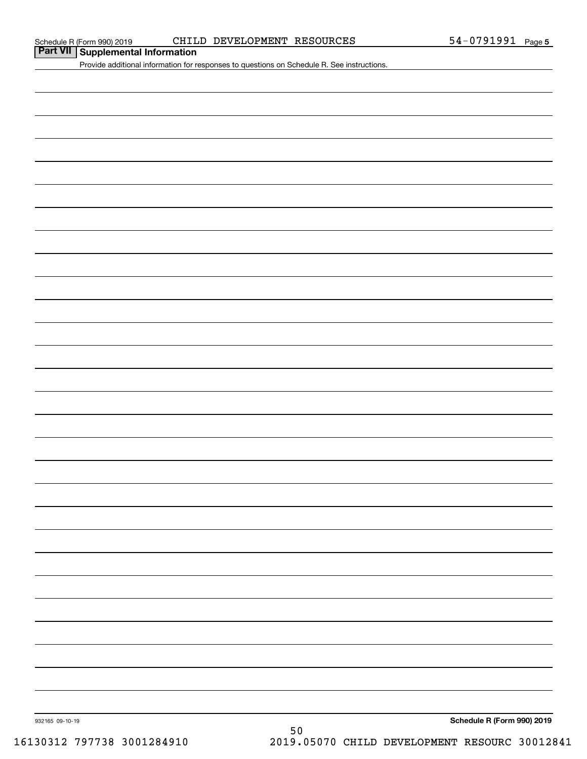## Part VII Supplemental Information

Provide additional information for responses to questions on Schedule R. See instructions.